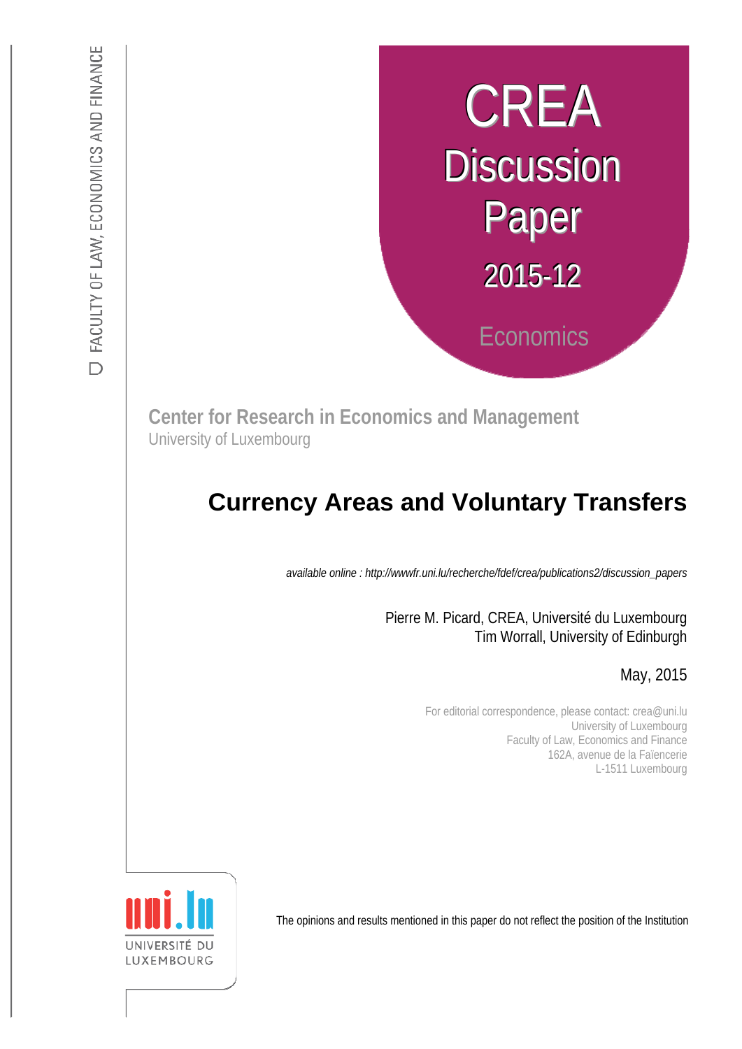FACULTY OF LAW, ECONOMICS AND FINANCE

# CREA Discussion Paper 2015-12

Economics

**Center for Research in Economics and Management**
University of Luxembourg

# Currency Areas and Voluntary Transfers

*available online : http://wwwfr.uni.lu/recherche/fdef/crea/publications2/discussion_papers*

Pierre M. Picard, CREA, Université du Luxembourg
Tim Worrall, University of Edinburgh

May, 2015

For editorial correspondence, please contact: crea@uni.lu
University of Luxembourg
Faculty of Law, Economics and Finance
162A, avenue de la Faïencerie
L-1511 Luxembourg

UNIVERSITÉ DU LUXEMBOURG

The opinions and results mentioned in this paper do not reflect the position of the Institution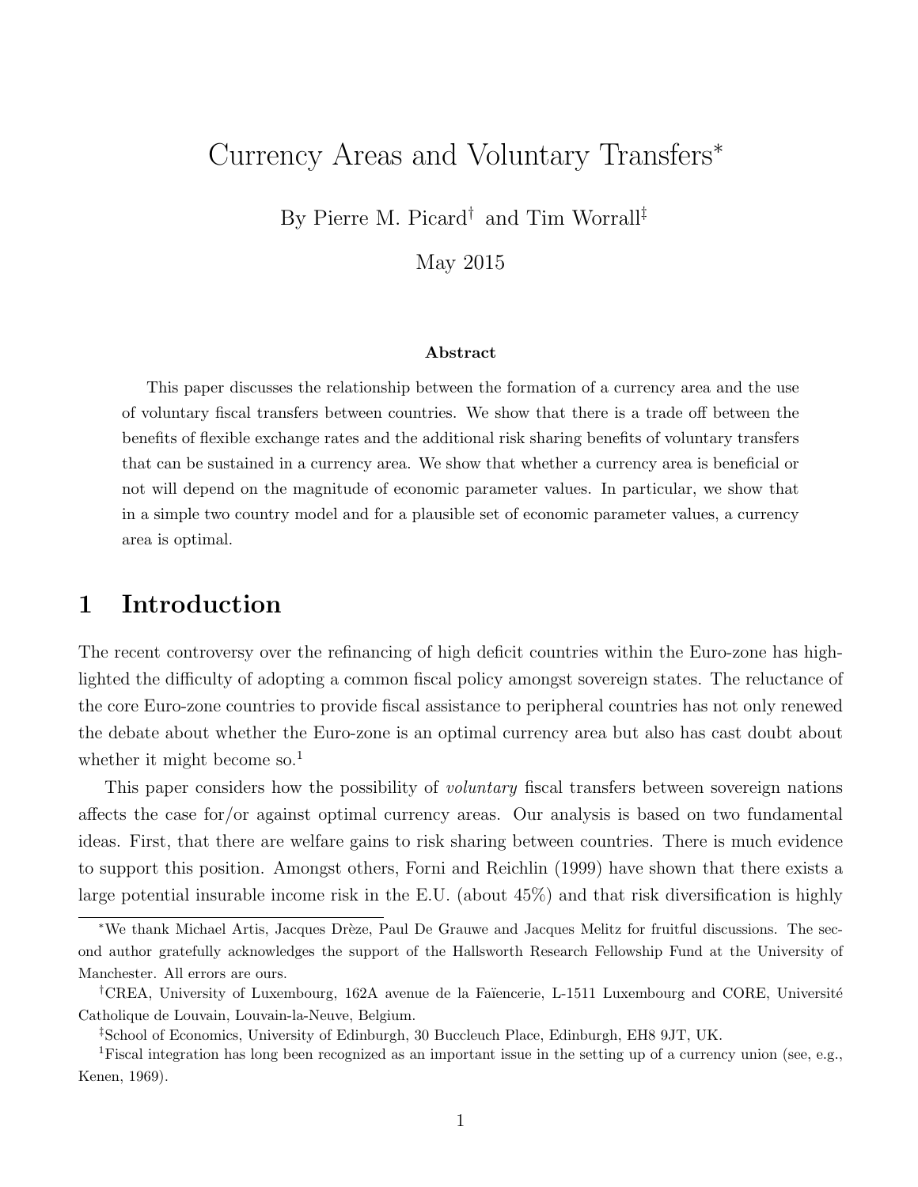# Currency Areas and Voluntary Transfers*

By Pierre M. Picard[†] and Tim Worrall[‡]

May 2015

**Abstract**

This paper discusses the relationship between the formation of a currency area and the use of voluntary fiscal transfers between countries. We show that there is a trade off between the benefits of flexible exchange rates and the additional risk sharing benefits of voluntary transfers that can be sustained in a currency area. We show that whether a currency area is beneficial or not will depend on the magnitude of economic parameter values. In particular, we show that in a simple two country model and for a plausible set of economic parameter values, a currency area is optimal.

## 1 Introduction

The recent controversy over the refinancing of high deficit countries within the Euro-zone has highlighted the difficulty of adopting a common fiscal policy amongst sovereign states. The reluctance of the core Euro-zone countries to provide fiscal assistance to peripheral countries has not only renewed the debate about whether the Euro-zone is an optimal currency area but also has cast doubt about whether it might become so.[1]

This paper considers how the possibility of *voluntary* fiscal transfers between sovereign nations affects the case for/or against optimal currency areas. Our analysis is based on two fundamental ideas. First, that there are welfare gains to risk sharing between countries. There is much evidence to support this position. Amongst others, Forni and Reichlin (1999) have shown that there exists a large potential insurable income risk in the E.U. (about 45%) and that risk diversification is highly

---

*We thank Michael Artis, Jacques Drèze, Paul De Grauwe and Jacques Melitz for fruitful discussions. The second author gratefully acknowledges the support of the Hallsworth Research Fellowship Fund at the University of Manchester. All errors are ours.

[†]CREA, University of Luxembourg, 162A avenue de la Faïencerie, L-1511 Luxembourg and CORE, Université Catholique de Louvain, Louvain-la-Neuve, Belgium.

[‡]School of Economics, University of Edinburgh, 30 Buccleuch Place, Edinburgh, EH8 9JT, UK.

[1]Fiscal integration has long been recognized as an important issue in the setting up of a currency union (see, e.g., Kenen, 1969).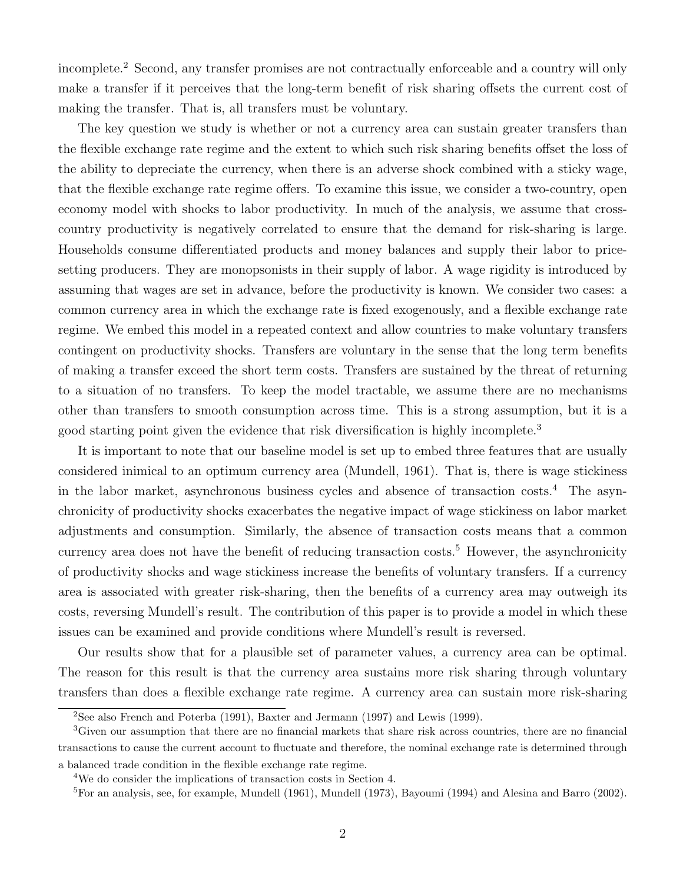incomplete.[2] Second, any transfer promises are not contractually enforceable and a country will only make a transfer if it perceives that the long-term benefit of risk sharing offsets the current cost of making the transfer. That is, all transfers must be voluntary.

The key question we study is whether or not a currency area can sustain greater transfers than the flexible exchange rate regime and the extent to which such risk sharing benefits offset the loss of the ability to depreciate the currency, when there is an adverse shock combined with a sticky wage, that the flexible exchange rate regime offers. To examine this issue, we consider a two-country, open economy model with shocks to labor productivity. In much of the analysis, we assume that cross-country productivity is negatively correlated to ensure that the demand for risk-sharing is large. Households consume differentiated products and money balances and supply their labor to price-setting producers. They are monopsonists in their supply of labor. A wage rigidity is introduced by assuming that wages are set in advance, before the productivity is known. We consider two cases: a common currency area in which the exchange rate is fixed exogenously, and a flexible exchange rate regime. We embed this model in a repeated context and allow countries to make voluntary transfers contingent on productivity shocks. Transfers are voluntary in the sense that the long term benefits of making a transfer exceed the short term costs. Transfers are sustained by the threat of returning to a situation of no transfers. To keep the model tractable, we assume there are no mechanisms other than transfers to smooth consumption across time. This is a strong assumption, but it is a good starting point given the evidence that risk diversification is highly incomplete.[3]

It is important to note that our baseline model is set up to embed three features that are usually considered inimical to an optimum currency area (Mundell, 1961). That is, there is wage stickiness in the labor market, asynchronous business cycles and absence of transaction costs.[4] The asynchronicity of productivity shocks exacerbates the negative impact of wage stickiness on labor market adjustments and consumption. Similarly, the absence of transaction costs means that a common currency area does not have the benefit of reducing transaction costs.[5] However, the asynchronicity of productivity shocks and wage stickiness increase the benefits of voluntary transfers. If a currency area is associated with greater risk-sharing, then the benefits of a currency area may outweigh its costs, reversing Mundell's result. The contribution of this paper is to provide a model in which these issues can be examined and provide conditions where Mundell's result is reversed.

Our results show that for a plausible set of parameter values, a currency area can be optimal. The reason for this result is that the currency area sustains more risk sharing through voluntary transfers than does a flexible exchange rate regime. A currency area can sustain more risk-sharing

---

[2] See also French and Poterba (1991), Baxter and Jermann (1997) and Lewis (1999).

[3] Given our assumption that there are no financial markets that share risk across countries, there are no financial transactions to cause the current account to fluctuate and therefore, the nominal exchange rate is determined through a balanced trade condition in the flexible exchange rate regime.

[4] We do consider the implications of transaction costs in Section 4.

[5] For an analysis, see, for example, Mundell (1961), Mundell (1973), Bayoumi (1994) and Alesina and Barro (2002).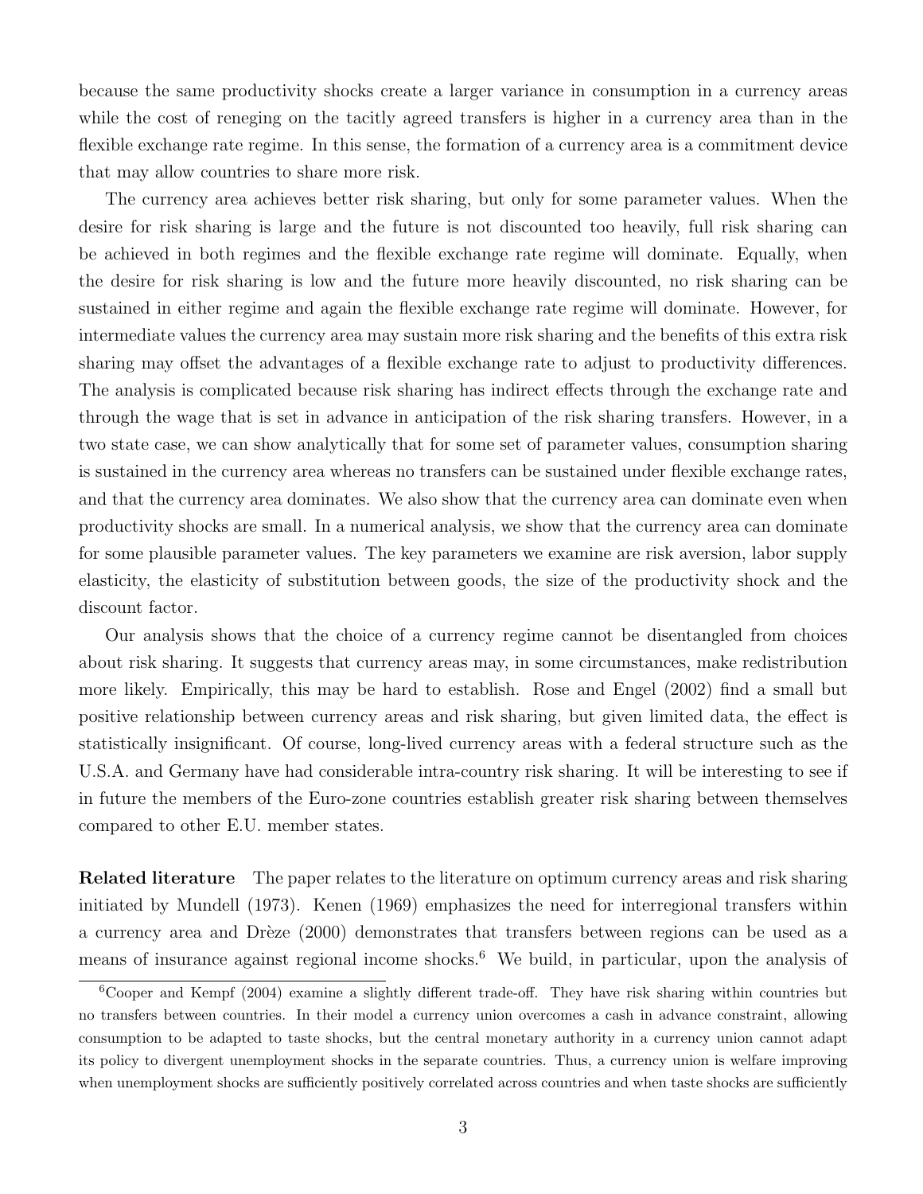because the same productivity shocks create a larger variance in consumption in a currency areas while the cost of reneging on the tacitly agreed transfers is higher in a currency area than in the flexible exchange rate regime. In this sense, the formation of a currency area is a commitment device that may allow countries to share more risk.

The currency area achieves better risk sharing, but only for some parameter values. When the desire for risk sharing is large and the future is not discounted too heavily, full risk sharing can be achieved in both regimes and the flexible exchange rate regime will dominate. Equally, when the desire for risk sharing is low and the future more heavily discounted, no risk sharing can be sustained in either regime and again the flexible exchange rate regime will dominate. However, for intermediate values the currency area may sustain more risk sharing and the benefits of this extra risk sharing may offset the advantages of a flexible exchange rate to adjust to productivity differences. The analysis is complicated because risk sharing has indirect effects through the exchange rate and through the wage that is set in advance in anticipation of the risk sharing transfers. However, in a two state case, we can show analytically that for some set of parameter values, consumption sharing is sustained in the currency area whereas no transfers can be sustained under flexible exchange rates, and that the currency area dominates. We also show that the currency area can dominate even when productivity shocks are small. In a numerical analysis, we show that the currency area can dominate for some plausible parameter values. The key parameters we examine are risk aversion, labor supply elasticity, the elasticity of substitution between goods, the size of the productivity shock and the discount factor.

Our analysis shows that the choice of a currency regime cannot be disentangled from choices about risk sharing. It suggests that currency areas may, in some circumstances, make redistribution more likely. Empirically, this may be hard to establish. Rose and Engel (2002) find a small but positive relationship between currency areas and risk sharing, but given limited data, the effect is statistically insignificant. Of course, long-lived currency areas with a federal structure such as the U.S.A. and Germany have had considerable intra-country risk sharing. It will be interesting to see if in future the members of the Euro-zone countries establish greater risk sharing between themselves compared to other E.U. member states.

**Related literature** The paper relates to the literature on optimum currency areas and risk sharing initiated by Mundell (1973). Kenen (1969) emphasizes the need for interregional transfers within a currency area and Drèze (2000) demonstrates that transfers between regions can be used as a means of insurance against regional income shocks.[6] We build, in particular, upon the analysis of

[6] Cooper and Kempf (2004) examine a slightly different trade-off. They have risk sharing within countries but no transfers between countries. In their model a currency union overcomes a cash in advance constraint, allowing consumption to be adapted to taste shocks, but the central monetary authority in a currency union cannot adapt its policy to divergent unemployment shocks in the separate countries. Thus, a currency union is welfare improving when unemployment shocks are sufficiently positively correlated across countries and when taste shocks are sufficiently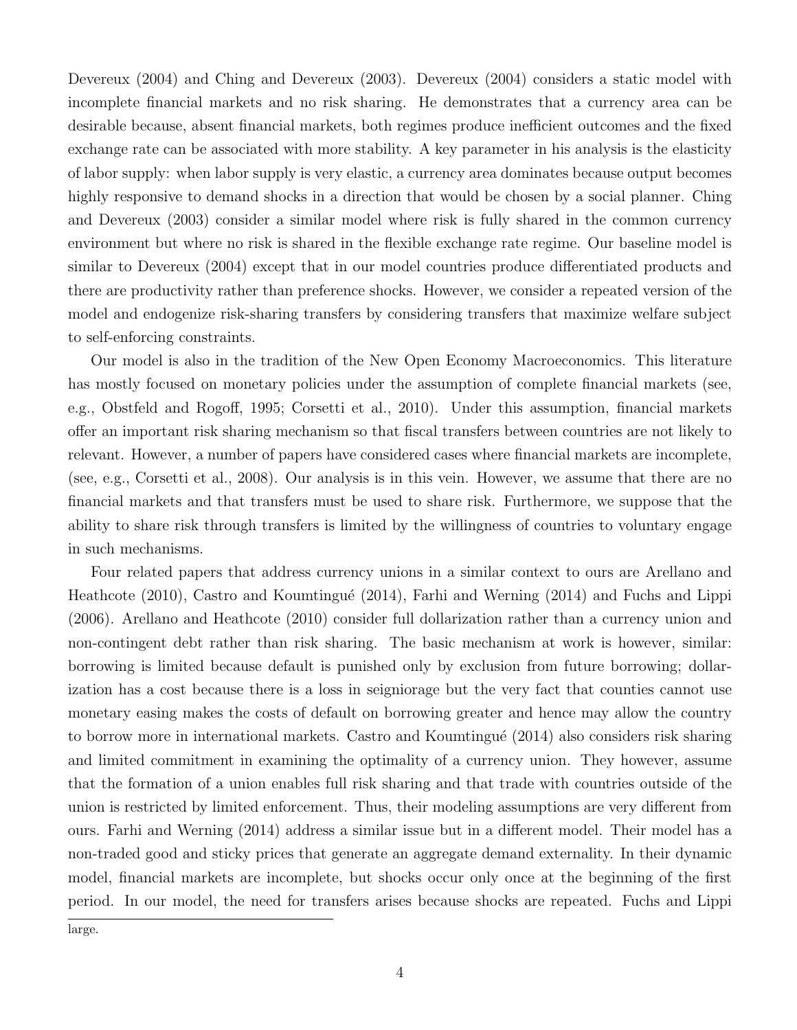Devereux (2004) and Ching and Devereux (2003). Devereux (2004) considers a static model with incomplete financial markets and no risk sharing. He demonstrates that a currency area can be desirable because, absent financial markets, both regimes produce inefficient outcomes and the fixed exchange rate can be associated with more stability. A key parameter in his analysis is the elasticity of labor supply: when labor supply is very elastic, a currency area dominates because output becomes highly responsive to demand shocks in a direction that would be chosen by a social planner. Ching and Devereux (2003) consider a similar model where risk is fully shared in the common currency environment but where no risk is shared in the flexible exchange rate regime. Our baseline model is similar to Devereux (2004) except that in our model countries produce differentiated products and there are productivity rather than preference shocks. However, we consider a repeated version of the model and endogenize risk-sharing transfers by considering transfers that maximize welfare subject to self-enforcing constraints.

Our model is also in the tradition of the New Open Economy Macroeconomics. This literature has mostly focused on monetary policies under the assumption of complete financial markets (see, e.g., Obstfeld and Rogoff, 1995; Corsetti et al., 2010). Under this assumption, financial markets offer an important risk sharing mechanism so that fiscal transfers between countries are not likely to relevant. However, a number of papers have considered cases where financial markets are incomplete, (see, e.g., Corsetti et al., 2008). Our analysis is in this vein. However, we assume that there are no financial markets and that transfers must be used to share risk. Furthermore, we suppose that the ability to share risk through transfers is limited by the willingness of countries to voluntary engage in such mechanisms.

Four related papers that address currency unions in a similar context to ours are Arellano and Heathcote (2010), Castro and Koumtingué (2014), Farhi and Werning (2014) and Fuchs and Lippi (2006). Arellano and Heathcote (2010) consider full dollarization rather than a currency union and non-contingent debt rather than risk sharing. The basic mechanism at work is however, similar: borrowing is limited because default is punished only by exclusion from future borrowing; dollarization has a cost because there is a loss in seigniorage but the very fact that counties cannot use monetary easing makes the costs of default on borrowing greater and hence may allow the country to borrow more in international markets. Castro and Koumtingué (2014) also considers risk sharing and limited commitment in examining the optimality of a currency union. They however, assume that the formation of a union enables full risk sharing and that trade with countries outside of the union is restricted by limited enforcement. Thus, their modeling assumptions are very different from ours. Farhi and Werning (2014) address a similar issue but in a different model. Their model has a non-traded good and sticky prices that generate an aggregate demand externality. In their dynamic model, financial markets are incomplete, but shocks occur only once at the beginning of the first period. In our model, the need for transfers arises because shocks are repeated. Fuchs and Lippi

large.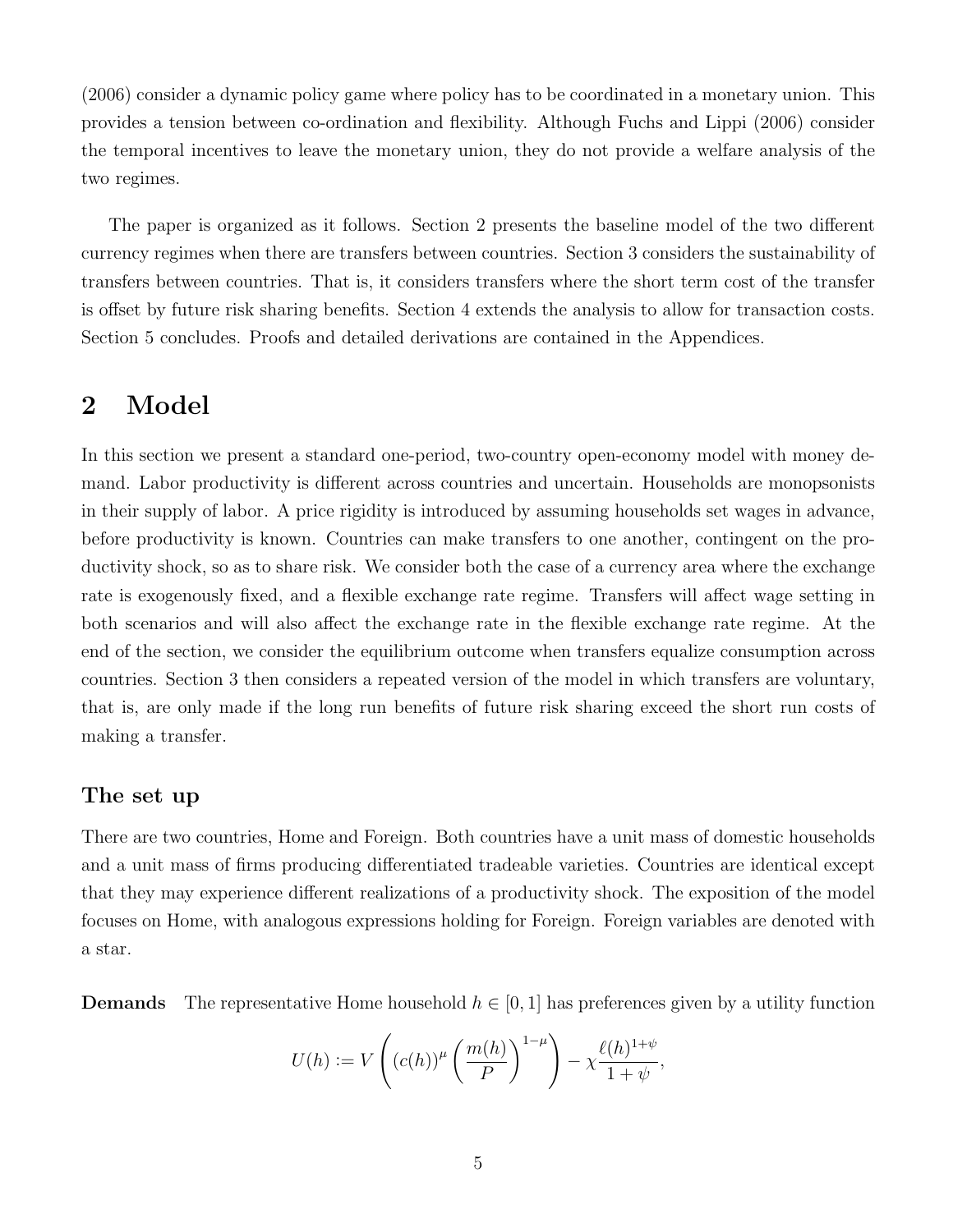(2006) consider a dynamic policy game where policy has to be coordinated in a monetary union. This provides a tension between co-ordination and flexibility. Although Fuchs and Lippi (2006) consider the temporal incentives to leave the monetary union, they do not provide a welfare analysis of the two regimes.

The paper is organized as it follows. Section 2 presents the baseline model of the two different currency regimes when there are transfers between countries. Section 3 considers the sustainability of transfers between countries. That is, it considers transfers where the short term cost of the transfer is offset by future risk sharing benefits. Section 4 extends the analysis to allow for transaction costs. Section 5 concludes. Proofs and detailed derivations are contained in the Appendices.

## 2 Model

In this section we present a standard one-period, two-country open-economy model with money demand. Labor productivity is different across countries and uncertain. Households are monopsonists in their supply of labor. A price rigidity is introduced by assuming households set wages in advance, before productivity is known. Countries can make transfers to one another, contingent on the productivity shock, so as to share risk. We consider both the case of a currency area where the exchange rate is exogenously fixed, and a flexible exchange rate regime. Transfers will affect wage setting in both scenarios and will also affect the exchange rate in the flexible exchange rate regime. At the end of the section, we consider the equilibrium outcome when transfers equalize consumption across countries. Section 3 then considers a repeated version of the model in which transfers are voluntary, that is, are only made if the long run benefits of future risk sharing exceed the short run costs of making a transfer.

### The set up

There are two countries, Home and Foreign. Both countries have a unit mass of domestic households and a unit mass of firms producing differentiated tradeable varieties. Countries are identical except that they may experience different realizations of a productivity shock. The exposition of the model focuses on Home, with analogous expressions holding for Foreign. Foreign variables are denoted with a star.

**Demands** The representative Home household $h \in [0, 1]$ has preferences given by a utility function

$$U(h) := V\left((c(h))^{\mu}\left(\frac{m(h)}{P}\right)^{1-\mu}\right) - \chi\frac{\ell(h)^{1+\psi}}{1+\psi},$$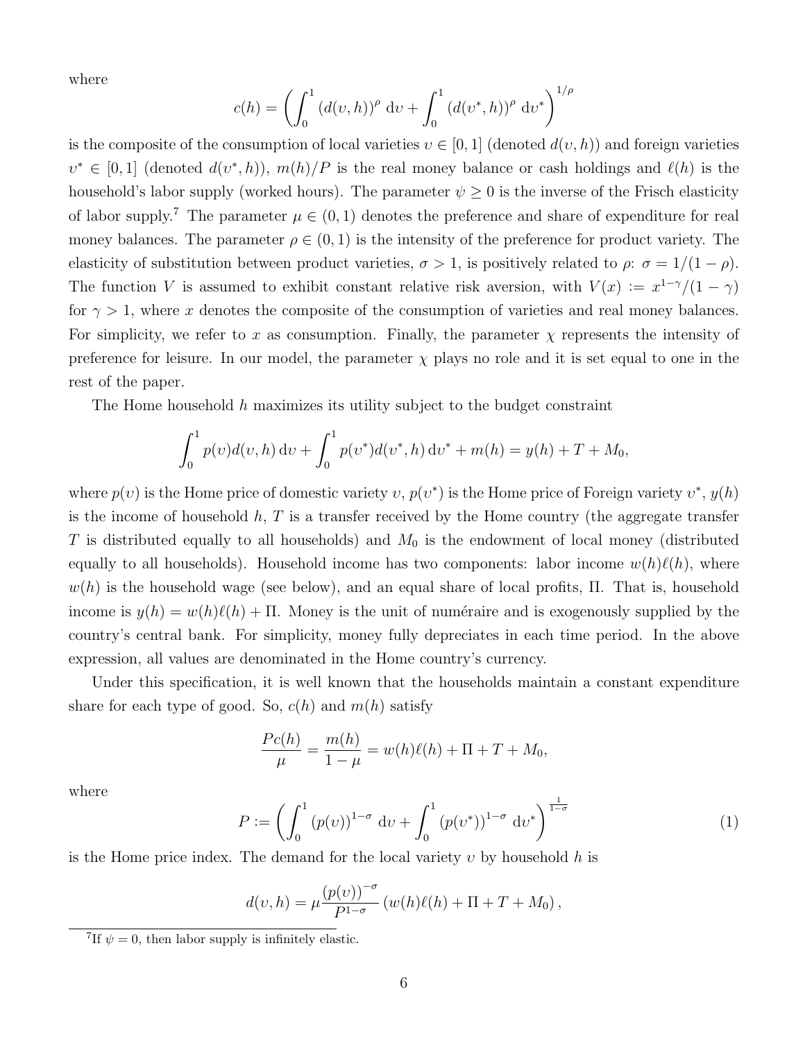where

$$c(h) = \left( \int_0^1 (d(\upsilon, h))^{\rho} \, \mathrm{d}\upsilon + \int_0^1 (d(\upsilon^*, h))^{\rho} \, \mathrm{d}\upsilon^* \right)^{1/\rho}$$

is the composite of the consumption of local varieties $\upsilon \in [0, 1]$ (denoted $d(\upsilon, h)$) and foreign varieties $\upsilon^* \in [0, 1]$ (denoted $d(\upsilon^*, h)$), $m(h)/P$ is the real money balance or cash holdings and $\ell(h)$ is the household's labor supply (worked hours). The parameter $\psi \geq 0$ is the inverse of the Frisch elasticity of labor supply.[7] The parameter $\mu \in (0, 1)$ denotes the preference and share of expenditure for real money balances. The parameter $\rho \in (0, 1)$ is the intensity of the preference for product variety. The elasticity of substitution between product varieties, $\sigma > 1$, is positively related to $\rho$: $\sigma = 1/(1 - \rho)$. The function $V$ is assumed to exhibit constant relative risk aversion, with $V(x) := x^{1-\gamma}/(1 - \gamma)$ for $\gamma > 1$, where $x$ denotes the composite of the consumption of varieties and real money balances. For simplicity, we refer to $x$ as consumption. Finally, the parameter $\chi$ represents the intensity of preference for leisure. In our model, the parameter $\chi$ plays no role and it is set equal to one in the rest of the paper.

The Home household $h$ maximizes its utility subject to the budget constraint

$$\int_0^1 p(\upsilon) d(\upsilon, h) \, \mathrm{d}\upsilon + \int_0^1 p(\upsilon^*) d(\upsilon^*, h) \, \mathrm{d}\upsilon^* + m(h) = y(h) + T + M_0,$$

where $p(\upsilon)$ is the Home price of domestic variety $\upsilon$, $p(\upsilon^*)$ is the Home price of Foreign variety $\upsilon^*$, $y(h)$ is the income of household $h$, $T$ is a transfer received by the Home country (the aggregate transfer $T$ is distributed equally to all households) and $M_0$ is the endowment of local money (distributed equally to all households). Household income has two components: labor income $w(h)\ell(h)$, where $w(h)$ is the household wage (see below), and an equal share of local profits, $\Pi$. That is, household income is $y(h) = w(h)\ell(h) + \Pi$. Money is the unit of numéraire and is exogenously supplied by the country's central bank. For simplicity, money fully depreciates in each time period. In the above expression, all values are denominated in the Home country's currency.

Under this specification, it is well known that the households maintain a constant expenditure share for each type of good. So, $c(h)$ and $m(h)$ satisfy

$$\frac{Pc(h)}{\mu} = \frac{m(h)}{1 - \mu} = w(h)\ell(h) + \Pi + T + M_0,$$

where

$$P := \left( \int_0^1 (p(\upsilon))^{1-\sigma} \, \mathrm{d}\upsilon + \int_0^1 (p(\upsilon^*))^{1-\sigma} \, \mathrm{d}\upsilon^* \right)^{\frac{1}{1-\sigma}} \tag{1}$$

is the Home price index. The demand for the local variety $\upsilon$ by household $h$ is

$$d(\upsilon, h) = \mu \frac{(p(\upsilon))^{-\sigma}}{P^{1-\sigma}} \left( w(h)\ell(h) + \Pi + T + M_0 \right),$$

[7] If $\psi = 0$, then labor supply is infinitely elastic.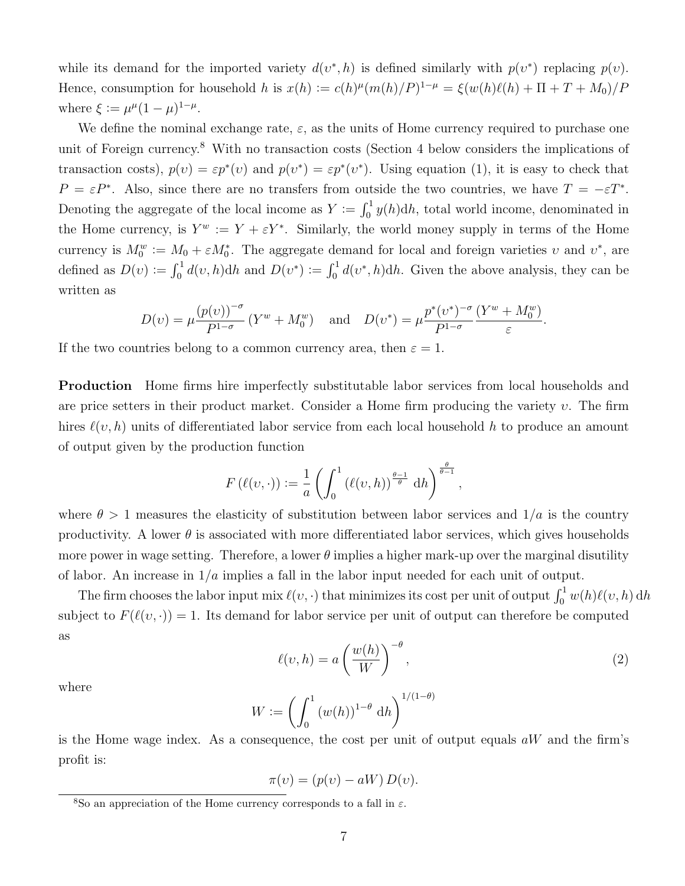while its demand for the imported variety $d(\upsilon^*, h)$ is defined similarly with $p(\upsilon^*)$ replacing $p(\upsilon)$. Hence, consumption for household $h$ is $x(h) := c(h)^{\mu}(m(h)/P)^{1-\mu} = \xi(w(h)\ell(h) + \Pi + T + M_0)/P$ where $\xi := \mu^{\mu}(1-\mu)^{1-\mu}$.

We define the nominal exchange rate, $\varepsilon$, as the units of Home currency required to purchase one unit of Foreign currency.[8] With no transaction costs (Section 4 below considers the implications of transaction costs), $p(\upsilon) = \varepsilon p^*(\upsilon)$ and $p(\upsilon^*) = \varepsilon p^*(\upsilon^*)$. Using equation (1), it is easy to check that $P = \varepsilon P^*$. Also, since there are no transfers from outside the two countries, we have $T = -\varepsilon T^*$. Denoting the aggregate of the local income as $Y := \int_0^1 y(h)\mathrm{d}h$, total world income, denominated in the Home currency, is $Y^w := Y + \varepsilon Y^*$. Similarly, the world money supply in terms of the Home currency is $M_0^w := M_0 + \varepsilon M_0^*$. The aggregate demand for local and foreign varieties $\upsilon$ and $\upsilon^*$, are defined as $D(\upsilon) := \int_0^1 d(\upsilon, h)\mathrm{d}h$ and $D(\upsilon^*) := \int_0^1 d(\upsilon^*, h)\mathrm{d}h$. Given the above analysis, they can be written as

$$D(\upsilon) = \mu \frac{(p(\upsilon))^{-\sigma}}{P^{1-\sigma}} (Y^w + M_0^w) \quad \text{and} \quad D(\upsilon^*) = \mu \frac{p^*(\upsilon^*)^{-\sigma}}{P^{1-\sigma}} \frac{(Y^w + M_0^w)}{\varepsilon}.$$

If the two countries belong to a common currency area, then $\varepsilon = 1$.

**Production** Home firms hire imperfectly substitutable labor services from local households and are price setters in their product market. Consider a Home firm producing the variety $\upsilon$. The firm hires $\ell(\upsilon, h)$ units of differentiated labor service from each local household $h$ to produce an amount of output given by the production function

$$F(\ell(\upsilon, \cdot)) := \frac{1}{a} \left( \int_0^1 (\ell(\upsilon, h))^{\frac{\theta-1}{\theta}} \, \mathrm{d}h \right)^{\frac{\theta}{\theta-1}},$$

where $\theta > 1$ measures the elasticity of substitution between labor services and $1/a$ is the country productivity. A lower $\theta$ is associated with more differentiated labor services, which gives households more power in wage setting. Therefore, a lower $\theta$ implies a higher mark-up over the marginal disutility of labor. An increase in $1/a$ implies a fall in the labor input needed for each unit of output.

The firm chooses the labor input mix $\ell(\upsilon, \cdot)$ that minimizes its cost per unit of output $\int_0^1 w(h)\ell(\upsilon, h)\,\mathrm{d}h$ subject to $F(\ell(\upsilon, \cdot)) = 1$. Its demand for labor service per unit of output can therefore be computed as

$$\ell(\upsilon, h) = a \left( \frac{w(h)}{W} \right)^{-\theta}, \tag{2}$$

where

$$W := \left( \int_0^1 (w(h))^{1-\theta} \, \mathrm{d}h \right)^{1/(1-\theta)}$$

is the Home wage index. As a consequence, the cost per unit of output equals $aW$ and the firm's profit is:

$$\pi(\upsilon) = (p(\upsilon) - aW) D(\upsilon).$$

[8] So an appreciation of the Home currency corresponds to a fall in $\varepsilon$.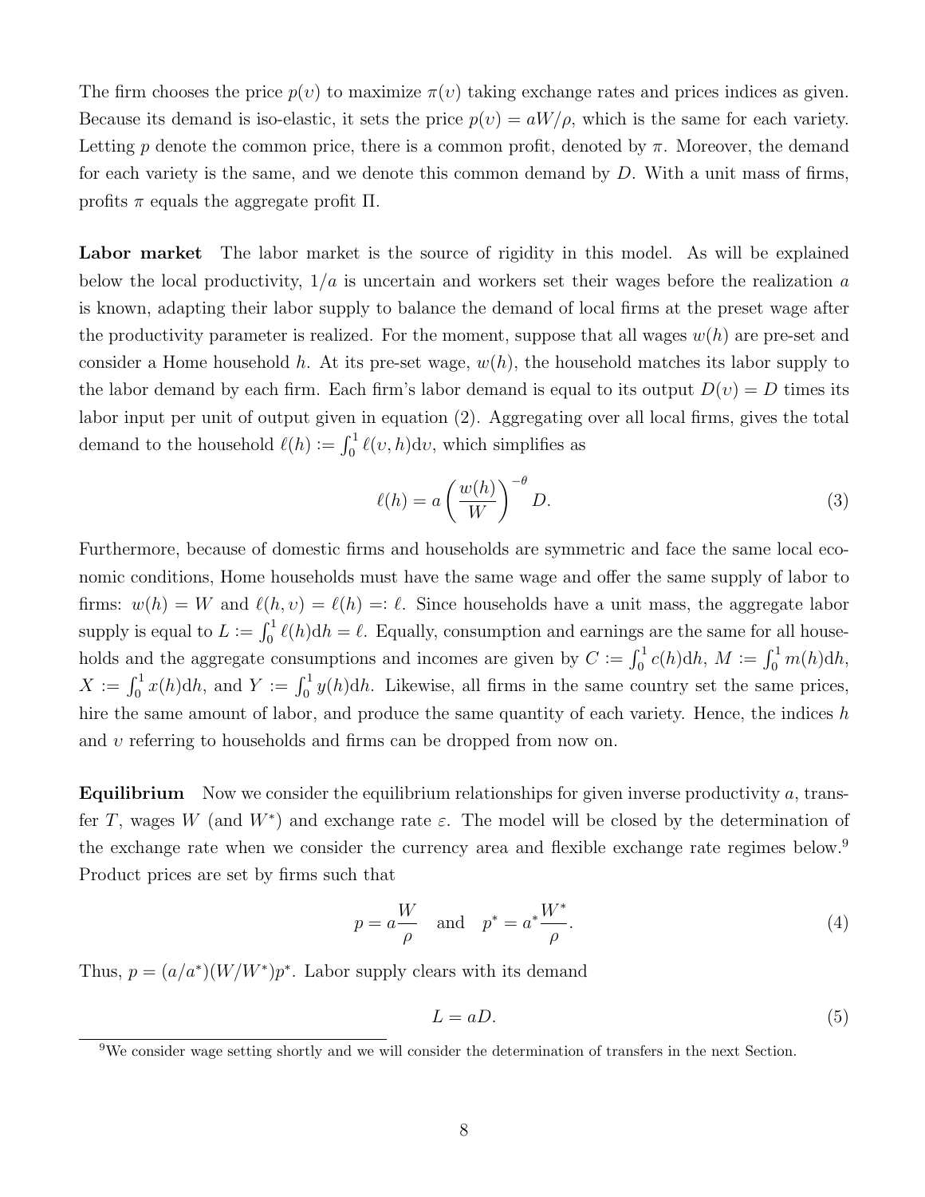The firm chooses the price $p(\upsilon)$ to maximize $\pi(\upsilon)$ taking exchange rates and prices indices as given. Because its demand is iso-elastic, it sets the price $p(\upsilon) = aW/\rho$, which is the same for each variety. Letting $p$ denote the common price, there is a common profit, denoted by $\pi$. Moreover, the demand for each variety is the same, and we denote this common demand by $D$. With a unit mass of firms, profits $\pi$ equals the aggregate profit $\Pi$.

**Labor market** The labor market is the source of rigidity in this model. As will be explained below the local productivity, $1/a$ is uncertain and workers set their wages before the realization $a$ is known, adapting their labor supply to balance the demand of local firms at the preset wage after the productivity parameter is realized. For the moment, suppose that all wages $w(h)$ are pre-set and consider a Home household $h$. At its pre-set wage, $w(h)$, the household matches its labor supply to the labor demand by each firm. Each firm's labor demand is equal to its output $D(\upsilon) = D$ times its labor input per unit of output given in equation (2). Aggregating over all local firms, gives the total demand to the household $\ell(h) := \int_0^1 \ell(\upsilon, h)\mathrm{d}\upsilon$, which simplifies as

$$\ell(h) = a\left(\frac{w(h)}{W}\right)^{-\theta} D. \tag{3}$$

Furthermore, because of domestic firms and households are symmetric and face the same local economic conditions, Home households must have the same wage and offer the same supply of labor to firms: $w(h) = W$ and $\ell(h, \upsilon) = \ell(h) =: \ell$. Since households have a unit mass, the aggregate labor supply is equal to $L := \int_0^1 \ell(h)\mathrm{d}h = \ell$. Equally, consumption and earnings are the same for all households and the aggregate consumptions and incomes are given by $C := \int_0^1 c(h)\mathrm{d}h$, $M := \int_0^1 m(h)\mathrm{d}h$, $X := \int_0^1 x(h)\mathrm{d}h$, and $Y := \int_0^1 y(h)\mathrm{d}h$. Likewise, all firms in the same country set the same prices, hire the same amount of labor, and produce the same quantity of each variety. Hence, the indices $h$ and $\upsilon$ referring to households and firms can be dropped from now on.

**Equilibrium** Now we consider the equilibrium relationships for given inverse productivity $a$, transfer $T$, wages $W$ (and $W^*$) and exchange rate $\varepsilon$. The model will be closed by the determination of the exchange rate when we consider the currency area and flexible exchange rate regimes below.[9] Product prices are set by firms such that

$$p = a\frac{W}{\rho} \quad \text{and} \quad p^* = a^*\frac{W^*}{\rho}. \tag{4}$$

Thus, $p = (a/a^*)(W/W^*)p^*$. Labor supply clears with its demand

$$L = aD. \tag{5}$$

[9] We consider wage setting shortly and we will consider the determination of transfers in the next Section.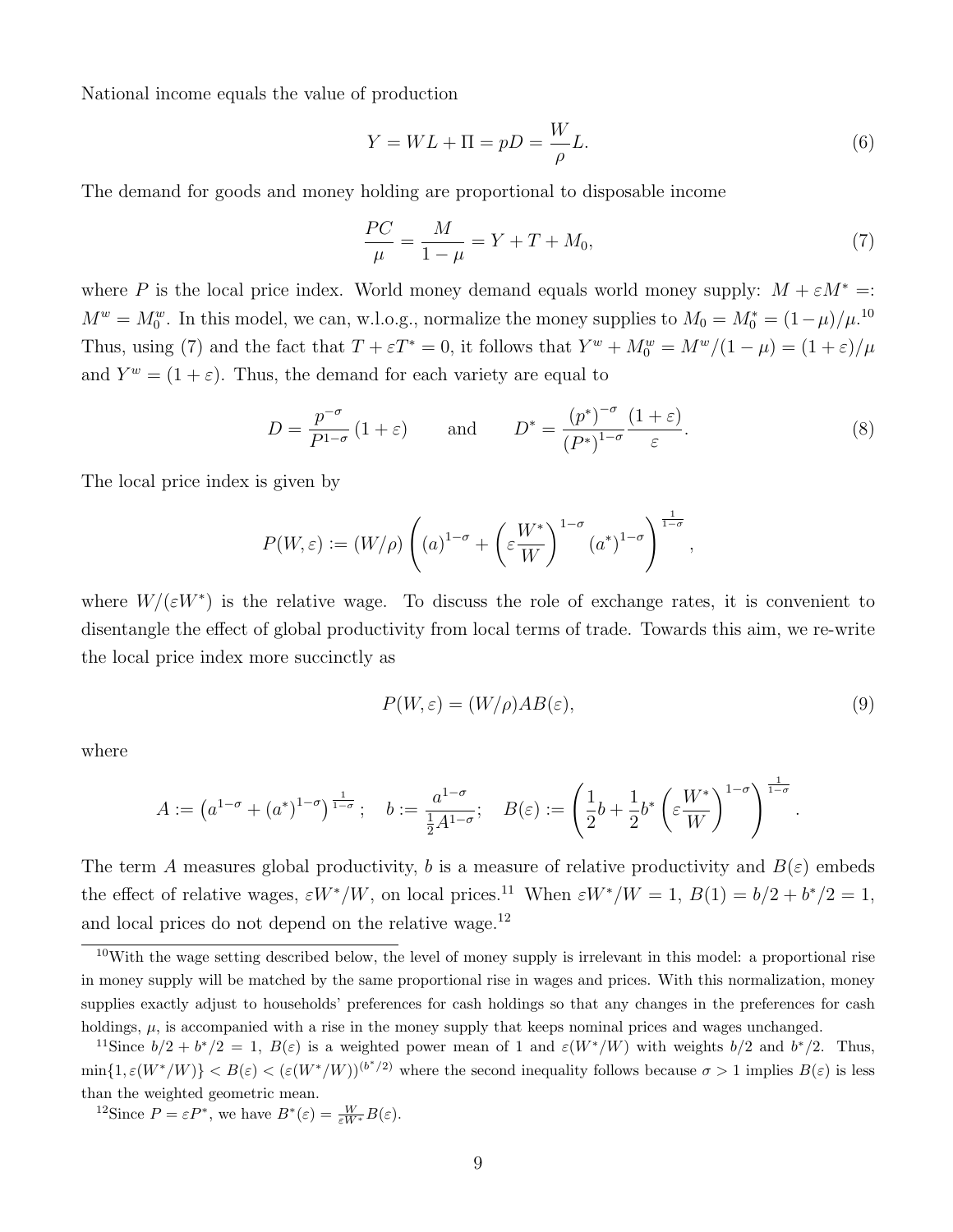National income equals the value of production

$$Y = WL + \Pi = pD = \frac{W}{\rho}L. \tag{6}$$

The demand for goods and money holding are proportional to disposable income

$$\frac{PC}{\mu} = \frac{M}{1-\mu} = Y + T + M_0, \tag{7}$$

where $P$ is the local price index. World money demand equals world money supply: $M + \varepsilon M^* =: M^w = M_0^w$. In this model, we can, w.l.o.g., normalize the money supplies to $M_0 = M_0^* = (1-\mu)/\mu$.[10] Thus, using (7) and the fact that $T + \varepsilon T^* = 0$, it follows that $Y^w + M_0^w = M^w/(1-\mu) = (1+\varepsilon)/\mu$ and $Y^w = (1+\varepsilon)$. Thus, the demand for each variety are equal to

$$D = \frac{p^{-\sigma}}{P^{1-\sigma}}(1+\varepsilon) \qquad \text{and} \qquad D^* = \frac{(p^*)^{-\sigma}}{(P^*)^{1-\sigma}}\frac{(1+\varepsilon)}{\varepsilon}. \tag{8}$$

The local price index is given by

$$P(W,\varepsilon) := (W/\rho)\left((a)^{1-\sigma} + \left(\varepsilon\frac{W^*}{W}\right)^{1-\sigma}(a^*)^{1-\sigma}\right)^{\frac{1}{1-\sigma}},$$

where $W/(\varepsilon W^*)$ is the relative wage. To discuss the role of exchange rates, it is convenient to disentangle the effect of global productivity from local terms of trade. Towards this aim, we re-write the local price index more succinctly as

$$P(W,\varepsilon) = (W/\rho)AB(\varepsilon), \tag{9}$$

where

$$A := \left(a^{1-\sigma} + (a^*)^{1-\sigma}\right)^{\frac{1}{1-\sigma}}; \quad b := \frac{a^{1-\sigma}}{\frac{1}{2}A^{1-\sigma}}; \quad B(\varepsilon) := \left(\frac{1}{2}b + \frac{1}{2}b^*\left(\varepsilon\frac{W^*}{W}\right)^{1-\sigma}\right)^{\frac{1}{1-\sigma}}.$$

The term $A$ measures global productivity, $b$ is a measure of relative productivity and $B(\varepsilon)$ embeds the effect of relative wages, $\varepsilon W^*/W$, on local prices.[11] When $\varepsilon W^*/W = 1$, $B(1) = b/2 + b^*/2 = 1$, and local prices do not depend on the relative wage.[12]

[10] With the wage setting described below, the level of money supply is irrelevant in this model: a proportional rise in money supply will be matched by the same proportional rise in wages and prices. With this normalization, money supplies exactly adjust to households' preferences for cash holdings so that any changes in the preferences for cash holdings, $\mu$, is accompanied with a rise in the money supply that keeps nominal prices and wages unchanged.

[11] Since $b/2 + b^*/2 = 1$, $B(\varepsilon)$ is a weighted power mean of 1 and $\varepsilon(W^*/W)$ with weights $b/2$ and $b^*/2$. Thus, $\min\{1, \varepsilon(W^*/W)\} < B(\varepsilon) < (\varepsilon(W^*/W))^{(b^*/2)}$ where the second inequality follows because $\sigma > 1$ implies $B(\varepsilon)$ is less than the weighted geometric mean.

[12] Since $P = \varepsilon P^*$, we have $B^*(\varepsilon) = \frac{W}{\varepsilon W^*}B(\varepsilon)$.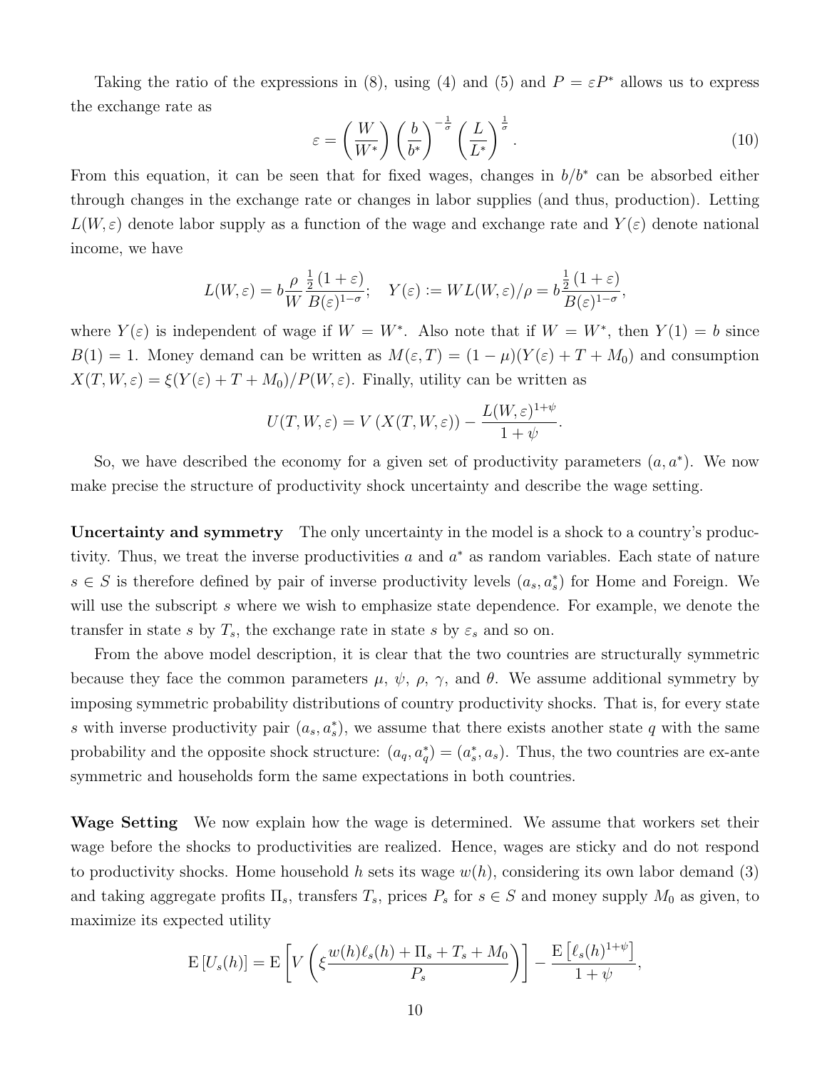Taking the ratio of the expressions in (8), using (4) and (5) and $P = \varepsilon P^*$ allows us to express the exchange rate as

$$\varepsilon = \left(\frac{W}{W^*}\right)\left(\frac{b}{b^*}\right)^{-\frac{1}{\sigma}}\left(\frac{L}{L^*}\right)^{\frac{1}{\sigma}}. \tag{10}$$

From this equation, it can be seen that for fixed wages, changes in $b/b^*$ can be absorbed either through changes in the exchange rate or changes in labor supplies (and thus, production). Letting $L(W, \varepsilon)$ denote labor supply as a function of the wage and exchange rate and $Y(\varepsilon)$ denote national income, we have

$$L(W, \varepsilon) = b\frac{\rho}{W}\frac{\frac{1}{2}(1+\varepsilon)}{B(\varepsilon)^{1-\sigma}}; \quad Y(\varepsilon) := WL(W, \varepsilon)/\rho = b\frac{\frac{1}{2}(1+\varepsilon)}{B(\varepsilon)^{1-\sigma}},$$

where $Y(\varepsilon)$ is independent of wage if $W = W^*$. Also note that if $W = W^*$, then $Y(1) = b$ since $B(1) = 1$. Money demand can be written as $M(\varepsilon, T) = (1-\mu)(Y(\varepsilon) + T + M_0)$ and consumption $X(T, W, \varepsilon) = \xi(Y(\varepsilon) + T + M_0)/P(W, \varepsilon)$. Finally, utility can be written as

$$U(T, W, \varepsilon) = V\left(X(T, W, \varepsilon)\right) - \frac{L(W, \varepsilon)^{1+\psi}}{1+\psi}.$$

So, we have described the economy for a given set of productivity parameters $(a, a^*)$. We now make precise the structure of productivity shock uncertainty and describe the wage setting.

**Uncertainty and symmetry** The only uncertainty in the model is a shock to a country's productivity. Thus, we treat the inverse productivities $a$ and $a^*$ as random variables. Each state of nature $s \in S$ is therefore defined by pair of inverse productivity levels $(a_s, a_s^*)$ for Home and Foreign. We will use the subscript $s$ where we wish to emphasize state dependence. For example, we denote the transfer in state $s$ by $T_s$, the exchange rate in state $s$ by $\varepsilon_s$ and so on.

From the above model description, it is clear that the two countries are structurally symmetric because they face the common parameters $\mu$, $\psi$, $\rho$, $\gamma$, and $\theta$. We assume additional symmetry by imposing symmetric probability distributions of country productivity shocks. That is, for every state $s$ with inverse productivity pair $(a_s, a_s^*)$, we assume that there exists another state $q$ with the same probability and the opposite shock structure: $(a_q, a_q^*) = (a_s^*, a_s)$. Thus, the two countries are ex-ante symmetric and households form the same expectations in both countries.

**Wage Setting** We now explain how the wage is determined. We assume that workers set their wage before the shocks to productivities are realized. Hence, wages are sticky and do not respond to productivity shocks. Home household $h$ sets its wage $w(h)$, considering its own labor demand (3) and taking aggregate profits $\Pi_s$, transfers $T_s$, prices $P_s$ for $s \in S$ and money supply $M_0$ as given, to maximize its expected utility

$$\mathrm{E}\left[U_s(h)\right] = \mathrm{E}\left[V\left(\xi\frac{w(h)\ell_s(h) + \Pi_s + T_s + M_0}{P_s}\right)\right] - \frac{\mathrm{E}\left[\ell_s(h)^{1+\psi}\right]}{1+\psi},$$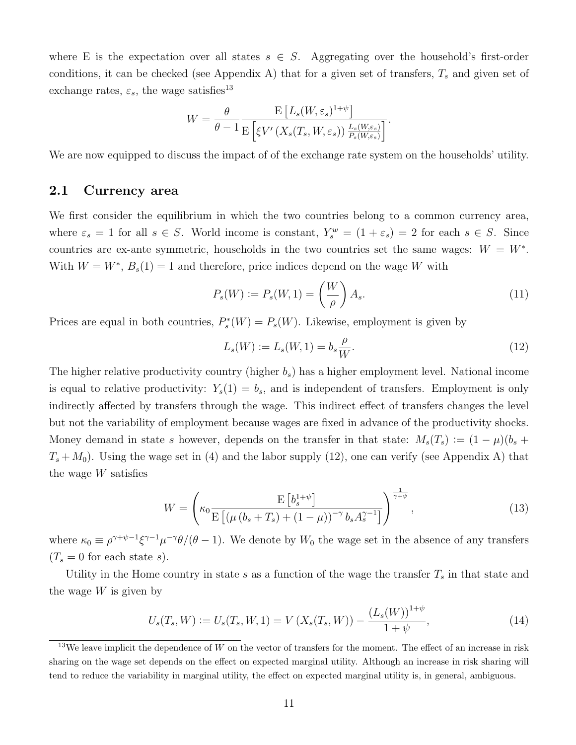where E is the expectation over all states $s \in S$. Aggregating over the household's first-order conditions, it can be checked (see Appendix A) that for a given set of transfers, $T_s$ and given set of exchange rates, $\varepsilon_s$, the wage satisfies[13]

$$W = \frac{\theta}{\theta - 1} \frac{\mathrm{E}\left[L_s(W, \varepsilon_s)^{1+\psi}\right]}{\mathrm{E}\left[\xi V'\left(X_s(T_s, W, \varepsilon_s)\right) \frac{L_s(W,\varepsilon_s)}{P_s(W,\varepsilon_s)}\right]}.$$

We are now equipped to discuss the impact of of the exchange rate system on the households' utility.

## 2.1 Currency area

We first consider the equilibrium in which the two countries belong to a common currency area, where $\varepsilon_s = 1$ for all $s \in S$. World income is constant, $Y_s^w = (1 + \varepsilon_s) = 2$ for each $s \in S$. Since countries are ex-ante symmetric, households in the two countries set the same wages: $W = W^*$. With $W = W^*$, $B_s(1) = 1$ and therefore, price indices depend on the wage $W$ with

$$P_s(W) := P_s(W, 1) = \left(\frac{W}{\rho}\right) A_s. \tag{11}$$

Prices are equal in both countries, $P_s^*(W) = P_s(W)$. Likewise, employment is given by

$$L_s(W) := L_s(W, 1) = b_s \frac{\rho}{W}. \tag{12}$$

The higher relative productivity country (higher $b_s$) has a higher employment level. National income is equal to relative productivity: $Y_s(1) = b_s$, and is independent of transfers. Employment is only indirectly affected by transfers through the wage. This indirect effect of transfers changes the level but not the variability of employment because wages are fixed in advance of the productivity shocks. Money demand in state $s$ however, depends on the transfer in that state: $M_s(T_s) := (1 - \mu)(b_s + T_s + M_0)$. Using the wage set in (4) and the labor supply (12), one can verify (see Appendix A) that the wage $W$ satisfies

$$W = \left(\kappa_0 \frac{\mathrm{E}\left[b_s^{1+\psi}\right]}{\mathrm{E}\left[\left(\mu\left(b_s + T_s\right) + (1-\mu)\right)^{-\gamma} b_s A_s^{\gamma-1}\right]}\right)^{\frac{1}{\gamma+\psi}}, \tag{13}$$

where $\kappa_0 \equiv \rho^{\gamma+\psi-1}\xi^{\gamma-1}\mu^{-\gamma}\theta/(\theta-1)$. We denote by $W_0$ the wage set in the absence of any transfers ($T_s = 0$ for each state $s$).

Utility in the Home country in state $s$ as a function of the wage the transfer $T_s$ in that state and the wage $W$ is given by

$$U_s(T_s, W) := U_s(T_s, W, 1) = V\left(X_s(T_s, W)\right) - \frac{\left(L_s(W)\right)^{1+\psi}}{1+\psi}, \tag{14}$$

[13]We leave implicit the dependence of $W$ on the vector of transfers for the moment. The effect of an increase in risk sharing on the wage set depends on the effect on expected marginal utility. Although an increase in risk sharing will tend to reduce the variability in marginal utility, the effect on expected marginal utility is, in general, ambiguous.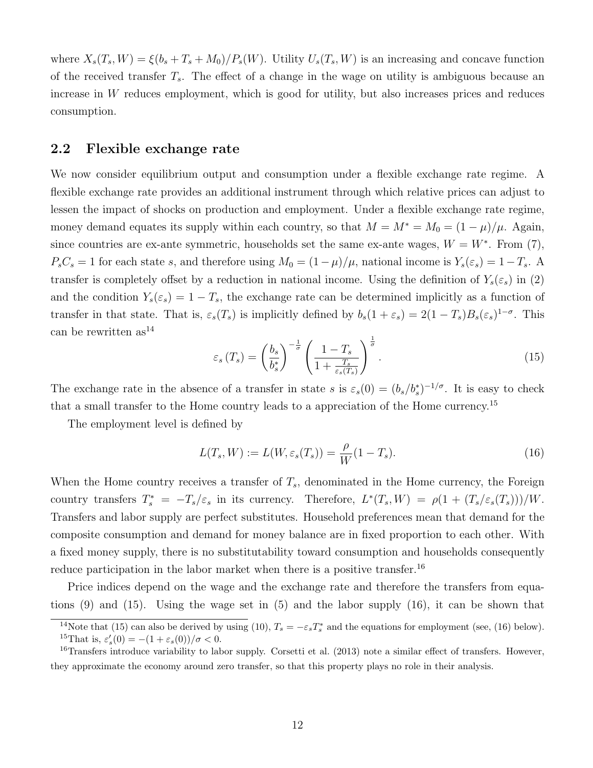where $X_s(T_s, W) = \xi(b_s + T_s + M_0)/P_s(W)$. Utility $U_s(T_s, W)$ is an increasing and concave function of the received transfer $T_s$. The effect of a change in the wage on utility is ambiguous because an increase in $W$ reduces employment, which is good for utility, but also increases prices and reduces consumption.

## 2.2 Flexible exchange rate

We now consider equilibrium output and consumption under a flexible exchange rate regime. A flexible exchange rate provides an additional instrument through which relative prices can adjust to lessen the impact of shocks on production and employment. Under a flexible exchange rate regime, money demand equates its supply within each country, so that $M = M^* = M_0 = (1-\mu)/\mu$. Again, since countries are ex-ante symmetric, households set the same ex-ante wages, $W = W^*$. From (7), $P_s C_s = 1$ for each state $s$, and therefore using $M_0 = (1-\mu)/\mu$, national income is $Y_s(\varepsilon_s) = 1 - T_s$. A transfer is completely offset by a reduction in national income. Using the definition of $Y_s(\varepsilon_s)$ in (2) and the condition $Y_s(\varepsilon_s) = 1 - T_s$, the exchange rate can be determined implicitly as a function of transfer in that state. That is, $\varepsilon_s(T_s)$ is implicitly defined by $b_s(1+\varepsilon_s) = 2(1-T_s)B_s(\varepsilon_s)^{1-\sigma}$. This can be rewritten as[14]

$$\varepsilon_s(T_s) = \left(\frac{b_s}{b_s^*}\right)^{-\frac{1}{\sigma}} \left(\frac{1-T_s}{1+\frac{T_s}{\varepsilon_s(T_s)}}\right)^{\frac{1}{\sigma}}. \tag{15}$$

The exchange rate in the absence of a transfer in state $s$ is $\varepsilon_s(0) = (b_s/b_s^*)^{-1/\sigma}$. It is easy to check that a small transfer to the Home country leads to a appreciation of the Home currency.[15]

The employment level is defined by

$$L(T_s, W) := L(W, \varepsilon_s(T_s)) = \frac{\rho}{W}(1 - T_s). \tag{16}$$

When the Home country receives a transfer of $T_s$, denominated in the Home currency, the Foreign country transfers $T_s^* = -T_s/\varepsilon_s$ in its currency. Therefore, $L^*(T_s, W) = \rho(1 + (T_s/\varepsilon_s(T_s)))/W$. Transfers and labor supply are perfect substitutes. Household preferences mean that demand for the composite consumption and demand for money balance are in fixed proportion to each other. With a fixed money supply, there is no substitutability toward consumption and households consequently reduce participation in the labor market when there is a positive transfer.[16]

Price indices depend on the wage and the exchange rate and therefore the transfers from equations (9) and (15). Using the wage set in (5) and the labor supply (16), it can be shown that

[14] Note that (15) can also be derived by using (10), $T_s = -\varepsilon_s T_s^*$ and the equations for employment (see, (16) below).

[15] That is, $\varepsilon_s'(0) = -(1 + \varepsilon_s(0))/\sigma < 0$.

[16] Transfers introduce variability to labor supply. Corsetti et al. (2013) note a similar effect of transfers. However, they approximate the economy around zero transfer, so that this property plays no role in their analysis.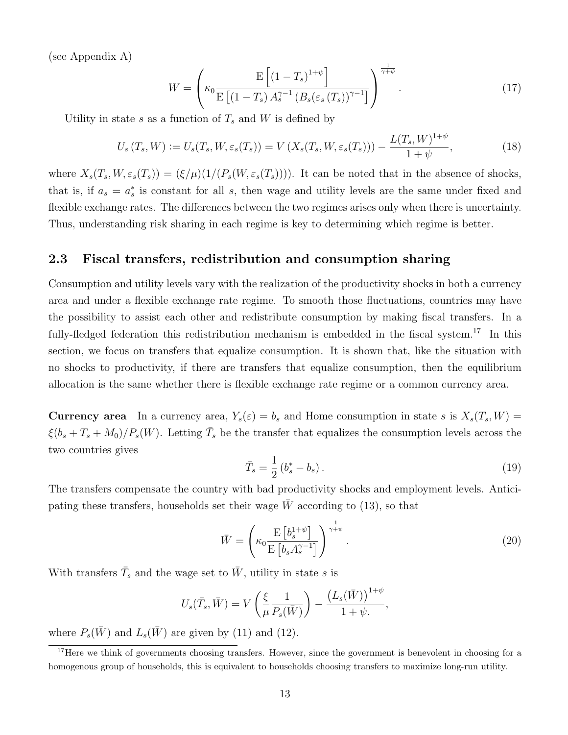(see Appendix A)

$$W = \left( \kappa_0 \frac{\mathrm{E}\left[ (1 - T_s)^{1+\psi} \right]}{\mathrm{E}\left[ (1 - T_s) A_s^{\gamma - 1} \left( B_s(\varepsilon_s(T_s)) \right)^{\gamma - 1} \right]} \right)^{\frac{1}{\gamma + \psi}}. \tag{17}$$

Utility in state $s$ as a function of $T_s$ and $W$ is defined by

$$U_s(T_s, W) := U_s(T_s, W, \varepsilon_s(T_s)) = V\left( X_s(T_s, W, \varepsilon_s(T_s)) \right) - \frac{L(T_s, W)^{1+\psi}}{1+\psi}, \tag{18}$$

where $X_s(T_s, W, \varepsilon_s(T_s)) = (\xi/\mu)(1/(P_s(W, \varepsilon_s(T_s))))$. It can be noted that in the absence of shocks, that is, if $a_s = a_s^*$ is constant for all $s$, then wage and utility levels are the same under fixed and flexible exchange rates. The differences between the two regimes arises only when there is uncertainty. Thus, understanding risk sharing in each regime is key to determining which regime is better.

## 2.3 Fiscal transfers, redistribution and consumption sharing

Consumption and utility levels vary with the realization of the productivity shocks in both a currency area and under a flexible exchange rate regime. To smooth those fluctuations, countries may have the possibility to assist each other and redistribute consumption by making fiscal transfers. In a fully-fledged federation this redistribution mechanism is embedded in the fiscal system.[17] In this section, we focus on transfers that equalize consumption. It is shown that, like the situation with no shocks to productivity, if there are transfers that equalize consumption, then the equilibrium allocation is the same whether there is flexible exchange rate regime or a common currency area.

**Currency area** In a currency area, $Y_s(\varepsilon) = b_s$ and Home consumption in state $s$ is $X_s(T_s, W) = \xi(b_s + T_s + M_0)/P_s(W)$. Letting $\bar{T}_s$ be the transfer that equalizes the consumption levels across the two countries gives

$$\bar{T}_s = \frac{1}{2}\left( b_s^* - b_s \right). \tag{19}$$

The transfers compensate the country with bad productivity shocks and employment levels. Anticipating these transfers, households set their wage $\bar{W}$ according to (13), so that

$$\bar{W} = \left( \kappa_0 \frac{\mathrm{E}\left[ b_s^{1+\psi} \right]}{\mathrm{E}\left[ b_s A_s^{\gamma - 1} \right]} \right)^{\frac{1}{\gamma + \psi}}. \tag{20}$$

With transfers $\bar{T}_s$ and the wage set to $\bar{W}$, utility in state $s$ is

$$U_s(\bar{T}_s, \bar{W}) = V\left( \frac{\xi}{\mu} \frac{1}{P_s(\bar{W})} \right) - \frac{\left( L_s(\bar{W}) \right)^{1+\psi}}{1+\psi.},$$

where $P_s(\bar{W})$ and $L_s(\bar{W})$ are given by (11) and (12).

[17] Here we think of governments choosing transfers. However, since the government is benevolent in choosing for a homogenous group of households, this is equivalent to households choosing transfers to maximize long-run utility.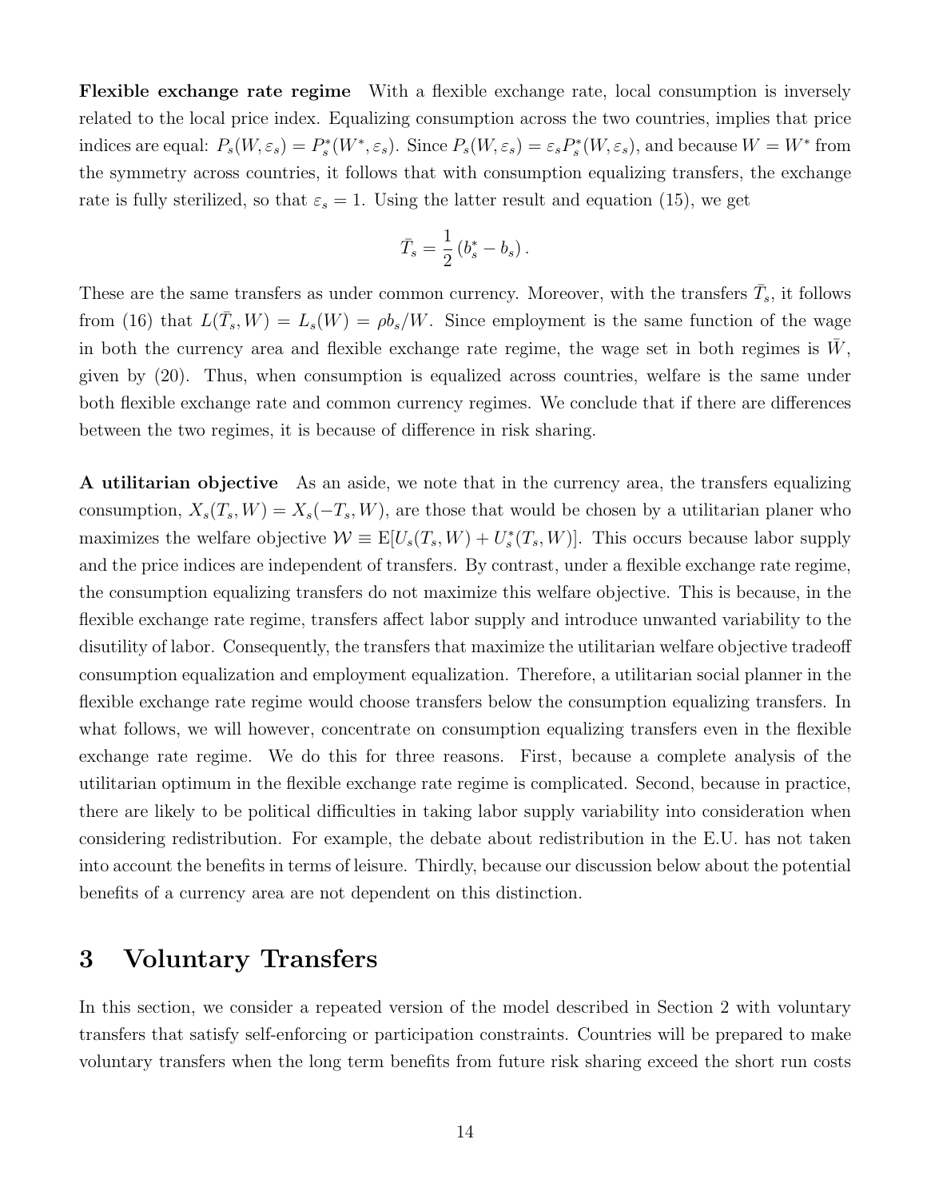**Flexible exchange rate regime** With a flexible exchange rate, local consumption is inversely related to the local price index. Equalizing consumption across the two countries, implies that price indices are equal: $P_s(W, \varepsilon_s) = P_s^*(W^*, \varepsilon_s)$. Since $P_s(W, \varepsilon_s) = \varepsilon_s P_s^*(W, \varepsilon_s)$, and because $W = W^*$ from the symmetry across countries, it follows that with consumption equalizing transfers, the exchange rate is fully sterilized, so that $\varepsilon_s = 1$. Using the latter result and equation (15), we get

$$\bar{T}_s = \frac{1}{2}\left(b_s^* - b_s\right).$$

These are the same transfers as under common currency. Moreover, with the transfers $\bar{T}_s$, it follows from (16) that $L(\bar{T}_s, W) = L_s(W) = \rho b_s / W$. Since employment is the same function of the wage in both the currency area and flexible exchange rate regime, the wage set in both regimes is $\bar{W}$, given by (20). Thus, when consumption is equalized across countries, welfare is the same under both flexible exchange rate and common currency regimes. We conclude that if there are differences between the two regimes, it is because of difference in risk sharing.

**A utilitarian objective** As an aside, we note that in the currency area, the transfers equalizing consumption, $X_s(T_s, W) = X_s(-T_s, W)$, are those that would be chosen by a utilitarian planer who maximizes the welfare objective $\mathcal{W} \equiv \mathrm{E}[U_s(T_s, W) + U_s^*(T_s, W)]$. This occurs because labor supply and the price indices are independent of transfers. By contrast, under a flexible exchange rate regime, the consumption equalizing transfers do not maximize this welfare objective. This is because, in the flexible exchange rate regime, transfers affect labor supply and introduce unwanted variability to the disutility of labor. Consequently, the transfers that maximize the utilitarian welfare objective tradeoff consumption equalization and employment equalization. Therefore, a utilitarian social planner in the flexible exchange rate regime would choose transfers below the consumption equalizing transfers. In what follows, we will however, concentrate on consumption equalizing transfers even in the flexible exchange rate regime. We do this for three reasons. First, because a complete analysis of the utilitarian optimum in the flexible exchange rate regime is complicated. Second, because in practice, there are likely to be political difficulties in taking labor supply variability into consideration when considering redistribution. For example, the debate about redistribution in the E.U. has not taken into account the benefits in terms of leisure. Thirdly, because our discussion below about the potential benefits of a currency area are not dependent on this distinction.

# 3 Voluntary Transfers

In this section, we consider a repeated version of the model described in Section 2 with voluntary transfers that satisfy self-enforcing or participation constraints. Countries will be prepared to make voluntary transfers when the long term benefits from future risk sharing exceed the short run costs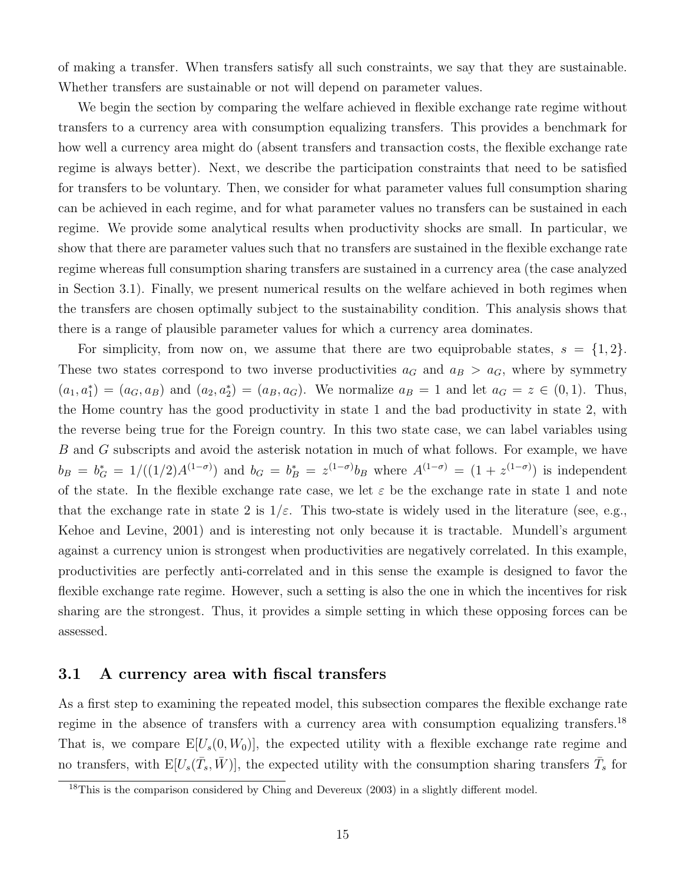of making a transfer. When transfers satisfy all such constraints, we say that they are sustainable. Whether transfers are sustainable or not will depend on parameter values.

We begin the section by comparing the welfare achieved in flexible exchange rate regime without transfers to a currency area with consumption equalizing transfers. This provides a benchmark for how well a currency area might do (absent transfers and transaction costs, the flexible exchange rate regime is always better). Next, we describe the participation constraints that need to be satisfied for transfers to be voluntary. Then, we consider for what parameter values full consumption sharing can be achieved in each regime, and for what parameter values no transfers can be sustained in each regime. We provide some analytical results when productivity shocks are small. In particular, we show that there are parameter values such that no transfers are sustained in the flexible exchange rate regime whereas full consumption sharing transfers are sustained in a currency area (the case analyzed in Section 3.1). Finally, we present numerical results on the welfare achieved in both regimes when the transfers are chosen optimally subject to the sustainability condition. This analysis shows that there is a range of plausible parameter values for which a currency area dominates.

For simplicity, from now on, we assume that there are two equiprobable states, $s = \{1, 2\}$. These two states correspond to two inverse productivities $a_G$ and $a_B > a_G$, where by symmetry $(a_1, a_1^*) = (a_G, a_B)$ and $(a_2, a_2^*) = (a_B, a_G)$. We normalize $a_B = 1$ and let $a_G = z \in (0, 1)$. Thus, the Home country has the good productivity in state 1 and the bad productivity in state 2, with the reverse being true for the Foreign country. In this two state case, we can label variables using $B$ and $G$ subscripts and avoid the asterisk notation in much of what follows. For example, we have $b_B = b_G^* = 1/((1/2)A^{(1-\sigma)})$ and $b_G = b_B^* = z^{(1-\sigma)}b_B$ where $A^{(1-\sigma)} = (1 + z^{(1-\sigma)})$ is independent of the state. In the flexible exchange rate case, we let $\varepsilon$ be the exchange rate in state 1 and note that the exchange rate in state 2 is $1/\varepsilon$. This two-state is widely used in the literature (see, e.g., Kehoe and Levine, 2001) and is interesting not only because it is tractable. Mundell's argument against a currency union is strongest when productivities are negatively correlated. In this example, productivities are perfectly anti-correlated and in this sense the example is designed to favor the flexible exchange rate regime. However, such a setting is also the one in which the incentives for risk sharing are the strongest. Thus, it provides a simple setting in which these opposing forces can be assessed.

### 3.1 A currency area with fiscal transfers

As a first step to examining the repeated model, this subsection compares the flexible exchange rate regime in the absence of transfers with a currency area with consumption equalizing transfers.[18] That is, we compare $\mathrm{E}[U_s(0, W_0)]$, the expected utility with a flexible exchange rate regime and no transfers, with $\mathrm{E}[U_s(\bar{T}_s, \bar{W})]$, the expected utility with the consumption sharing transfers $\bar{T}_s$ for

[18] This is the comparison considered by Ching and Devereux (2003) in a slightly different model.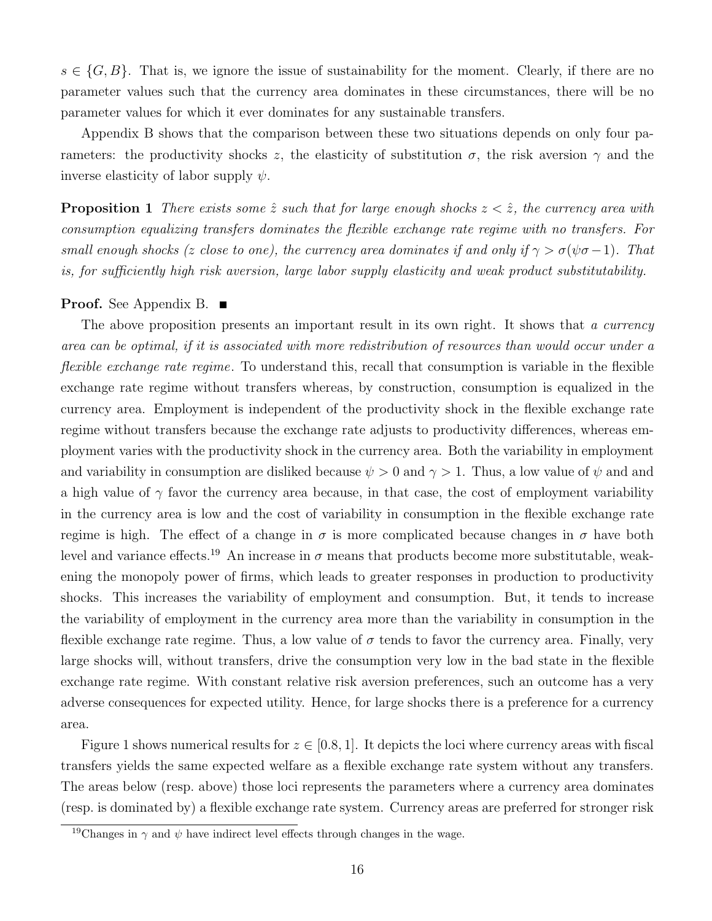$s \in \{G, B\}$. That is, we ignore the issue of sustainability for the moment. Clearly, if there are no parameter values such that the currency area dominates in these circumstances, there will be no parameter values for which it ever dominates for any sustainable transfers.

Appendix B shows that the comparison between these two situations depends on only four parameters: the productivity shocks $z$, the elasticity of substitution $\sigma$, the risk aversion $\gamma$ and the inverse elasticity of labor supply $\psi$.

**Proposition 1** *There exists some $\hat{z}$ such that for large enough shocks $z < \hat{z}$, the currency area with consumption equalizing transfers dominates the flexible exchange rate regime with no transfers. For small enough shocks ($z$ close to one), the currency area dominates if and only if $\gamma > \sigma(\psi\sigma - 1)$. That is, for sufficiently high risk aversion, large labor supply elasticity and weak product substitutability.*

**Proof.** See Appendix B. ■

The above proposition presents an important result in its own right. It shows that *a currency area can be optimal, if it is associated with more redistribution of resources than would occur under a flexible exchange rate regime*. To understand this, recall that consumption is variable in the flexible exchange rate regime without transfers whereas, by construction, consumption is equalized in the currency area. Employment is independent of the productivity shock in the flexible exchange rate regime without transfers because the exchange rate adjusts to productivity differences, whereas employment varies with the productivity shock in the currency area. Both the variability in employment and variability in consumption are disliked because $\psi > 0$ and $\gamma > 1$. Thus, a low value of $\psi$ and and a high value of $\gamma$ favor the currency area because, in that case, the cost of employment variability in the currency area is low and the cost of variability in consumption in the flexible exchange rate regime is high. The effect of a change in $\sigma$ is more complicated because changes in $\sigma$ have both level and variance effects.[19] An increase in $\sigma$ means that products become more substitutable, weakening the monopoly power of firms, which leads to greater responses in production to productivity shocks. This increases the variability of employment and consumption. But, it tends to increase the variability of employment in the currency area more than the variability in consumption in the flexible exchange rate regime. Thus, a low value of $\sigma$ tends to favor the currency area. Finally, very large shocks will, without transfers, drive the consumption very low in the bad state in the flexible exchange rate regime. With constant relative risk aversion preferences, such an outcome has a very adverse consequences for expected utility. Hence, for large shocks there is a preference for a currency area.

Figure 1 shows numerical results for $z \in [0.8, 1]$. It depicts the loci where currency areas with fiscal transfers yields the same expected welfare as a flexible exchange rate system without any transfers. The areas below (resp. above) those loci represents the parameters where a currency area dominates (resp. is dominated by) a flexible exchange rate system. Currency areas are preferred for stronger risk

[19] Changes in $\gamma$ and $\psi$ have indirect level effects through changes in the wage.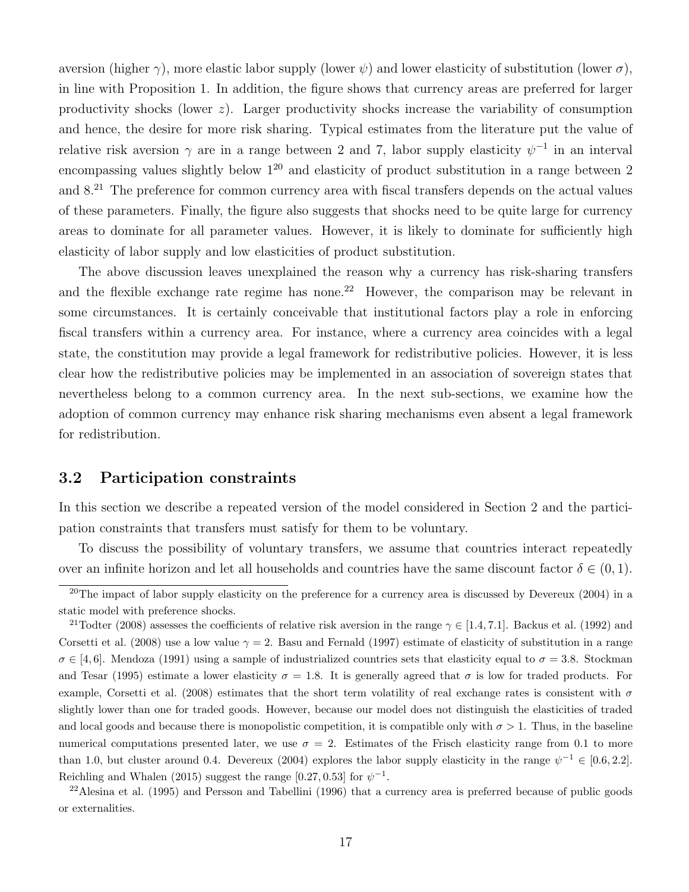aversion (higher $\gamma$), more elastic labor supply (lower $\psi$) and lower elasticity of substitution (lower $\sigma$), in line with Proposition 1. In addition, the figure shows that currency areas are preferred for larger productivity shocks (lower $z$). Larger productivity shocks increase the variability of consumption and hence, the desire for more risk sharing. Typical estimates from the literature put the value of relative risk aversion $\gamma$ are in a range between 2 and 7, labor supply elasticity $\psi^{-1}$ in an interval encompassing values slightly below 1[20] and elasticity of product substitution in a range between 2 and 8.[21] The preference for common currency area with fiscal transfers depends on the actual values of these parameters. Finally, the figure also suggests that shocks need to be quite large for currency areas to dominate for all parameter values. However, it is likely to dominate for sufficiently high elasticity of labor supply and low elasticities of product substitution.

The above discussion leaves unexplained the reason why a currency has risk-sharing transfers and the flexible exchange rate regime has none.[22] However, the comparison may be relevant in some circumstances. It is certainly conceivable that institutional factors play a role in enforcing fiscal transfers within a currency area. For instance, where a currency area coincides with a legal state, the constitution may provide a legal framework for redistributive policies. However, it is less clear how the redistributive policies may be implemented in an association of sovereign states that nevertheless belong to a common currency area. In the next sub-sections, we examine how the adoption of common currency may enhance risk sharing mechanisms even absent a legal framework for redistribution.

### 3.2 Participation constraints

In this section we describe a repeated version of the model considered in Section 2 and the participation constraints that transfers must satisfy for them to be voluntary.

To discuss the possibility of voluntary transfers, we assume that countries interact repeatedly over an infinite horizon and let all households and countries have the same discount factor $\delta \in (0, 1)$.

[20] The impact of labor supply elasticity on the preference for a currency area is discussed by Devereux (2004) in a static model with preference shocks.

[21] Todter (2008) assesses the coefficients of relative risk aversion in the range $\gamma \in [1.4, 7.1]$. Backus et al. (1992) and Corsetti et al. (2008) use a low value $\gamma = 2$. Basu and Fernald (1997) estimate of elasticity of substitution in a range $\sigma \in [4, 6]$. Mendoza (1991) using a sample of industrialized countries sets that elasticity equal to $\sigma = 3.8$. Stockman and Tesar (1995) estimate a lower elasticity $\sigma = 1.8$. It is generally agreed that $\sigma$ is low for traded products. For example, Corsetti et al. (2008) estimates that the short term volatility of real exchange rates is consistent with $\sigma$ slightly lower than one for traded goods. However, because our model does not distinguish the elasticities of traded and local goods and because there is monopolistic competition, it is compatible only with $\sigma > 1$. Thus, in the baseline numerical computations presented later, we use $\sigma = 2$. Estimates of the Frisch elasticity range from 0.1 to more than 1.0, but cluster around 0.4. Devereux (2004) explores the labor supply elasticity in the range $\psi^{-1} \in [0.6, 2.2]$. Reichling and Whalen (2015) suggest the range $[0.27, 0.53]$ for $\psi^{-1}$.

[22] Alesina et al. (1995) and Persson and Tabellini (1996) that a currency area is preferred because of public goods or externalities.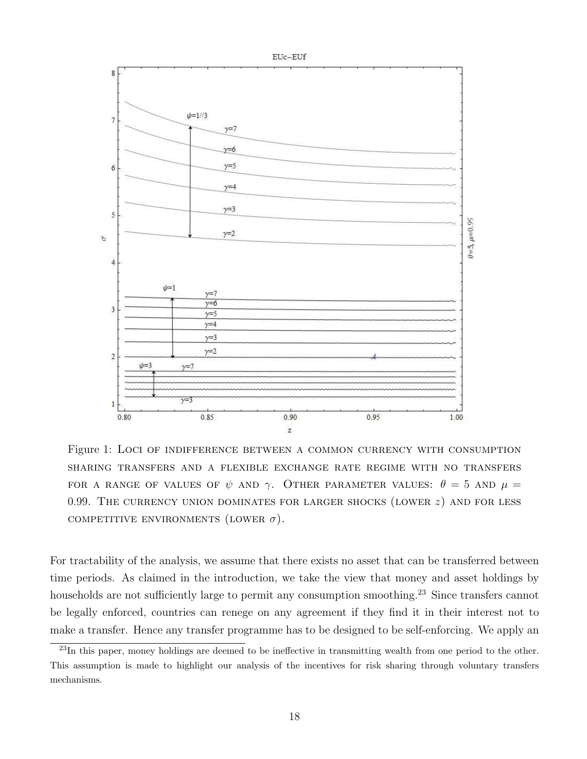Figure 1: Loci of indifference between a common currency with consumption sharing transfers and a flexible exchange rate regime with no transfers for a range of values of $\psi$ and $\gamma$. Other parameter values: $\theta = 5$ and $\mu = 0.99$. The currency union dominates for larger shocks (lower $z$) and for less competitive environments (lower $\sigma$).

For tractability of the analysis, we assume that there exists no asset that can be transferred between time periods. As claimed in the introduction, we take the view that money and asset holdings by households are not sufficiently large to permit any consumption smoothing.[23] Since transfers cannot be legally enforced, countries can renege on any agreement if they find it in their interest not to make a transfer. Hence any transfer programme has to be designed to be self-enforcing. We apply an

[23] In this paper, money holdings are deemed to be ineffective in transmitting wealth from one period to the other. This assumption is made to highlight our analysis of the incentives for risk sharing through voluntary transfers mechanisms.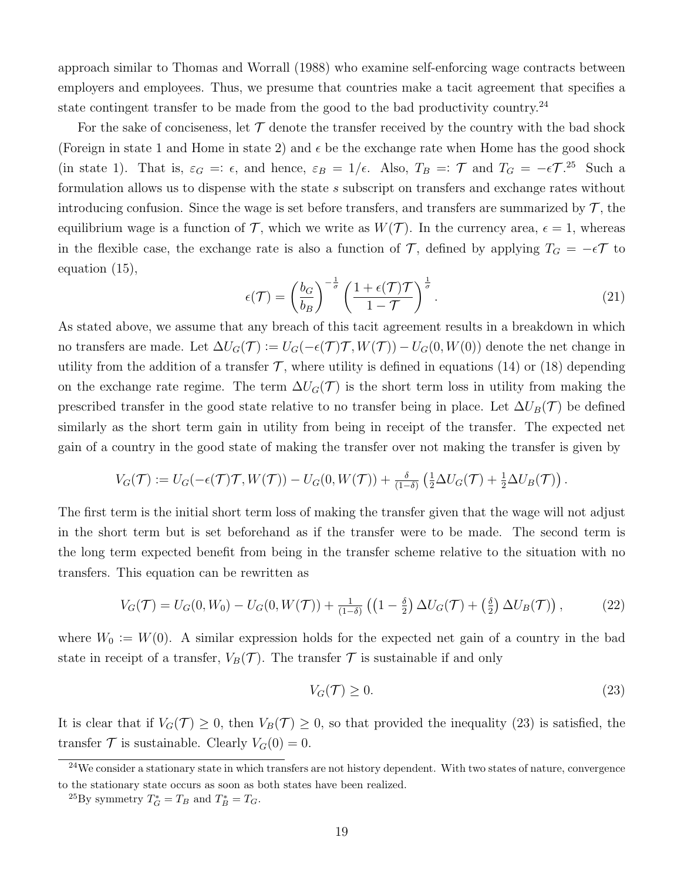approach similar to Thomas and Worrall (1988) who examine self-enforcing wage contracts between employers and employees. Thus, we presume that countries make a tacit agreement that specifies a state contingent transfer to be made from the good to the bad productivity country.[24]

For the sake of conciseness, let $\mathcal{T}$ denote the transfer received by the country with the bad shock (Foreign in state 1 and Home in state 2) and $\epsilon$ be the exchange rate when Home has the good shock (in state 1). That is, $\varepsilon_G =: \epsilon$, and hence, $\varepsilon_B = 1/\epsilon$. Also, $T_B =: \mathcal{T}$ and $T_G = -\epsilon\mathcal{T}$.[25] Such a formulation allows us to dispense with the state $s$ subscript on transfers and exchange rates without introducing confusion. Since the wage is set before transfers, and transfers are summarized by $\mathcal{T}$, the equilibrium wage is a function of $\mathcal{T}$, which we write as $W(\mathcal{T})$. In the currency area, $\epsilon = 1$, whereas in the flexible case, the exchange rate is also a function of $\mathcal{T}$, defined by applying $T_G = -\epsilon\mathcal{T}$ to equation (15),

$$\epsilon(\mathcal{T}) = \left(\frac{b_G}{b_B}\right)^{-\frac{1}{\sigma}} \left(\frac{1+\epsilon(\mathcal{T})\mathcal{T}}{1-\mathcal{T}}\right)^{\frac{1}{\sigma}}. \tag{21}$$

As stated above, we assume that any breach of this tacit agreement results in a breakdown in which no transfers are made. Let $\Delta U_G(\mathcal{T}) := U_G(-\epsilon(\mathcal{T})\mathcal{T}, W(\mathcal{T})) - U_G(0, W(0))$ denote the net change in utility from the addition of a transfer $\mathcal{T}$, where utility is defined in equations (14) or (18) depending on the exchange rate regime. The term $\Delta U_G(\mathcal{T})$ is the short term loss in utility from making the prescribed transfer in the good state relative to no transfer being in place. Let $\Delta U_B(\mathcal{T})$ be defined similarly as the short term gain in utility from being in receipt of the transfer. The expected net gain of a country in the good state of making the transfer over not making the transfer is given by

$$V_G(\mathcal{T}) := U_G(-\epsilon(\mathcal{T})\mathcal{T}, W(\mathcal{T})) - U_G(0, W(\mathcal{T})) + \tfrac{\delta}{(1-\delta)}\left(\tfrac{1}{2}\Delta U_G(\mathcal{T}) + \tfrac{1}{2}\Delta U_B(\mathcal{T})\right).$$

The first term is the initial short term loss of making the transfer given that the wage will not adjust in the short term but is set beforehand as if the transfer were to be made. The second term is the long term expected benefit from being in the transfer scheme relative to the situation with no transfers. This equation can be rewritten as

$$V_G(\mathcal{T}) = U_G(0, W_0) - U_G(0, W(\mathcal{T})) + \tfrac{1}{(1-\delta)}\left(\left(1-\tfrac{\delta}{2}\right)\Delta U_G(\mathcal{T}) + \left(\tfrac{\delta}{2}\right)\Delta U_B(\mathcal{T})\right), \tag{22}$$

where $W_0 := W(0)$. A similar expression holds for the expected net gain of a country in the bad state in receipt of a transfer, $V_B(\mathcal{T})$. The transfer $\mathcal{T}$ is sustainable if and only

$$V_G(\mathcal{T}) \geq 0. \tag{23}$$

It is clear that if $V_G(\mathcal{T}) \geq 0$, then $V_B(\mathcal{T}) \geq 0$, so that provided the inequality (23) is satisfied, the transfer $\mathcal{T}$ is sustainable. Clearly $V_G(0) = 0$.

[24] We consider a stationary state in which transfers are not history dependent. With two states of nature, convergence to the stationary state occurs as soon as both states have been realized.

[25] By symmetry $T^*_G = T_B$ and $T^*_B = T_G$.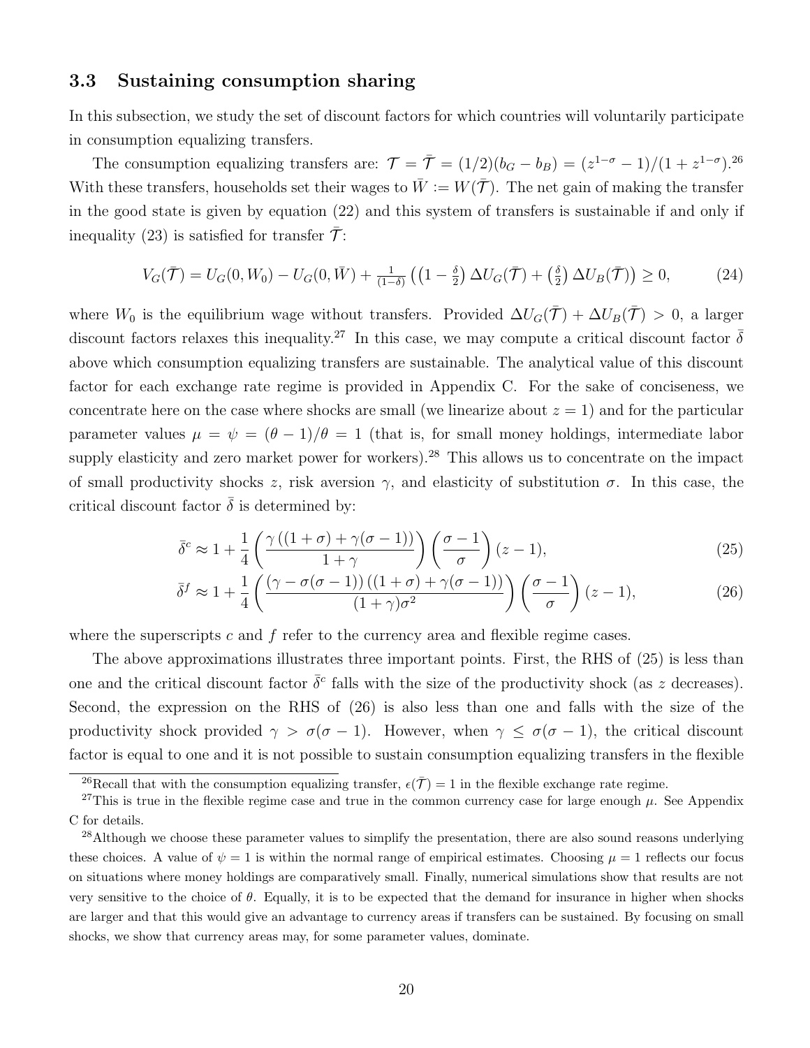### 3.3 Sustaining consumption sharing

In this subsection, we study the set of discount factors for which countries will voluntarily participate in consumption equalizing transfers.

The consumption equalizing transfers are: $\mathcal{T} = \bar{\mathcal{T}} = (1/2)(b_G - b_B) = (z^{1-\sigma} - 1)/(1 + z^{1-\sigma})$.[26] With these transfers, households set their wages to $\bar{W} := W(\bar{\mathcal{T}})$. The net gain of making the transfer in the good state is given by equation (22) and this system of transfers is sustainable if and only if inequality (23) is satisfied for transfer $\bar{\mathcal{T}}$:

$$V_G(\bar{\mathcal{T}}) = U_G(0, W_0) - U_G(0, \bar{W}) + \frac{1}{(1-\delta)}\left(\left(1 - \frac{\delta}{2}\right)\Delta U_G(\bar{\mathcal{T}}) + \left(\frac{\delta}{2}\right)\Delta U_B(\bar{\mathcal{T}})\right) \geq 0, \tag{24}$$

where $W_0$ is the equilibrium wage without transfers. Provided $\Delta U_G(\bar{\mathcal{T}}) + \Delta U_B(\bar{\mathcal{T}}) > 0$, a larger discount factors relaxes this inequality.[27] In this case, we may compute a critical discount factor $\bar{\delta}$ above which consumption equalizing transfers are sustainable. The analytical value of this discount factor for each exchange rate regime is provided in Appendix C. For the sake of conciseness, we concentrate here on the case where shocks are small (we linearize about $z = 1$) and for the particular parameter values $\mu = \psi = (\theta - 1)/\theta = 1$ (that is, for small money holdings, intermediate labor supply elasticity and zero market power for workers).[28] This allows us to concentrate on the impact of small productivity shocks $z$, risk aversion $\gamma$, and elasticity of substitution $\sigma$. In this case, the critical discount factor $\bar{\delta}$ is determined by:

$$\bar{\delta}^c \approx 1 + \frac{1}{4}\left(\frac{\gamma\left((1+\sigma) + \gamma(\sigma - 1)\right)}{1+\gamma}\right)\left(\frac{\sigma - 1}{\sigma}\right)(z - 1), \tag{25}$$

$$\bar{\delta}^f \approx 1 + \frac{1}{4}\left(\frac{\left(\gamma - \sigma(\sigma - 1)\right)\left((1+\sigma) + \gamma(\sigma - 1)\right)}{(1+\gamma)\sigma^2}\right)\left(\frac{\sigma - 1}{\sigma}\right)(z - 1), \tag{26}$$

where the superscripts $c$ and $f$ refer to the currency area and flexible regime cases.

The above approximations illustrates three important points. First, the RHS of (25) is less than one and the critical discount factor $\bar{\delta}^c$ falls with the size of the productivity shock (as $z$ decreases). Second, the expression on the RHS of (26) is also less than one and falls with the size of the productivity shock provided $\gamma > \sigma(\sigma - 1)$. However, when $\gamma \leq \sigma(\sigma - 1)$, the critical discount factor is equal to one and it is not possible to sustain consumption equalizing transfers in the flexible

---

[26] Recall that with the consumption equalizing transfer, $\epsilon(\bar{\mathcal{T}}) = 1$ in the flexible exchange rate regime.

[27] This is true in the flexible regime case and true in the common currency case for large enough $\mu$. See Appendix C for details.

[28] Although we choose these parameter values to simplify the presentation, there are also sound reasons underlying these choices. A value of $\psi = 1$ is within the normal range of empirical estimates. Choosing $\mu = 1$ reflects our focus on situations where money holdings are comparatively small. Finally, numerical simulations show that results are not very sensitive to the choice of $\theta$. Equally, it is to be expected that the demand for insurance in higher when shocks are larger and that this would give an advantage to currency areas if transfers can be sustained. By focusing on small shocks, we show that currency areas may, for some parameter values, dominate.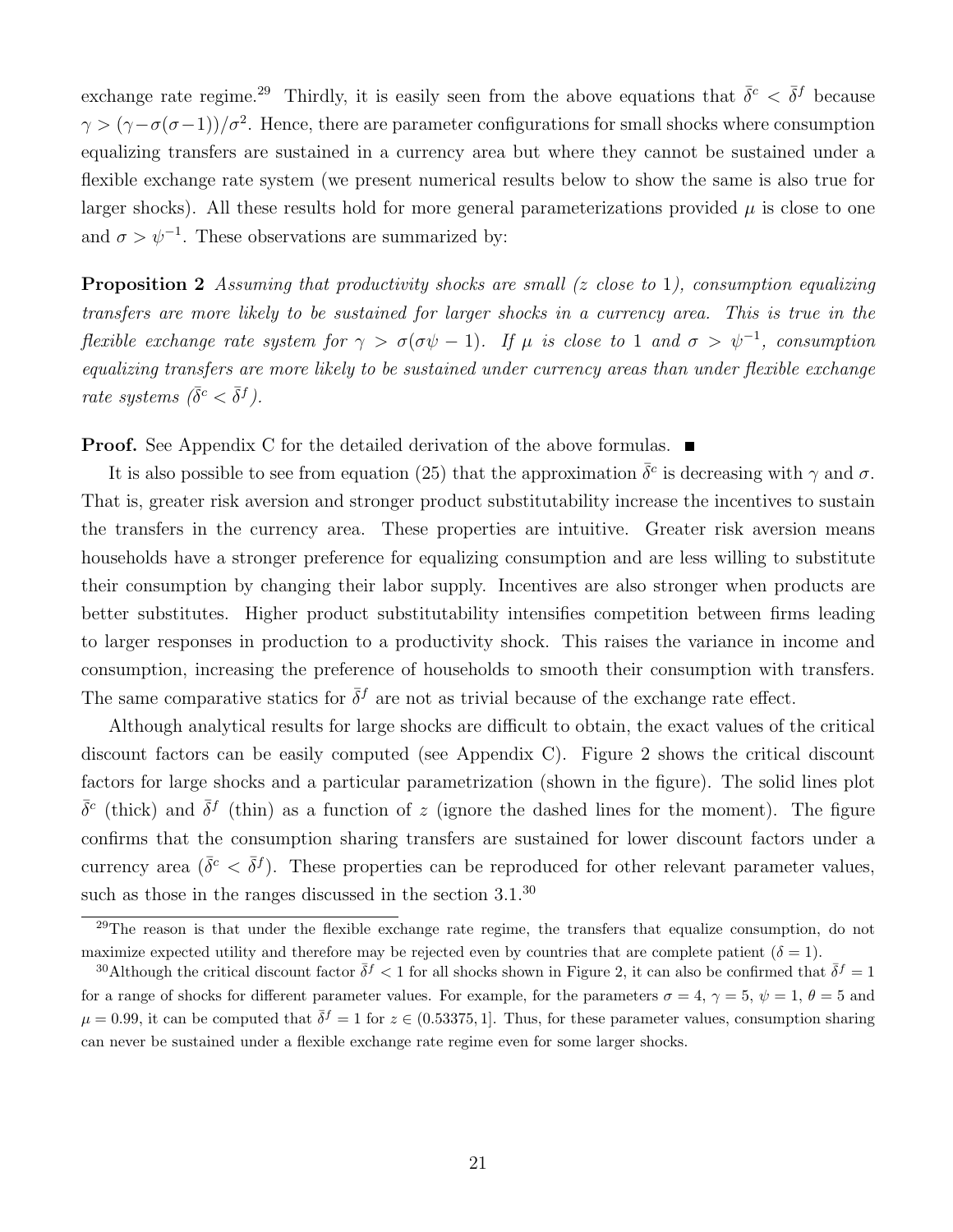exchange rate regime.[29] Thirdly, it is easily seen from the above equations that $\bar{\delta}^c < \bar{\delta}^f$ because $\gamma > (\gamma - \sigma(\sigma-1))/\sigma^2$. Hence, there are parameter configurations for small shocks where consumption equalizing transfers are sustained in a currency area but where they cannot be sustained under a flexible exchange rate system (we present numerical results below to show the same is also true for larger shocks). All these results hold for more general parameterizations provided $\mu$ is close to one and $\sigma > \psi^{-1}$. These observations are summarized by:

**Proposition 2** *Assuming that productivity shocks are small ($z$ close to 1), consumption equalizing transfers are more likely to be sustained for larger shocks in a currency area. This is true in the flexible exchange rate system for $\gamma > \sigma(\sigma\psi - 1)$. If $\mu$ is close to 1 and $\sigma > \psi^{-1}$, consumption equalizing transfers are more likely to be sustained under currency areas than under flexible exchange rate systems ($\bar{\delta}^c < \bar{\delta}^f$).*

**Proof.** See Appendix C for the detailed derivation of the above formulas. ■

It is also possible to see from equation (25) that the approximation $\bar{\delta}^c$ is decreasing with $\gamma$ and $\sigma$. That is, greater risk aversion and stronger product substitutability increase the incentives to sustain the transfers in the currency area. These properties are intuitive. Greater risk aversion means households have a stronger preference for equalizing consumption and are less willing to substitute their consumption by changing their labor supply. Incentives are also stronger when products are better substitutes. Higher product substitutability intensifies competition between firms leading to larger responses in production to a productivity shock. This raises the variance in income and consumption, increasing the preference of households to smooth their consumption with transfers. The same comparative statics for $\bar{\delta}^f$ are not as trivial because of the exchange rate effect.

Although analytical results for large shocks are difficult to obtain, the exact values of the critical discount factors can be easily computed (see Appendix C). Figure 2 shows the critical discount factors for large shocks and a particular parametrization (shown in the figure). The solid lines plot $\bar{\delta}^c$ (thick) and $\bar{\delta}^f$ (thin) as a function of $z$ (ignore the dashed lines for the moment). The figure confirms that the consumption sharing transfers are sustained for lower discount factors under a currency area ($\bar{\delta}^c < \bar{\delta}^f$). These properties can be reproduced for other relevant parameter values, such as those in the ranges discussed in the section 3.1.[30]

[29] The reason is that under the flexible exchange rate regime, the transfers that equalize consumption, do not maximize expected utility and therefore may be rejected even by countries that are complete patient ($\delta = 1$).

[30] Although the critical discount factor $\bar{\delta}^f < 1$ for all shocks shown in Figure 2, it can also be confirmed that $\bar{\delta}^f = 1$ for a range of shocks for different parameter values. For example, for the parameters $\sigma = 4$, $\gamma = 5$, $\psi = 1$, $\theta = 5$ and $\mu = 0.99$, it can be computed that $\bar{\delta}^f = 1$ for $z \in (0.53375, 1]$. Thus, for these parameter values, consumption sharing can never be sustained under a flexible exchange rate regime even for some larger shocks.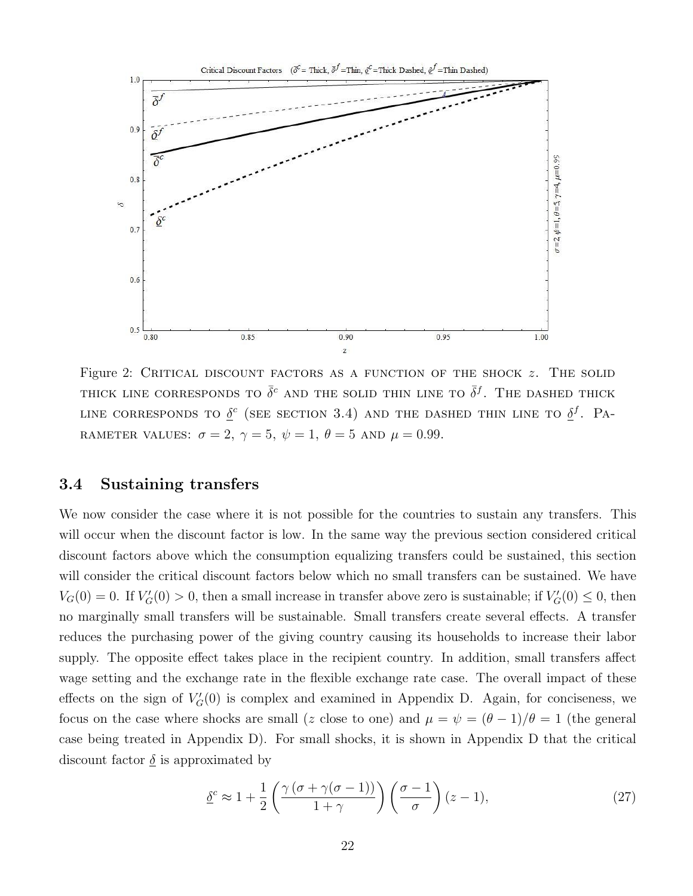Figure 2: Critical discount factors as a function of the shock $z$. The solid thick line corresponds to $\bar{\delta}^c$ and the solid thin line to $\bar{\delta}^f$. The dashed thick line corresponds to $\underline{\delta}^c$ (see section 3.4) and the dashed thin line to $\underline{\delta}^f$. Parameter values: $\sigma = 2$, $\gamma = 5$, $\psi = 1$, $\theta = 5$ and $\mu = 0.99$.

### 3.4 Sustaining transfers

We now consider the case where it is not possible for the countries to sustain any transfers. This will occur when the discount factor is low. In the same way the previous section considered critical discount factors above which the consumption equalizing transfers could be sustained, this section will consider the critical discount factors below which no small transfers can be sustained. We have $V_G(0) = 0$. If $V_G'(0) > 0$, then a small increase in transfer above zero is sustainable; if $V_G'(0) \leq 0$, then no marginally small transfers will be sustainable. Small transfers create several effects. A transfer reduces the purchasing power of the giving country causing its households to increase their labor supply. The opposite effect takes place in the recipient country. In addition, small transfers affect wage setting and the exchange rate in the flexible exchange rate case. The overall impact of these effects on the sign of $V_G'(0)$ is complex and examined in Appendix D. Again, for conciseness, we focus on the case where shocks are small ($z$ close to one) and $\mu = \psi = (\theta - 1)/\theta = 1$ (the general case being treated in Appendix D). For small shocks, it is shown in Appendix D that the critical discount factor $\underline{\delta}$ is approximated by

$$\underline{\delta}^c \approx 1 + \frac{1}{2}\left(\frac{\gamma\left(\sigma + \gamma(\sigma - 1)\right)}{1 + \gamma}\right)\left(\frac{\sigma - 1}{\sigma}\right)(z - 1), \tag{27}$$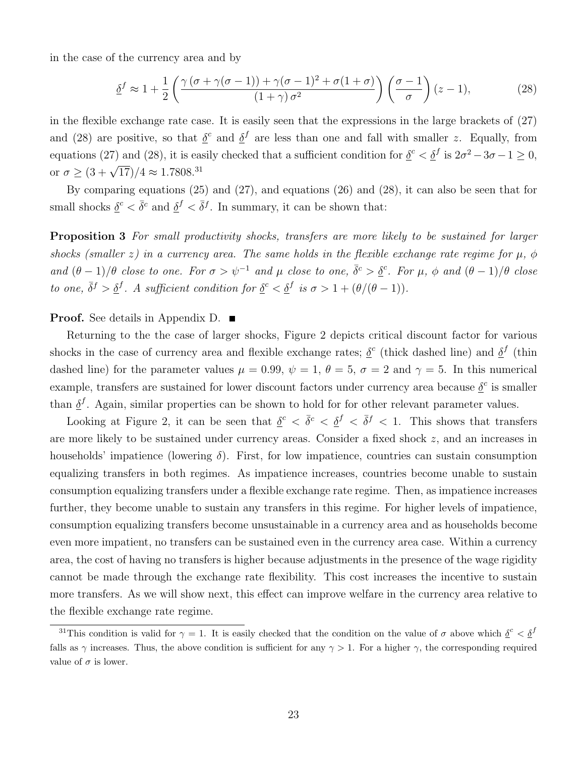in the case of the currency area and by

$$\underline{\delta}^f \approx 1 + \frac{1}{2}\left(\frac{\gamma\left(\sigma + \gamma(\sigma-1)\right) + \gamma(\sigma-1)^2 + \sigma(1+\sigma)}{(1+\gamma)\,\sigma^2}\right)\left(\frac{\sigma-1}{\sigma}\right)(z-1), \tag{28}$$

in the flexible exchange rate case. It is easily seen that the expressions in the large brackets of (27) and (28) are positive, so that $\underline{\delta}^c$ and $\underline{\delta}^f$ are less than one and fall with smaller $z$. Equally, from equations (27) and (28), it is easily checked that a sufficient condition for $\underline{\delta}^c < \underline{\delta}^f$ is $2\sigma^2 - 3\sigma - 1 \geq 0$, or $\sigma \geq (3 + \sqrt{17})/4 \approx 1.7808$.[31]

By comparing equations (25) and (27), and equations (26) and (28), it can also be seen that for small shocks $\underline{\delta}^c < \bar{\delta}^c$ and $\underline{\delta}^f < \bar{\delta}^f$. In summary, it can be shown that:

**Proposition 3** *For small productivity shocks, transfers are more likely to be sustained for larger shocks (smaller $z$) in a currency area. The same holds in the flexible exchange rate regime for $\mu$, $\phi$ and $(\theta-1)/\theta$ close to one. For $\sigma > \psi^{-1}$ and $\mu$ close to one, $\bar{\delta}^c > \underline{\delta}^c$. For $\mu$, $\phi$ and $(\theta-1)/\theta$ close to one, $\bar{\delta}^f > \underline{\delta}^f$. A sufficient condition for $\underline{\delta}^c < \underline{\delta}^f$ is $\sigma > 1 + (\theta/(\theta-1))$.*

**Proof.** See details in Appendix D. ■

Returning to the the case of larger shocks, Figure 2 depicts critical discount factor for various shocks in the case of currency area and flexible exchange rates; $\underline{\delta}^c$ (thick dashed line) and $\underline{\delta}^f$ (thin dashed line) for the parameter values $\mu = 0.99$, $\psi = 1$, $\theta = 5$, $\sigma = 2$ and $\gamma = 5$. In this numerical example, transfers are sustained for lower discount factors under currency area because $\underline{\delta}^c$ is smaller than $\underline{\delta}^f$. Again, similar properties can be shown to hold for for other relevant parameter values.

Looking at Figure 2, it can be seen that $\underline{\delta}^c < \bar{\delta}^c < \underline{\delta}^f < \bar{\delta}^f < 1$. This shows that transfers are more likely to be sustained under currency areas. Consider a fixed shock $z$, and an increases in households' impatience (lowering $\delta$). First, for low impatience, countries can sustain consumption equalizing transfers in both regimes. As impatience increases, countries become unable to sustain consumption equalizing transfers under a flexible exchange rate regime. Then, as impatience increases further, they become unable to sustain any transfers in this regime. For higher levels of impatience, consumption equalizing transfers become unsustainable in a currency area and as households become even more impatient, no transfers can be sustained even in the currency area case. Within a currency area, the cost of having no transfers is higher because adjustments in the presence of the wage rigidity cannot be made through the exchange rate flexibility. This cost increases the incentive to sustain more transfers. As we will show next, this effect can improve welfare in the currency area relative to the flexible exchange rate regime.

[31] This condition is valid for $\gamma = 1$. It is easily checked that the condition on the value of $\sigma$ above which $\underline{\delta}^c < \underline{\delta}^f$ falls as $\gamma$ increases. Thus, the above condition is sufficient for any $\gamma > 1$. For a higher $\gamma$, the corresponding required value of $\sigma$ is lower.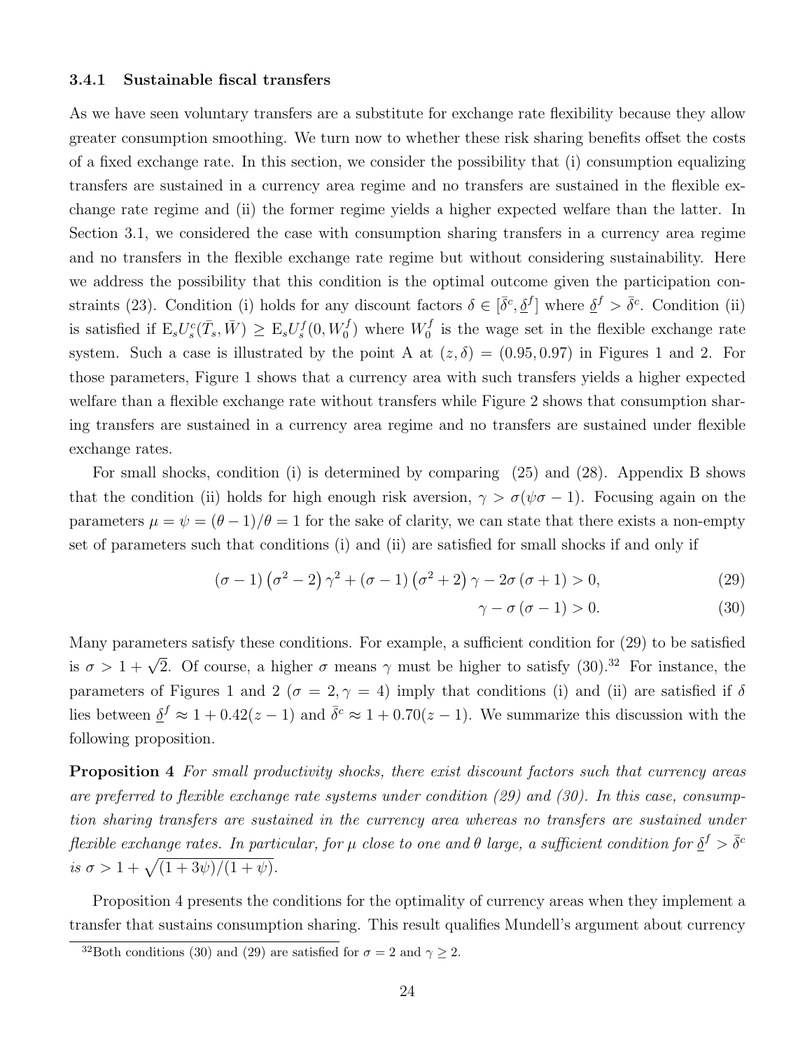### 3.4.1 Sustainable fiscal transfers

As we have seen voluntary transfers are a substitute for exchange rate flexibility because they allow greater consumption smoothing. We turn now to whether these risk sharing benefits offset the costs of a fixed exchange rate. In this section, we consider the possibility that (i) consumption equalizing transfers are sustained in a currency area regime and no transfers are sustained in the flexible exchange rate regime and (ii) the former regime yields a higher expected welfare than the latter. In Section 3.1, we considered the case with consumption sharing transfers in a currency area regime and no transfers in the flexible exchange rate regime but without considering sustainability. Here we address the possibility that this condition is the optimal outcome given the participation constraints (23). Condition (i) holds for any discount factors $\delta \in [\bar{\delta}^c, \underline{\delta}^f]$ where $\underline{\delta}^f > \bar{\delta}^c$. Condition (ii) is satisfied if $\mathrm{E}_s U_s^c(\bar{T}_s, \bar{W}) \geq \mathrm{E}_s U_s^f(0, W_0^f)$ where $W_0^f$ is the wage set in the flexible exchange rate system. Such a case is illustrated by the point A at $(z, \delta) = (0.95, 0.97)$ in Figures 1 and 2. For those parameters, Figure 1 shows that a currency area with such transfers yields a higher expected welfare than a flexible exchange rate without transfers while Figure 2 shows that consumption sharing transfers are sustained in a currency area regime and no transfers are sustained under flexible exchange rates.

For small shocks, condition (i) is determined by comparing (25) and (28). Appendix B shows that the condition (ii) holds for high enough risk aversion, $\gamma > \sigma(\psi\sigma - 1)$. Focusing again on the parameters $\mu = \psi = (\theta - 1)/\theta = 1$ for the sake of clarity, we can state that there exists a non-empty set of parameters such that conditions (i) and (ii) are satisfied for small shocks if and only if

$$(\sigma - 1)\left(\sigma^2 - 2\right)\gamma^2 + (\sigma - 1)\left(\sigma^2 + 2\right)\gamma - 2\sigma(\sigma + 1) > 0, \tag{29}$$

$$\gamma - \sigma(\sigma - 1) > 0. \tag{30}$$

Many parameters satisfy these conditions. For example, a sufficient condition for (29) to be satisfied is $\sigma > 1 + \sqrt{2}$. Of course, a higher $\sigma$ means $\gamma$ must be higher to satisfy (30).[32] For instance, the parameters of Figures 1 and 2 ($\sigma = 2, \gamma = 4$) imply that conditions (i) and (ii) are satisfied if $\delta$ lies between $\underline{\delta}^f \approx 1 + 0.42(z - 1)$ and $\bar{\delta}^c \approx 1 + 0.70(z - 1)$. We summarize this discussion with the following proposition.

**Proposition 4** *For small productivity shocks, there exist discount factors such that currency areas are preferred to flexible exchange rate systems under condition (29) and (30). In this case, consumption sharing transfers are sustained in the currency area whereas no transfers are sustained under flexible exchange rates. In particular, for $\mu$ close to one and $\theta$ large, a sufficient condition for $\underline{\delta}^f > \bar{\delta}^c$ is $\sigma > 1 + \sqrt{(1 + 3\psi)/(1 + \psi)}$.*

Proposition 4 presents the conditions for the optimality of currency areas when they implement a transfer that sustains consumption sharing. This result qualifies Mundell's argument about currency

[32] Both conditions (30) and (29) are satisfied for $\sigma = 2$ and $\gamma \geq 2$.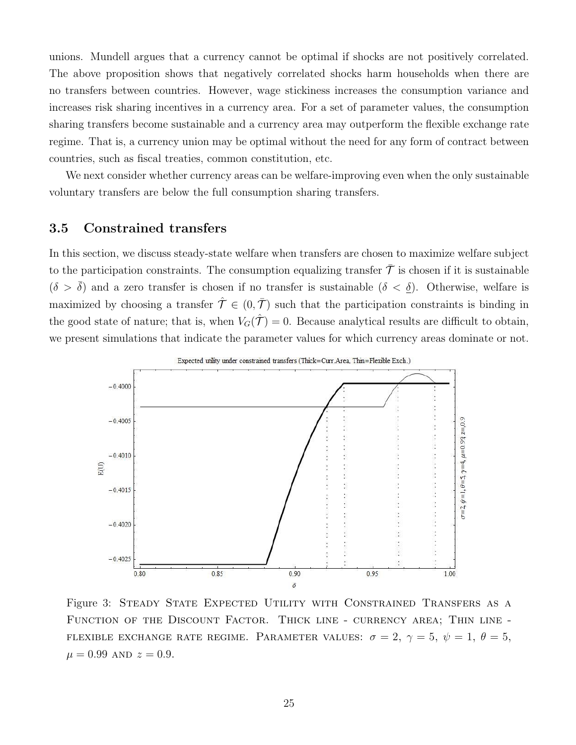unions. Mundell argues that a currency cannot be optimal if shocks are not positively correlated. The above proposition shows that negatively correlated shocks harm households when there are no transfers between countries. However, wage stickiness increases the consumption variance and increases risk sharing incentives in a currency area. For a set of parameter values, the consumption sharing transfers become sustainable and a currency area may outperform the flexible exchange rate regime. That is, a currency union may be optimal without the need for any form of contract between countries, such as fiscal treaties, common constitution, etc.

We next consider whether currency areas can be welfare-improving even when the only sustainable voluntary transfers are below the full consumption sharing transfers.

### 3.5 Constrained transfers

In this section, we discuss steady-state welfare when transfers are chosen to maximize welfare subject to the participation constraints. The consumption equalizing transfer $\bar{\mathcal{T}}$ is chosen if it is sustainable ($\delta > \bar{\delta}$) and a zero transfer is chosen if no transfer is sustainable ($\delta < \underline{\delta}$). Otherwise, welfare is maximized by choosing a transfer $\hat{\mathcal{T}} \in (0, \bar{\mathcal{T}})$ such that the participation constraints is binding in the good state of nature; that is, when $V_G(\hat{\mathcal{T}}) = 0$. Because analytical results are difficult to obtain, we present simulations that indicate the parameter values for which currency areas dominate or not.

Figure 3: Steady State Expected Utility with Constrained Transfers as a Function of the Discount Factor. Thick line - currency area; Thin line - flexible exchange rate regime. Parameter values: $\sigma = 2$, $\gamma = 5$, $\psi = 1$, $\theta = 5$, $\mu = 0.99$ and $z = 0.9$.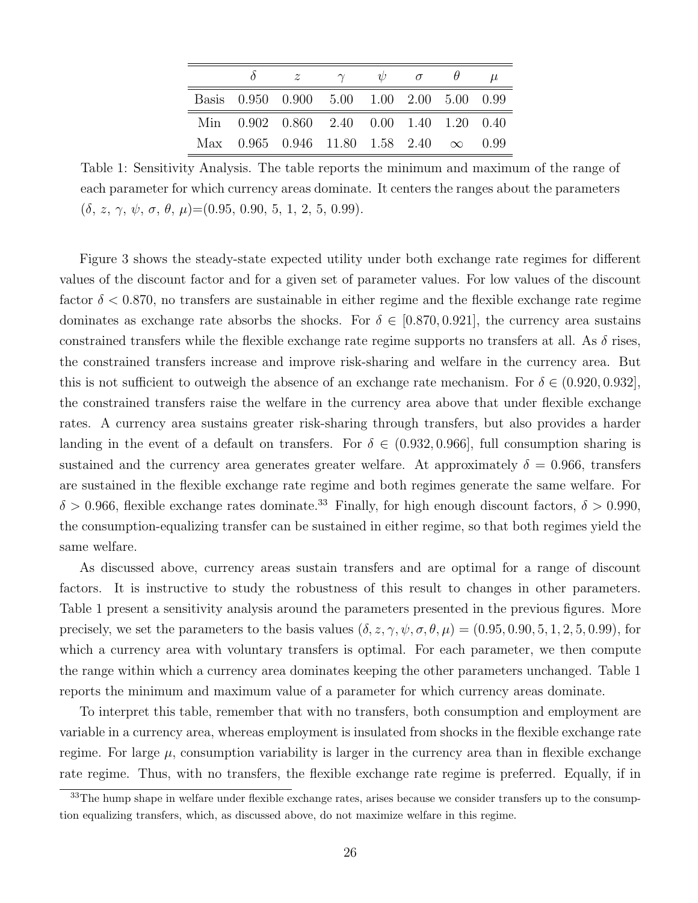|  | $\delta$ | $z$ | $\gamma$ | $\psi$ | $\sigma$ | $\theta$ | $\mu$ |
|---|---|---|---|---|---|---|---|
| Basis | 0.950 | 0.900 | 5.00 | 1.00 | 2.00 | 5.00 | 0.99 |
| Min | 0.902 | 0.860 | 2.40 | 0.00 | 1.40 | 1.20 | 0.40 |
| Max | 0.965 | 0.946 | 11.80 | 1.58 | 2.40 | $\infty$ | 0.99 |

Table 1: Sensitivity Analysis. The table reports the minimum and maximum of the range of each parameter for which currency areas dominate. It centers the ranges about the parameters ($\delta$, $z$, $\gamma$, $\psi$, $\sigma$, $\theta$, $\mu$)=(0.95, 0.90, 5, 1, 2, 5, 0.99).

Figure 3 shows the steady-state expected utility under both exchange rate regimes for different values of the discount factor and for a given set of parameter values. For low values of the discount factor $\delta < 0.870$, no transfers are sustainable in either regime and the flexible exchange rate regime dominates as exchange rate absorbs the shocks. For $\delta \in [0.870, 0.921]$, the currency area sustains constrained transfers while the flexible exchange rate regime supports no transfers at all. As $\delta$ rises, the constrained transfers increase and improve risk-sharing and welfare in the currency area. But this is not sufficient to outweigh the absence of an exchange rate mechanism. For $\delta \in (0.920, 0.932]$, the constrained transfers raise the welfare in the currency area above that under flexible exchange rates. A currency area sustains greater risk-sharing through transfers, but also provides a harder landing in the event of a default on transfers. For $\delta \in (0.932, 0.966]$, full consumption sharing is sustained and the currency area generates greater welfare. At approximately $\delta = 0.966$, transfers are sustained in the flexible exchange rate regime and both regimes generate the same welfare. For $\delta > 0.966$, flexible exchange rates dominate.[33] Finally, for high enough discount factors, $\delta > 0.990$, the consumption-equalizing transfer can be sustained in either regime, so that both regimes yield the same welfare.

As discussed above, currency areas sustain transfers and are optimal for a range of discount factors. It is instructive to study the robustness of this result to changes in other parameters. Table 1 present a sensitivity analysis around the parameters presented in the previous figures. More precisely, we set the parameters to the basis values $(\delta, z, \gamma, \psi, \sigma, \theta, \mu) = (0.95, 0.90, 5, 1, 2, 5, 0.99)$, for which a currency area with voluntary transfers is optimal. For each parameter, we then compute the range within which a currency area dominates keeping the other parameters unchanged. Table 1 reports the minimum and maximum value of a parameter for which currency areas dominate.

To interpret this table, remember that with no transfers, both consumption and employment are variable in a currency area, whereas employment is insulated from shocks in the flexible exchange rate regime. For large $\mu$, consumption variability is larger in the currency area than in flexible exchange rate regime. Thus, with no transfers, the flexible exchange rate regime is preferred. Equally, if in

[33]The hump shape in welfare under flexible exchange rates, arises because we consider transfers up to the consumption equalizing transfers, which, as discussed above, do not maximize welfare in this regime.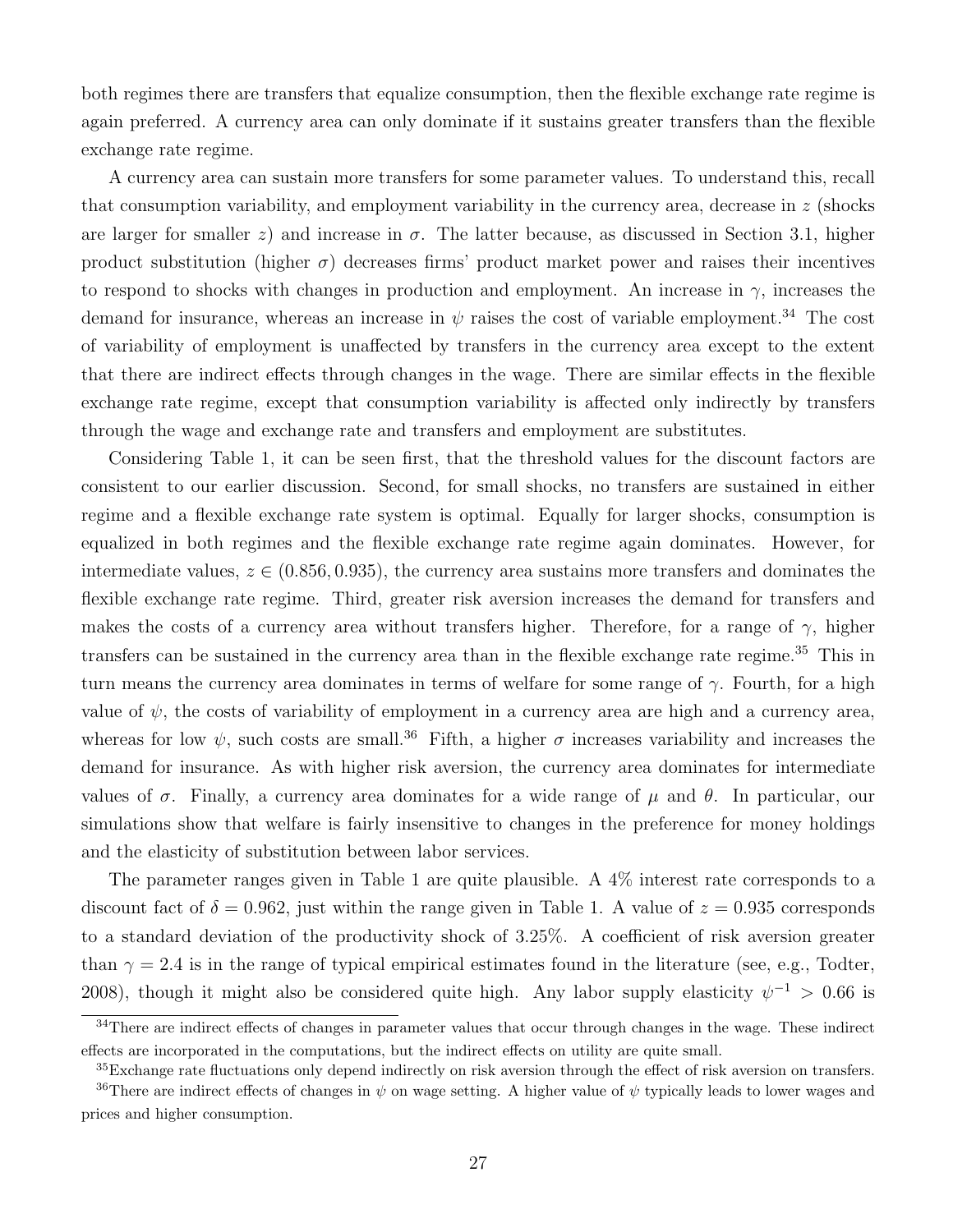both regimes there are transfers that equalize consumption, then the flexible exchange rate regime is again preferred. A currency area can only dominate if it sustains greater transfers than the flexible exchange rate regime.

A currency area can sustain more transfers for some parameter values. To understand this, recall that consumption variability, and employment variability in the currency area, decrease in $z$ (shocks are larger for smaller $z$) and increase in $\sigma$. The latter because, as discussed in Section 3.1, higher product substitution (higher $\sigma$) decreases firms' product market power and raises their incentives to respond to shocks with changes in production and employment. An increase in $\gamma$, increases the demand for insurance, whereas an increase in $\psi$ raises the cost of variable employment.[34] The cost of variability of employment is unaffected by transfers in the currency area except to the extent that there are indirect effects through changes in the wage. There are similar effects in the flexible exchange rate regime, except that consumption variability is affected only indirectly by transfers through the wage and exchange rate and transfers and employment are substitutes.

Considering Table 1, it can be seen first, that the threshold values for the discount factors are consistent to our earlier discussion. Second, for small shocks, no transfers are sustained in either regime and a flexible exchange rate system is optimal. Equally for larger shocks, consumption is equalized in both regimes and the flexible exchange rate regime again dominates. However, for intermediate values, $z \in (0.856, 0.935)$, the currency area sustains more transfers and dominates the flexible exchange rate regime. Third, greater risk aversion increases the demand for transfers and makes the costs of a currency area without transfers higher. Therefore, for a range of $\gamma$, higher transfers can be sustained in the currency area than in the flexible exchange rate regime.[35] This in turn means the currency area dominates in terms of welfare for some range of $\gamma$. Fourth, for a high value of $\psi$, the costs of variability of employment in a currency area are high and a currency area, whereas for low $\psi$, such costs are small.[36] Fifth, a higher $\sigma$ increases variability and increases the demand for insurance. As with higher risk aversion, the currency area dominates for intermediate values of $\sigma$. Finally, a currency area dominates for a wide range of $\mu$ and $\theta$. In particular, our simulations show that welfare is fairly insensitive to changes in the preference for money holdings and the elasticity of substitution between labor services.

The parameter ranges given in Table 1 are quite plausible. A 4% interest rate corresponds to a discount fact of $\delta = 0.962$, just within the range given in Table 1. A value of $z = 0.935$ corresponds to a standard deviation of the productivity shock of 3.25%. A coefficient of risk aversion greater than $\gamma = 2.4$ is in the range of typical empirical estimates found in the literature (see, e.g., Todter, 2008), though it might also be considered quite high. Any labor supply elasticity $\psi^{-1} > 0.66$ is

[34] There are indirect effects of changes in parameter values that occur through changes in the wage. These indirect effects are incorporated in the computations, but the indirect effects on utility are quite small.

[35] Exchange rate fluctuations only depend indirectly on risk aversion through the effect of risk aversion on transfers.

[36] There are indirect effects of changes in $\psi$ on wage setting. A higher value of $\psi$ typically leads to lower wages and prices and higher consumption.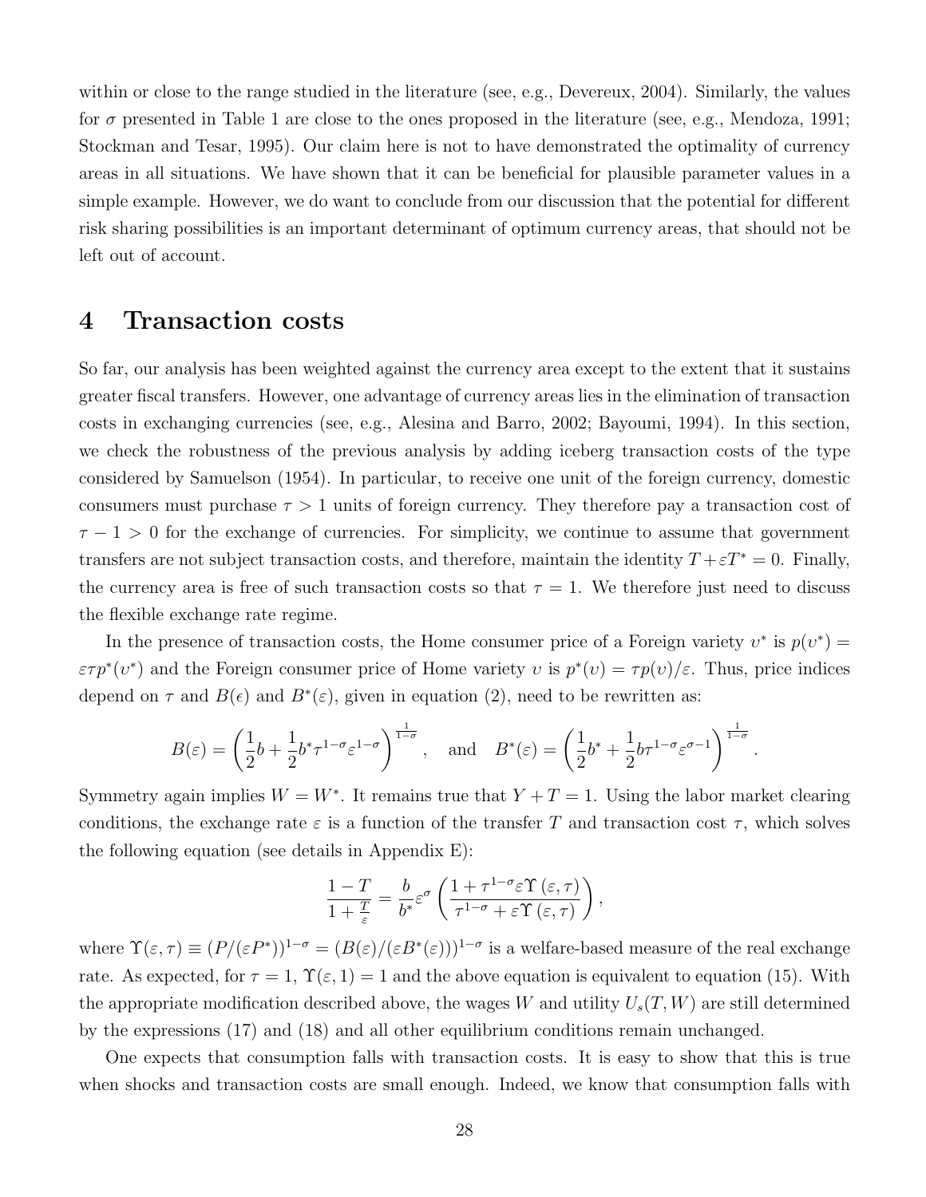within or close to the range studied in the literature (see, e.g., Devereux, 2004). Similarly, the values for $\sigma$ presented in Table 1 are close to the ones proposed in the literature (see, e.g., Mendoza, 1991; Stockman and Tesar, 1995). Our claim here is not to have demonstrated the optimality of currency areas in all situations. We have shown that it can be beneficial for plausible parameter values in a simple example. However, we do want to conclude from our discussion that the potential for different risk sharing possibilities is an important determinant of optimum currency areas, that should not be left out of account.

# 4 Transaction costs

So far, our analysis has been weighted against the currency area except to the extent that it sustains greater fiscal transfers. However, one advantage of currency areas lies in the elimination of transaction costs in exchanging currencies (see, e.g., Alesina and Barro, 2002; Bayoumi, 1994). In this section, we check the robustness of the previous analysis by adding iceberg transaction costs of the type considered by Samuelson (1954). In particular, to receive one unit of the foreign currency, domestic consumers must purchase $\tau > 1$ units of foreign currency. They therefore pay a transaction cost of $\tau - 1 > 0$ for the exchange of currencies. For simplicity, we continue to assume that government transfers are not subject transaction costs, and therefore, maintain the identity $T + \varepsilon T^* = 0$. Finally, the currency area is free of such transaction costs so that $\tau = 1$. We therefore just need to discuss the flexible exchange rate regime.

In the presence of transaction costs, the Home consumer price of a Foreign variety $\upsilon^*$ is $p(\upsilon^*) = \varepsilon\tau p^*(\upsilon^*)$ and the Foreign consumer price of Home variety $\upsilon$ is $p^*(\upsilon) = \tau p(\upsilon)/\varepsilon$. Thus, price indices depend on $\tau$ and $B(\epsilon)$ and $B^*(\varepsilon)$, given in equation (2), need to be rewritten as:

$$
B(\varepsilon) = \left(\frac{1}{2}b + \frac{1}{2}b^*\tau^{1-\sigma}\varepsilon^{1-\sigma}\right)^{\frac{1}{1-\sigma}}, \quad \text{and} \quad B^*(\varepsilon) = \left(\frac{1}{2}b^* + \frac{1}{2}b\tau^{1-\sigma}\varepsilon^{\sigma-1}\right)^{\frac{1}{1-\sigma}}.
$$

Symmetry again implies $W = W^*$. It remains true that $Y + T = 1$. Using the labor market clearing conditions, the exchange rate $\varepsilon$ is a function of the transfer $T$ and transaction cost $\tau$, which solves the following equation (see details in Appendix E):

$$
\frac{1-T}{1+\frac{T}{\varepsilon}} = \frac{b}{b^*}\varepsilon^\sigma \left(\frac{1+\tau^{1-\sigma}\varepsilon\Upsilon(\varepsilon,\tau)}{\tau^{1-\sigma}+\varepsilon\Upsilon(\varepsilon,\tau)}\right),
$$

where $\Upsilon(\varepsilon,\tau) \equiv (P/(\varepsilon P^*))^{1-\sigma} = (B(\varepsilon)/(\varepsilon B^*(\varepsilon)))^{1-\sigma}$ is a welfare-based measure of the real exchange rate. As expected, for $\tau = 1$, $\Upsilon(\varepsilon, 1) = 1$ and the above equation is equivalent to equation (15). With the appropriate modification described above, the wages $W$ and utility $U_s(T,W)$ are still determined by the expressions (17) and (18) and all other equilibrium conditions remain unchanged.

One expects that consumption falls with transaction costs. It is easy to show that this is true when shocks and transaction costs are small enough. Indeed, we know that consumption falls with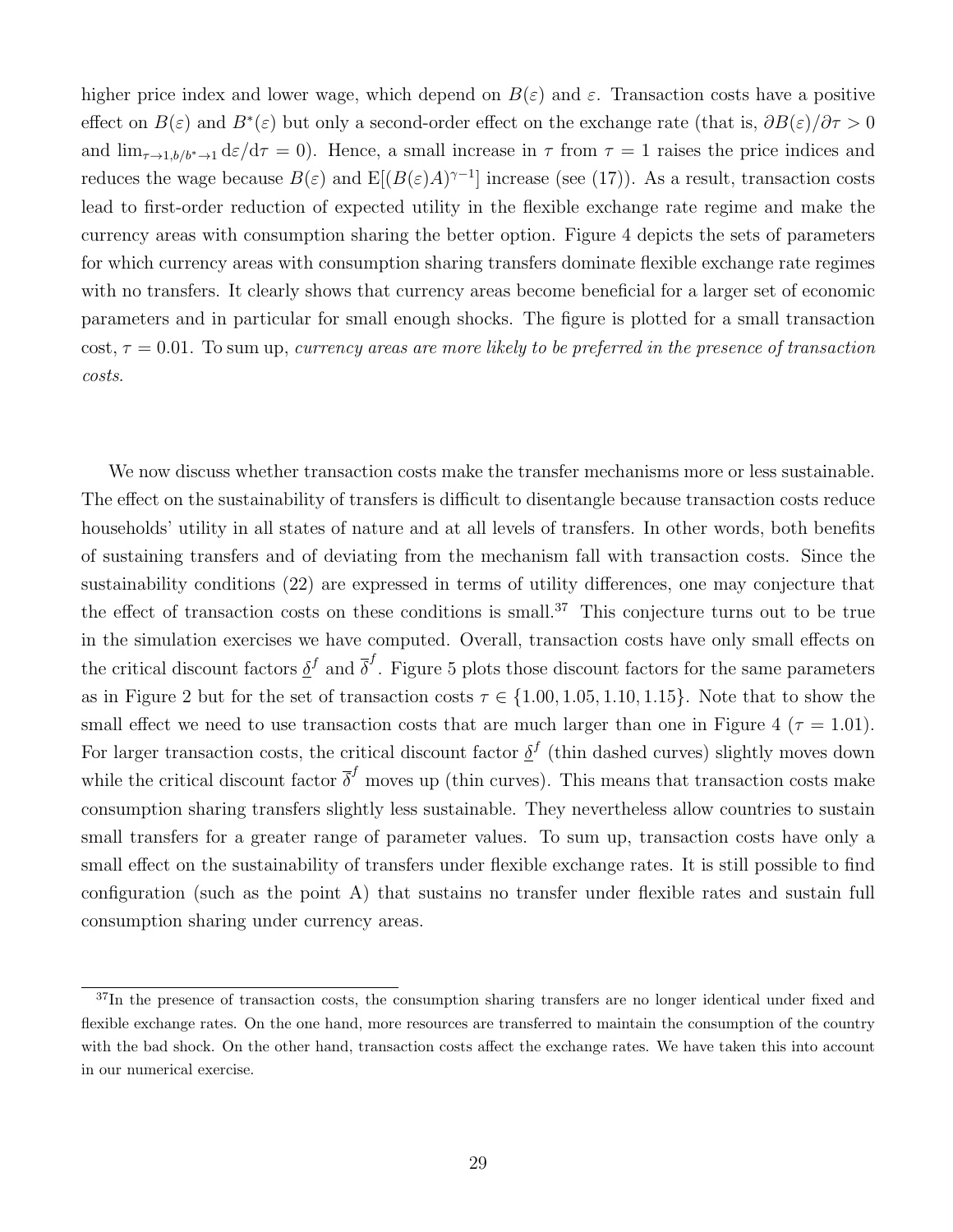higher price index and lower wage, which depend on $B(\varepsilon)$ and $\varepsilon$. Transaction costs have a positive effect on $B(\varepsilon)$ and $B^*(\varepsilon)$ but only a second-order effect on the exchange rate (that is, $\partial B(\varepsilon)/\partial\tau > 0$ and $\lim_{\tau\to 1, b/b^*\to 1} \mathrm{d}\varepsilon/\mathrm{d}\tau = 0$). Hence, a small increase in $\tau$ from $\tau = 1$ raises the price indices and reduces the wage because $B(\varepsilon)$ and $\mathrm{E}[(B(\varepsilon)A)^{\gamma-1}]$ increase (see (17)). As a result, transaction costs lead to first-order reduction of expected utility in the flexible exchange rate regime and make the currency areas with consumption sharing the better option. Figure 4 depicts the sets of parameters for which currency areas with consumption sharing transfers dominate flexible exchange rate regimes with no transfers. It clearly shows that currency areas become beneficial for a larger set of economic parameters and in particular for small enough shocks. The figure is plotted for a small transaction cost, $\tau = 0.01$. To sum up, *currency areas are more likely to be preferred in the presence of transaction costs.*

We now discuss whether transaction costs make the transfer mechanisms more or less sustainable. The effect on the sustainability of transfers is difficult to disentangle because transaction costs reduce households' utility in all states of nature and at all levels of transfers. In other words, both benefits of sustaining transfers and of deviating from the mechanism fall with transaction costs. Since the sustainability conditions (22) are expressed in terms of utility differences, one may conjecture that the effect of transaction costs on these conditions is small.[37] This conjecture turns out to be true in the simulation exercises we have computed. Overall, transaction costs have only small effects on the critical discount factors $\underline{\delta}^f$ and $\overline{\delta}^f$. Figure 5 plots those discount factors for the same parameters as in Figure 2 but for the set of transaction costs $\tau \in \{1.00, 1.05, 1.10, 1.15\}$. Note that to show the small effect we need to use transaction costs that are much larger than one in Figure 4 ($\tau = 1.01$). For larger transaction costs, the critical discount factor $\underline{\delta}^f$ (thin dashed curves) slightly moves down while the critical discount factor $\overline{\delta}^f$ moves up (thin curves). This means that transaction costs make consumption sharing transfers slightly less sustainable. They nevertheless allow countries to sustain small transfers for a greater range of parameter values. To sum up, transaction costs have only a small effect on the sustainability of transfers under flexible exchange rates. It is still possible to find configuration (such as the point A) that sustains no transfer under flexible rates and sustain full consumption sharing under currency areas.

[37] In the presence of transaction costs, the consumption sharing transfers are no longer identical under fixed and flexible exchange rates. On the one hand, more resources are transferred to maintain the consumption of the country with the bad shock. On the other hand, transaction costs affect the exchange rates. We have taken this into account in our numerical exercise.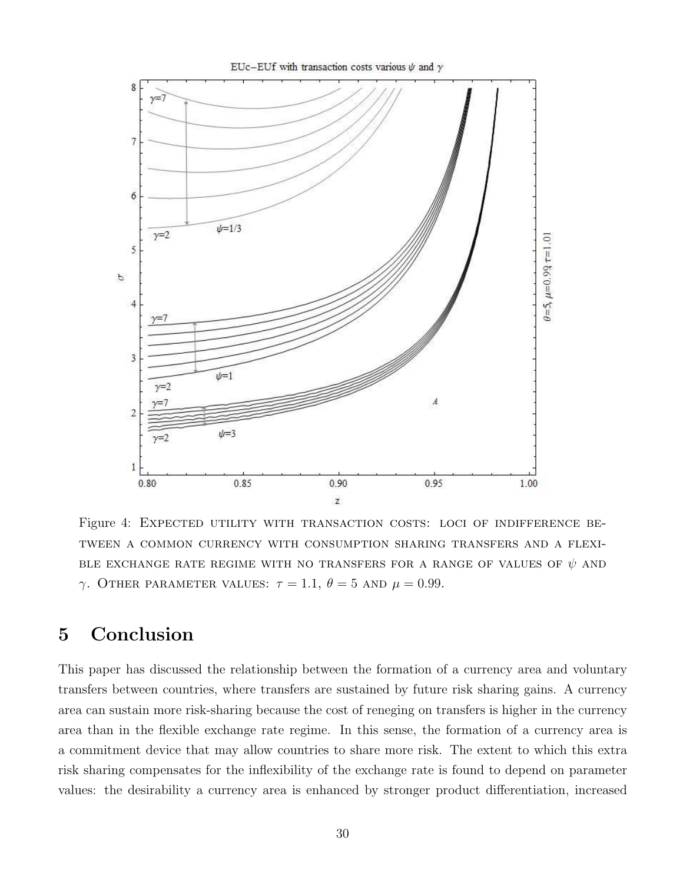Figure 4: Expected utility with transaction costs: loci of indifference between a common currency with consumption sharing transfers and a flexible exchange rate regime with no transfers for a range of values of $\psi$ and $\gamma$. Other parameter values: $\tau = 1.1$, $\theta = 5$ and $\mu = 0.99$.

# 5 Conclusion

This paper has discussed the relationship between the formation of a currency area and voluntary transfers between countries, where transfers are sustained by future risk sharing gains. A currency area can sustain more risk-sharing because the cost of reneging on transfers is higher in the currency area than in the flexible exchange rate regime. In this sense, the formation of a currency area is a commitment device that may allow countries to share more risk. The extent to which this extra risk sharing compensates for the inflexibility of the exchange rate is found to depend on parameter values: the desirability a currency area is enhanced by stronger product differentiation, increased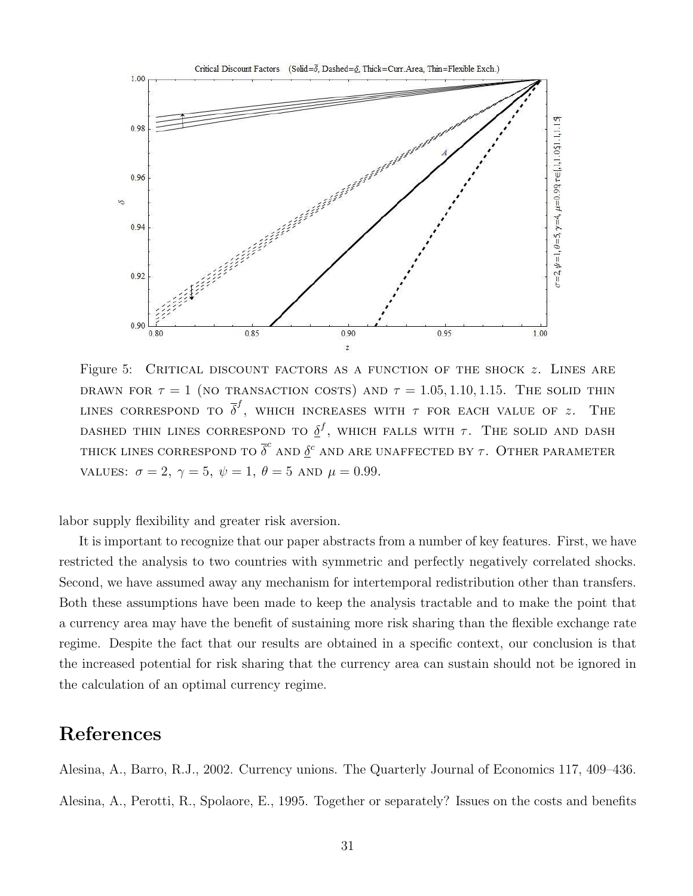Figure 5: CRITICAL DISCOUNT FACTORS AS A FUNCTION OF THE SHOCK $z$. LINES ARE DRAWN FOR $\tau = 1$ (NO TRANSACTION COSTS) AND $\tau = 1.05, 1.10, 1.15$. THE SOLID THIN LINES CORRESPOND TO $\overline{\delta}^f$, WHICH INCREASES WITH $\tau$ FOR EACH VALUE OF $z$. THE DASHED THIN LINES CORRESPOND TO $\underline{\delta}^f$, WHICH FALLS WITH $\tau$. THE SOLID AND DASH THICK LINES CORRESPOND TO $\overline{\delta}^c$ AND $\underline{\delta}^c$ AND ARE UNAFFECTED BY $\tau$. OTHER PARAMETER VALUES: $\sigma = 2$, $\gamma = 5$, $\psi = 1$, $\theta = 5$ AND $\mu = 0.99$.

labor supply flexibility and greater risk aversion.

It is important to recognize that our paper abstracts from a number of key features. First, we have restricted the analysis to two countries with symmetric and perfectly negatively correlated shocks. Second, we have assumed away any mechanism for intertemporal redistribution other than transfers. Both these assumptions have been made to keep the analysis tractable and to make the point that a currency area may have the benefit of sustaining more risk sharing than the flexible exchange rate regime. Despite the fact that our results are obtained in a specific context, our conclusion is that the increased potential for risk sharing that the currency area can sustain should not be ignored in the calculation of an optimal currency regime.

# References

Alesina, A., Barro, R.J., 2002. Currency unions. The Quarterly Journal of Economics 117, 409–436.

Alesina, A., Perotti, R., Spolaore, E., 1995. Together or separately? Issues on the costs and benefits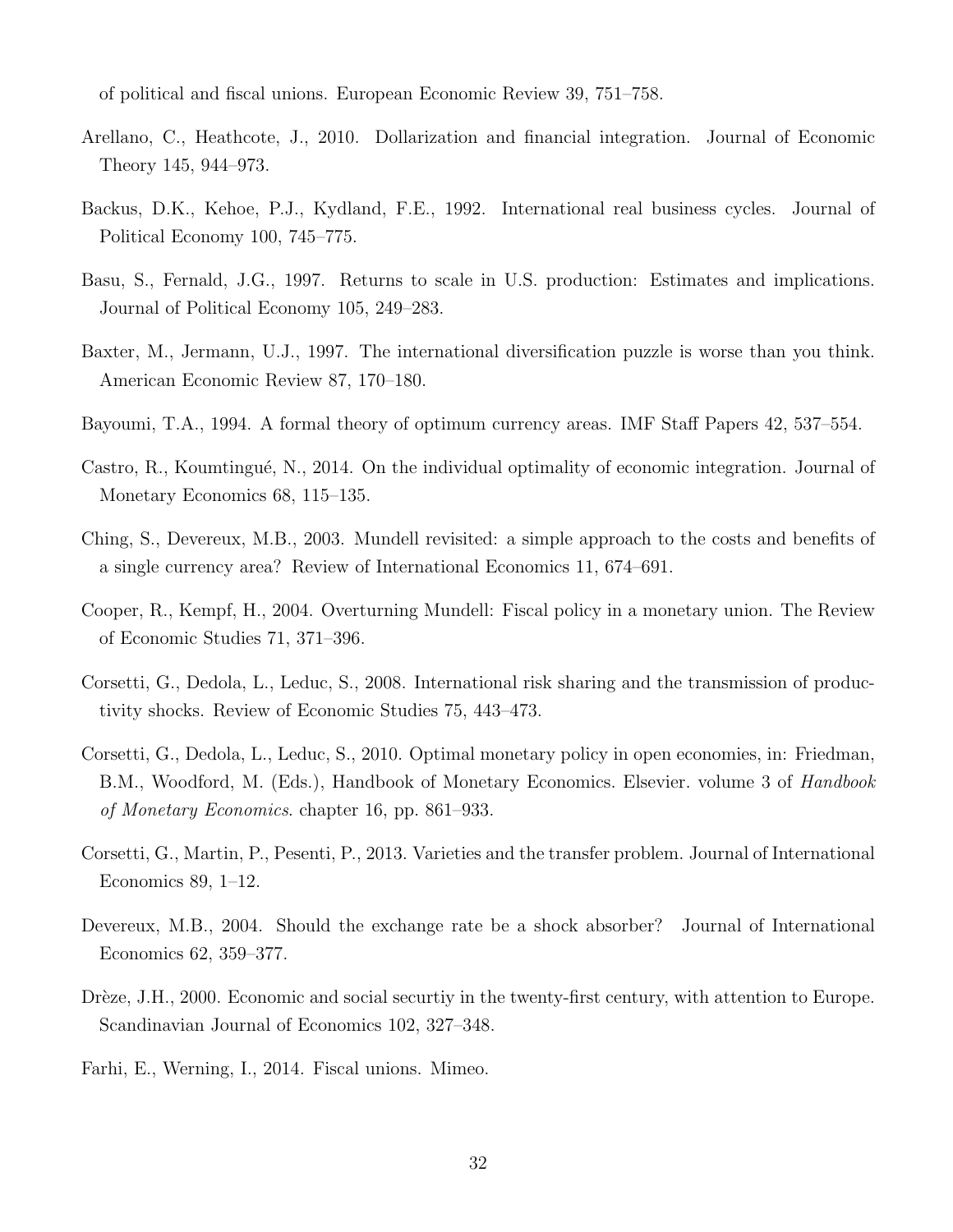of political and fiscal unions. European Economic Review 39, 751–758.

Arellano, C., Heathcote, J., 2010. Dollarization and financial integration. Journal of Economic Theory 145, 944–973.

Backus, D.K., Kehoe, P.J., Kydland, F.E., 1992. International real business cycles. Journal of Political Economy 100, 745–775.

Basu, S., Fernald, J.G., 1997. Returns to scale in U.S. production: Estimates and implications. Journal of Political Economy 105, 249–283.

Baxter, M., Jermann, U.J., 1997. The international diversification puzzle is worse than you think. American Economic Review 87, 170–180.

Bayoumi, T.A., 1994. A formal theory of optimum currency areas. IMF Staff Papers 42, 537–554.

Castro, R., Koumtingué, N., 2014. On the individual optimality of economic integration. Journal of Monetary Economics 68, 115–135.

Ching, S., Devereux, M.B., 2003. Mundell revisited: a simple approach to the costs and benefits of a single currency area? Review of International Economics 11, 674–691.

Cooper, R., Kempf, H., 2004. Overturning Mundell: Fiscal policy in a monetary union. The Review of Economic Studies 71, 371–396.

Corsetti, G., Dedola, L., Leduc, S., 2008. International risk sharing and the transmission of productivity shocks. Review of Economic Studies 75, 443–473.

Corsetti, G., Dedola, L., Leduc, S., 2010. Optimal monetary policy in open economies, in: Friedman, B.M., Woodford, M. (Eds.), Handbook of Monetary Economics. Elsevier. volume 3 of *Handbook of Monetary Economics*. chapter 16, pp. 861–933.

Corsetti, G., Martin, P., Pesenti, P., 2013. Varieties and the transfer problem. Journal of International Economics 89, 1–12.

Devereux, M.B., 2004. Should the exchange rate be a shock absorber? Journal of International Economics 62, 359–377.

Drèze, J.H., 2000. Economic and social securtiy in the twenty-first century, with attention to Europe. Scandinavian Journal of Economics 102, 327–348.

Farhi, E., Werning, I., 2014. Fiscal unions. Mimeo.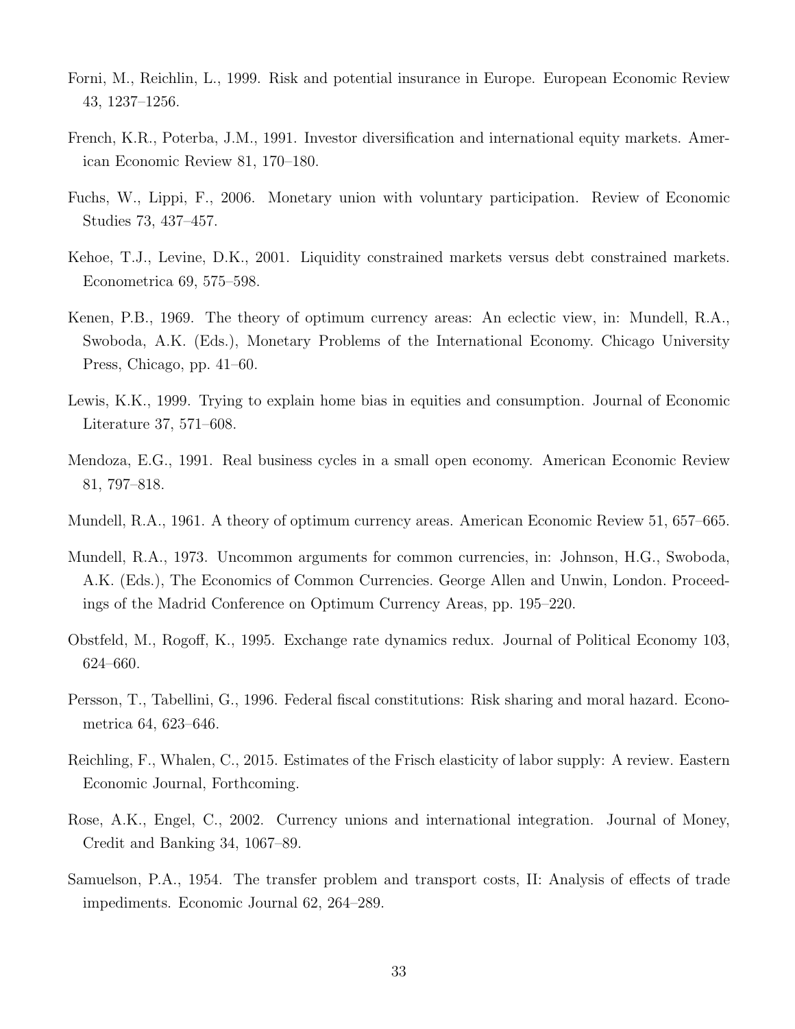Forni, M., Reichlin, L., 1999. Risk and potential insurance in Europe. European Economic Review 43, 1237–1256.

French, K.R., Poterba, J.M., 1991. Investor diversification and international equity markets. American Economic Review 81, 170–180.

Fuchs, W., Lippi, F., 2006. Monetary union with voluntary participation. Review of Economic Studies 73, 437–457.

Kehoe, T.J., Levine, D.K., 2001. Liquidity constrained markets versus debt constrained markets. Econometrica 69, 575–598.

Kenen, P.B., 1969. The theory of optimum currency areas: An eclectic view, in: Mundell, R.A., Swoboda, A.K. (Eds.), Monetary Problems of the International Economy. Chicago University Press, Chicago, pp. 41–60.

Lewis, K.K., 1999. Trying to explain home bias in equities and consumption. Journal of Economic Literature 37, 571–608.

Mendoza, E.G., 1991. Real business cycles in a small open economy. American Economic Review 81, 797–818.

Mundell, R.A., 1961. A theory of optimum currency areas. American Economic Review 51, 657–665.

Mundell, R.A., 1973. Uncommon arguments for common currencies, in: Johnson, H.G., Swoboda, A.K. (Eds.), The Economics of Common Currencies. George Allen and Unwin, London. Proceedings of the Madrid Conference on Optimum Currency Areas, pp. 195–220.

Obstfeld, M., Rogoff, K., 1995. Exchange rate dynamics redux. Journal of Political Economy 103, 624–660.

Persson, T., Tabellini, G., 1996. Federal fiscal constitutions: Risk sharing and moral hazard. Econometrica 64, 623–646.

Reichling, F., Whalen, C., 2015. Estimates of the Frisch elasticity of labor supply: A review. Eastern Economic Journal, Forthcoming.

Rose, A.K., Engel, C., 2002. Currency unions and international integration. Journal of Money, Credit and Banking 34, 1067–89.

Samuelson, P.A., 1954. The transfer problem and transport costs, II: Analysis of effects of trade impediments. Economic Journal 62, 264–289.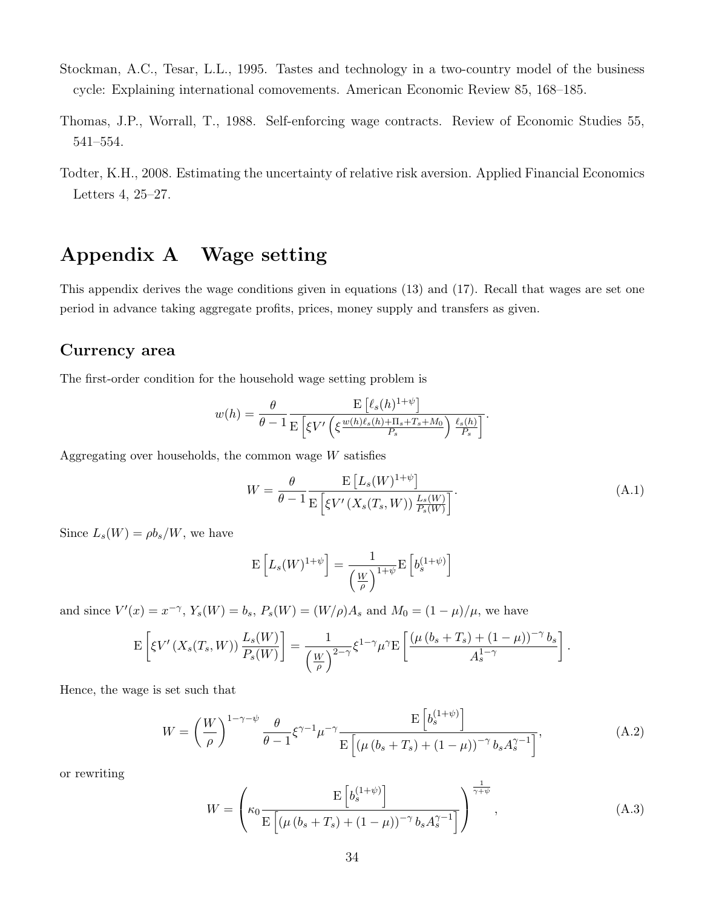Stockman, A.C., Tesar, L.L., 1995. Tastes and technology in a two-country model of the business cycle: Explaining international comovements. American Economic Review 85, 168–185.

Thomas, J.P., Worrall, T., 1988. Self-enforcing wage contracts. Review of Economic Studies 55, 541–554.

Todter, K.H., 2008. Estimating the uncertainty of relative risk aversion. Applied Financial Economics Letters 4, 25–27.

# Appendix A   Wage setting

This appendix derives the wage conditions given in equations (13) and (17). Recall that wages are set one period in advance taking aggregate profits, prices, money supply and transfers as given.

## Currency area

The first-order condition for the household wage setting problem is

$$w(h) = \frac{\theta}{\theta - 1} \frac{\mathrm{E}\left[\ell_s(h)^{1+\psi}\right]}{\mathrm{E}\left[\xi V'\left(\xi \frac{w(h)\ell_s(h)+\Pi_s+T_s+M_0}{P_s}\right)\frac{\ell_s(h)}{P_s}\right]}.$$

Aggregating over households, the common wage $W$ satisfies

$$W = \frac{\theta}{\theta - 1} \frac{\mathrm{E}\left[L_s(W)^{1+\psi}\right]}{\mathrm{E}\left[\xi V'\left(X_s(T_s, W)\right)\frac{L_s(W)}{P_s(W)}\right]}. \tag{A.1}$$

Since $L_s(W) = \rho b_s/W$, we have

$$\mathrm{E}\left[L_s(W)^{1+\psi}\right] = \frac{1}{\left(\frac{W}{\rho}\right)^{1+\psi}}\mathrm{E}\left[b_s^{(1+\psi)}\right]$$

and since $V'(x) = x^{-\gamma}$, $Y_s(W) = b_s$, $P_s(W) = (W/\rho)A_s$ and $M_0 = (1-\mu)/\mu$, we have

$$\mathrm{E}\left[\xi V'\left(X_s(T_s, W)\right)\frac{L_s(W)}{P_s(W)}\right] = \frac{1}{\left(\frac{W}{\rho}\right)^{2-\gamma}}\xi^{1-\gamma}\mu^{\gamma}\mathrm{E}\left[\frac{\left(\mu\left(b_s + T_s\right) + (1-\mu)\right)^{-\gamma} b_s}{A_s^{1-\gamma}}\right].$$

Hence, the wage is set such that

$$W = \left(\frac{W}{\rho}\right)^{1-\gamma-\psi}\frac{\theta}{\theta-1}\xi^{\gamma-1}\mu^{-\gamma}\frac{\mathrm{E}\left[b_s^{(1+\psi)}\right]}{\mathrm{E}\left[\left(\mu\left(b_s+T_s\right)+(1-\mu)\right)^{-\gamma}b_s A_s^{\gamma-1}\right]}, \tag{A.2}$$

or rewriting

$$W = \left(\kappa_0 \frac{\mathrm{E}\left[b_s^{(1+\psi)}\right]}{\mathrm{E}\left[\left(\mu\left(b_s+T_s\right)+(1-\mu)\right)^{-\gamma}b_s A_s^{\gamma-1}\right]}\right)^{\frac{1}{\gamma+\psi}}, \tag{A.3}$$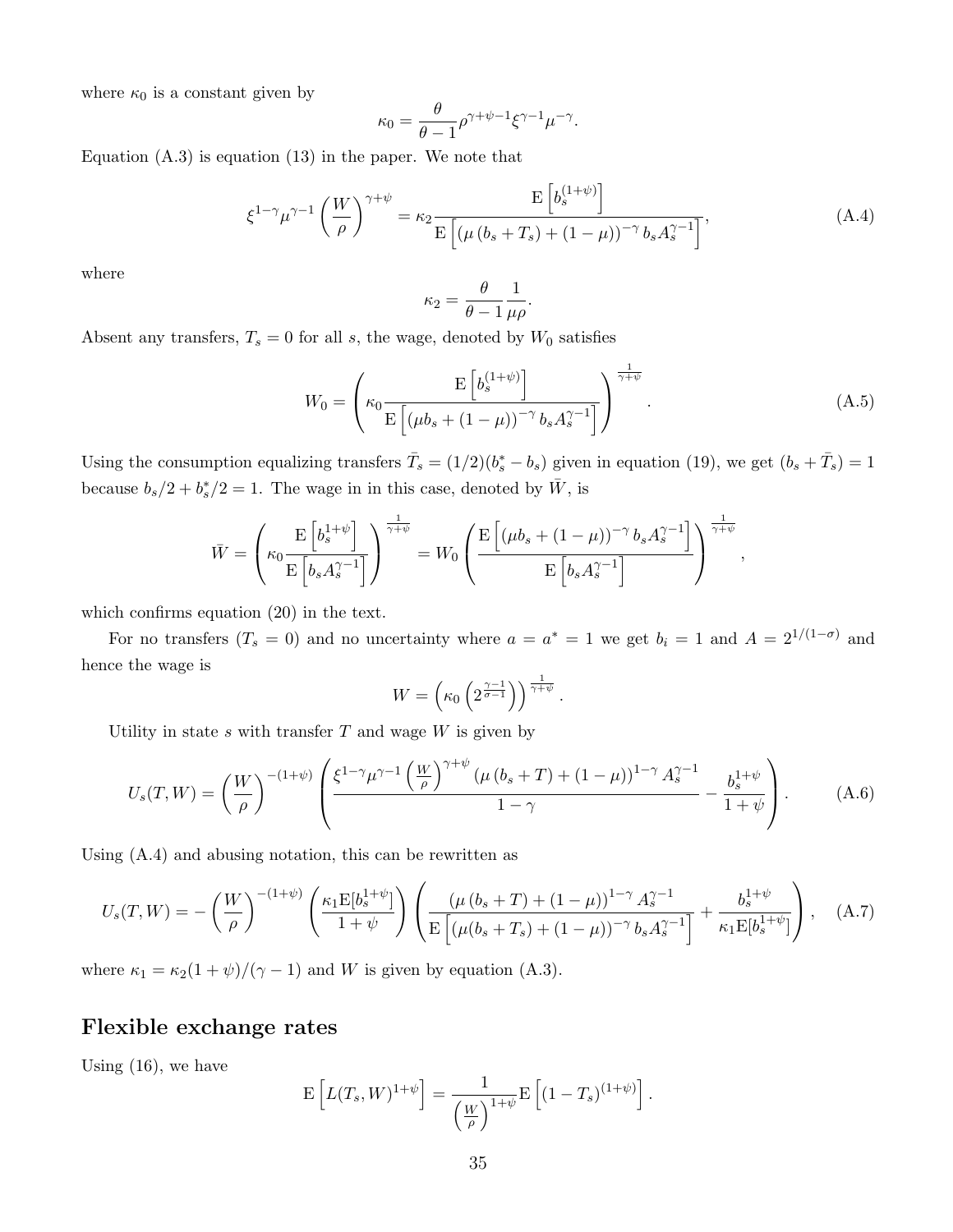where $\kappa_0$ is a constant given by

$$\kappa_0 = \frac{\theta}{\theta - 1}\rho^{\gamma+\psi-1}\xi^{\gamma-1}\mu^{-\gamma}.$$

Equation (A.3) is equation (13) in the paper. We note that

$$\xi^{1-\gamma}\mu^{\gamma-1}\left(\frac{W}{\rho}\right)^{\gamma+\psi} = \kappa_2 \frac{\mathrm{E}\left[b_s^{(1+\psi)}\right]}{\mathrm{E}\left[\left(\mu\left(b_s+T_s\right)+(1-\mu)\right)^{-\gamma} b_s A_s^{\gamma-1}\right]}, \tag{A.4}$$

where

$$\kappa_2 = \frac{\theta}{\theta-1}\frac{1}{\mu\rho}.$$

Absent any transfers, $T_s = 0$ for all $s$, the wage, denoted by $W_0$ satisfies

$$W_0 = \left(\kappa_0 \frac{\mathrm{E}\left[b_s^{(1+\psi)}\right]}{\mathrm{E}\left[\left(\mu b_s+(1-\mu)\right)^{-\gamma} b_s A_s^{\gamma-1}\right]}\right)^{\frac{1}{\gamma+\psi}}. \tag{A.5}$$

Using the consumption equalizing transfers $\bar{T}_s = (1/2)(b_s^* - b_s)$ given in equation (19), we get $(b_s + \bar{T}_s) = 1$ because $b_s/2 + b_s^*/2 = 1$. The wage in in this case, denoted by $\bar{W}$, is

$$\bar{W} = \left(\kappa_0 \frac{\mathrm{E}\left[b_s^{1+\psi}\right]}{\mathrm{E}\left[b_s A_s^{\gamma-1}\right]}\right)^{\frac{1}{\gamma+\psi}} = W_0\left(\frac{\mathrm{E}\left[\left(\mu b_s+(1-\mu)\right)^{-\gamma} b_s A_s^{\gamma-1}\right]}{\mathrm{E}\left[b_s A_s^{\gamma-1}\right]}\right)^{\frac{1}{\gamma+\psi}},$$

which confirms equation (20) in the text.

For no transfers ($T_s = 0$) and no uncertainty where $a = a^* = 1$ we get $b_i = 1$ and $A = 2^{1/(1-\sigma)}$ and hence the wage is

$$W = \left(\kappa_0\left(2^{\frac{\gamma-1}{\sigma-1}}\right)\right)^{\frac{1}{\gamma+\psi}}.$$

Utility in state $s$ with transfer $T$ and wage $W$ is given by

$$U_s(T,W) = \left(\frac{W}{\rho}\right)^{-(1+\psi)}\left(\frac{\xi^{1-\gamma}\mu^{\gamma-1}\left(\frac{W}{\rho}\right)^{\gamma+\psi}\left(\mu\left(b_s+T\right)+(1-\mu)\right)^{1-\gamma}A_s^{\gamma-1}}{1-\gamma} - \frac{b_s^{1+\psi}}{1+\psi}\right). \tag{A.6}$$

Using (A.4) and abusing notation, this can be rewritten as

$$U_s(T,W) = -\left(\frac{W}{\rho}\right)^{-(1+\psi)}\left(\frac{\kappa_1 \mathrm{E}[b_s^{1+\psi}]}{1+\psi}\right)\left(\frac{\left(\mu\left(b_s+T\right)+(1-\mu)\right)^{1-\gamma}A_s^{\gamma-1}}{\mathrm{E}\left[\left(\mu(b_s+T_s)+(1-\mu)\right)^{-\gamma}b_s A_s^{\gamma-1}\right]} + \frac{b_s^{1+\psi}}{\kappa_1\mathrm{E}[b_s^{1+\psi}]}\right), \tag{A.7}$$

where $\kappa_1 = \kappa_2(1+\psi)/(\gamma-1)$ and $W$ is given by equation (A.3).

## Flexible exchange rates

Using (16), we have

$$\mathrm{E}\left[L(T_s,W)^{1+\psi}\right] = \frac{1}{\left(\frac{W}{\rho}\right)^{1+\psi}}\mathrm{E}\left[(1-T_s)^{(1+\psi)}\right].$$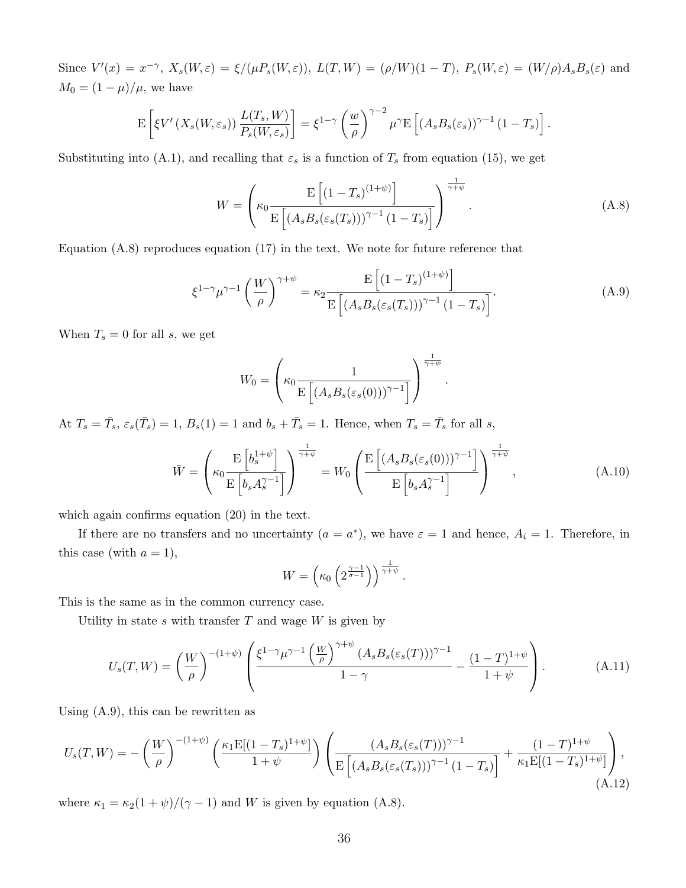Since $V'(x) = x^{-\gamma}$, $X_s(W,\varepsilon) = \xi/(\mu P_s(W,\varepsilon))$, $L(T,W) = (\rho/W)(1-T)$, $P_s(W,\varepsilon) = (W/\rho)A_s B_s(\varepsilon)$ and $M_0 = (1-\mu)/\mu$, we have

$$\mathrm{E}\left[\xi V'\left(X_s(W,\varepsilon_s)\right)\frac{L(T_s,W)}{P_s(W,\varepsilon_s)}\right] = \xi^{1-\gamma}\left(\frac{w}{\rho}\right)^{\gamma-2}\mu^{\gamma}\mathrm{E}\left[\left(A_s B_s(\varepsilon_s)\right)^{\gamma-1}(1-T_s)\right].$$

Substituting into (A.1), and recalling that $\varepsilon_s$ is a function of $T_s$ from equation (15), we get

$$W = \left(\kappa_0 \frac{\mathrm{E}\left[(1-T_s)^{(1+\psi)}\right]}{\mathrm{E}\left[\left(A_s B_s(\varepsilon_s(T_s))\right)^{\gamma-1}(1-T_s)\right]}\right)^{\frac{1}{\gamma+\psi}}. \tag{A.8}$$

Equation (A.8) reproduces equation (17) in the text. We note for future reference that

$$\xi^{1-\gamma}\mu^{\gamma-1}\left(\frac{W}{\rho}\right)^{\gamma+\psi} = \kappa_2 \frac{\mathrm{E}\left[(1-T_s)^{(1+\psi)}\right]}{\mathrm{E}\left[\left(A_s B_s(\varepsilon_s(T_s))\right)^{\gamma-1}(1-T_s)\right]}. \tag{A.9}$$

When $T_s = 0$ for all $s$, we get

$$W_0 = \left(\kappa_0 \frac{1}{\mathrm{E}\left[\left(A_s B_s(\varepsilon_s(0))\right)^{\gamma-1}\right]}\right)^{\frac{1}{\gamma+\psi}}.$$

At $T_s = \bar{T}_s$, $\varepsilon_s(\bar{T}_s) = 1$, $B_s(1) = 1$ and $b_s + \bar{T}_s = 1$. Hence, when $T_s = \bar{T}_s$ for all $s$,

$$\bar{W} = \left(\kappa_0 \frac{\mathrm{E}\left[b_s^{1+\psi}\right]}{\mathrm{E}\left[b_s A_s^{\gamma-1}\right]}\right)^{\frac{1}{\gamma+\psi}} = W_0\left(\frac{\mathrm{E}\left[\left(A_s B_s(\varepsilon_s(0))\right)^{\gamma-1}\right]}{\mathrm{E}\left[b_s A_s^{\gamma-1}\right]}\right)^{\frac{1}{\gamma+\psi}}, \tag{A.10}$$

which again confirms equation (20) in the text.

If there are no transfers and no uncertainty ($a = a^*$), we have $\varepsilon = 1$ and hence, $A_i = 1$. Therefore, in this case (with $a = 1$),

$$W = \left(\kappa_0\left(2^{\frac{\gamma-1}{\sigma-1}}\right)\right)^{\frac{1}{\gamma+\psi}}.$$

This is the same as in the common currency case.

Utility in state $s$ with transfer $T$ and wage $W$ is given by

$$U_s(T,W) = \left(\frac{W}{\rho}\right)^{-(1+\psi)}\left(\frac{\xi^{1-\gamma}\mu^{\gamma-1}\left(\frac{W}{\rho}\right)^{\gamma+\psi}\left(A_s B_s(\varepsilon_s(T))\right)^{\gamma-1}}{1-\gamma} - \frac{(1-T)^{1+\psi}}{1+\psi}\right). \tag{A.11}$$

Using (A.9), this can be rewritten as

$$U_s(T,W) = -\left(\frac{W}{\rho}\right)^{-(1+\psi)}\left(\frac{\kappa_1 \mathrm{E}[(1-T_s)^{1+\psi}]}{1+\psi}\right)\left(\frac{\left(A_s B_s(\varepsilon_s(T))\right)^{\gamma-1}}{\mathrm{E}\left[\left(A_s B_s(\varepsilon_s(T_s))\right)^{\gamma-1}(1-T_s)\right]} + \frac{(1-T)^{1+\psi}}{\kappa_1 \mathrm{E}[(1-T_s)^{1+\psi}]}\right), \tag{A.12}$$

where $\kappa_1 = \kappa_2(1+\psi)/(\gamma-1)$ and $W$ is given by equation (A.8).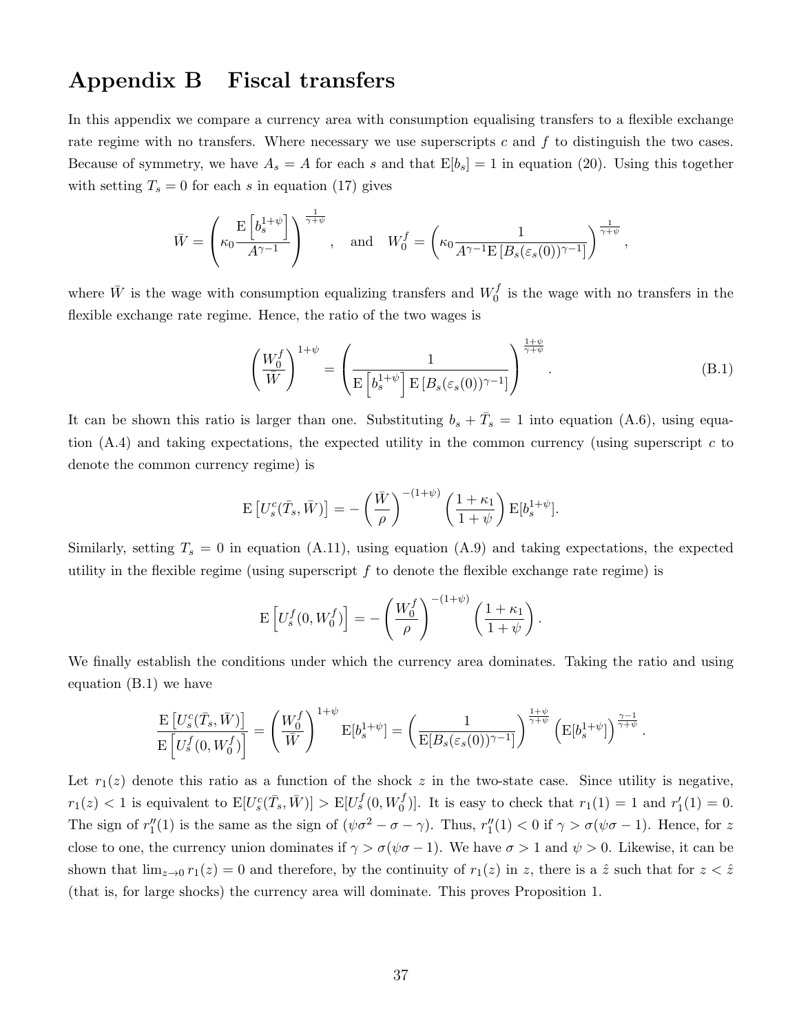# Appendix B Fiscal transfers

In this appendix we compare a currency area with consumption equalising transfers to a flexible exchange rate regime with no transfers. Where necessary we use superscripts $c$ and $f$ to distinguish the two cases. Because of symmetry, we have $A_s = A$ for each $s$ and that $\mathrm{E}[b_s] = 1$ in equation (20). Using this together with setting $T_s = 0$ for each $s$ in equation (17) gives

$$\bar{W} = \left( \kappa_0 \frac{\mathrm{E}\left[b_s^{1+\psi}\right]}{A^{\gamma-1}} \right)^{\frac{1}{\gamma+\psi}}, \quad \text{and} \quad W_0^f = \left( \kappa_0 \frac{1}{A^{\gamma-1}\mathrm{E}\left[B_s(\varepsilon_s(0))^{\gamma-1}\right]} \right)^{\frac{1}{\gamma+\psi}},$$

where $\bar{W}$ is the wage with consumption equalizing transfers and $W_0^f$ is the wage with no transfers in the flexible exchange rate regime. Hence, the ratio of the two wages is

$$\left( \frac{W_0^f}{\bar{W}} \right)^{1+\psi} = \left( \frac{1}{\mathrm{E}\left[b_s^{1+\psi}\right] \mathrm{E}\left[B_s(\varepsilon_s(0))^{\gamma-1}\right]} \right)^{\frac{1+\psi}{\gamma+\psi}}. \tag{B.1}$$

It can be shown this ratio is larger than one. Substituting $b_s + \bar{T}_s = 1$ into equation (A.6), using equation (A.4) and taking expectations, the expected utility in the common currency (using superscript $c$ to denote the common currency regime) is

$$\mathrm{E}\left[U_s^c(\bar{T}_s, \bar{W})\right] = -\left( \frac{\bar{W}}{\rho} \right)^{-(1+\psi)} \left( \frac{1+\kappa_1}{1+\psi} \right) \mathrm{E}[b_s^{1+\psi}].$$

Similarly, setting $T_s = 0$ in equation (A.11), using equation (A.9) and taking expectations, the expected utility in the flexible regime (using superscript $f$ to denote the flexible exchange rate regime) is

$$\mathrm{E}\left[U_s^f(0, W_0^f)\right] = -\left( \frac{W_0^f}{\rho} \right)^{-(1+\psi)} \left( \frac{1+\kappa_1}{1+\psi} \right).$$

We finally establish the conditions under which the currency area dominates. Taking the ratio and using equation (B.1) we have

$$\frac{\mathrm{E}\left[U_s^c(\bar{T}_s, \bar{W})\right]}{\mathrm{E}\left[U_s^f(0, W_0^f)\right]} = \left( \frac{W_0^f}{\bar{W}} \right)^{1+\psi} \mathrm{E}[b_s^{1+\psi}] = \left( \frac{1}{\mathrm{E}[B_s(\varepsilon_s(0))^{\gamma-1}]} \right)^{\frac{1+\psi}{\gamma+\psi}} \left( \mathrm{E}[b_s^{1+\psi}] \right)^{\frac{\gamma-1}{\gamma+\psi}}.$$

Let $r_1(z)$ denote this ratio as a function of the shock $z$ in the two-state case. Since utility is negative, $r_1(z) < 1$ is equivalent to $\mathrm{E}[U_s^c(\bar{T}_s, \bar{W})] > \mathrm{E}[U_s^f(0, W_0^f)]$. It is easy to check that $r_1(1) = 1$ and $r_1'(1) = 0$. The sign of $r_1''(1)$ is the same as the sign of $(\psi\sigma^2 - \sigma - \gamma)$. Thus, $r_1''(1) < 0$ if $\gamma > \sigma(\psi\sigma - 1)$. Hence, for $z$ close to one, the currency union dominates if $\gamma > \sigma(\psi\sigma - 1)$. We have $\sigma > 1$ and $\psi > 0$. Likewise, it can be shown that $\lim_{z\to 0} r_1(z) = 0$ and therefore, by the continuity of $r_1(z)$ in $z$, there is a $\hat{z}$ such that for $z < \hat{z}$ (that is, for large shocks) the currency area will dominate. This proves Proposition 1.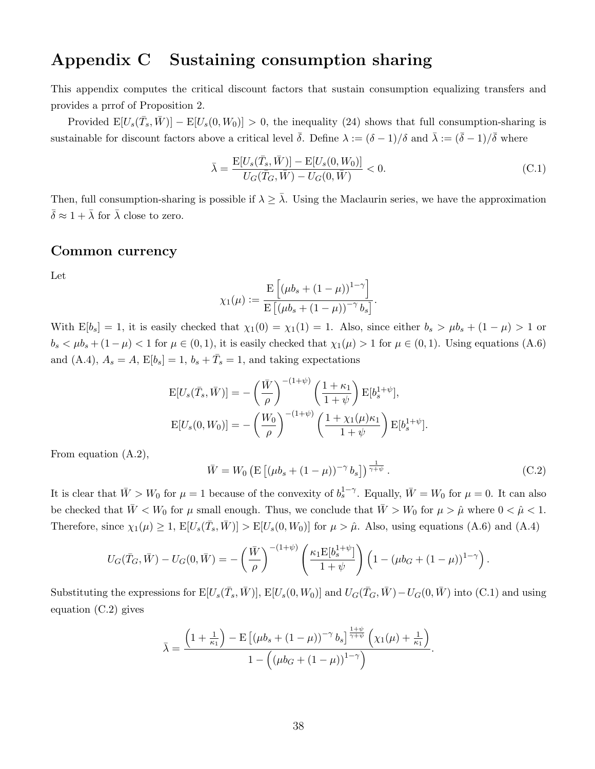# Appendix C Sustaining consumption sharing

This appendix computes the critical discount factors that sustain consumption equalizing transfers and provides a prrof of Proposition 2.

Provided $\mathrm{E}[U_s(\bar{T}_s, \bar{W})] - \mathrm{E}[U_s(0, W_0)] > 0$, the inequality (24) shows that full consumption-sharing is sustainable for discount factors above a critical level $\bar{\delta}$. Define $\lambda := (\delta - 1)/\delta$ and $\bar{\lambda} := (\bar{\delta} - 1)/\bar{\delta}$ where

$$\bar{\lambda} = \frac{\mathrm{E}[U_s(\bar{T}_s, \bar{W})] - \mathrm{E}[U_s(0, W_0)]}{U_G(\bar{T}_G, \bar{W}) - U_G(0, \bar{W})} < 0. \tag{C.1}$$

Then, full consumption-sharing is possible if $\lambda \geq \bar{\lambda}$. Using the Maclaurin series, we have the approximation $\bar{\delta} \approx 1 + \bar{\lambda}$ for $\bar{\lambda}$ close to zero.

## Common currency

Let

$$\chi_1(\mu) := \frac{\mathrm{E}\left[(\mu b_s + (1-\mu))^{1-\gamma}\right]}{\mathrm{E}\left[(\mu b_s + (1-\mu))^{-\gamma} b_s\right]}.$$

With $\mathrm{E}[b_s] = 1$, it is easily checked that $\chi_1(0) = \chi_1(1) = 1$. Also, since either $b_s > \mu b_s + (1-\mu) > 1$ or $b_s < \mu b_s + (1-\mu) < 1$ for $\mu \in (0,1)$, it is easily checked that $\chi_1(\mu) > 1$ for $\mu \in (0,1)$. Using equations (A.6) and (A.4), $A_s = A$, $\mathrm{E}[b_s] = 1$, $b_s + \bar{T}_s = 1$, and taking expectations

$$\mathrm{E}[U_s(\bar{T}_s, \bar{W})] = -\left(\frac{\bar{W}}{\rho}\right)^{-(1+\psi)} \left(\frac{1+\kappa_1}{1+\psi}\right) \mathrm{E}[b_s^{1+\psi}],$$

$$\mathrm{E}[U_s(0, W_0)] = -\left(\frac{W_0}{\rho}\right)^{-(1+\psi)} \left(\frac{1+\chi_1(\mu)\kappa_1}{1+\psi}\right) \mathrm{E}[b_s^{1+\psi}].$$

From equation (A.2),

$$\bar{W} = W_0 \left(\mathrm{E}\left[(\mu b_s + (1-\mu))^{-\gamma} b_s\right]\right)^{\frac{1}{\gamma+\psi}}. \tag{C.2}$$

It is clear that $\bar{W} > W_0$ for $\mu = 1$ because of the convexity of $b_s^{1-\gamma}$. Equally, $\bar{W} = W_0$ for $\mu = 0$. It can also be checked that $\bar{W} < W_0$ for $\mu$ small enough. Thus, we conclude that $\bar{W} > W_0$ for $\mu > \hat{\mu}$ where $0 < \hat{\mu} < 1$. Therefore, since $\chi_1(\mu) \geq 1$, $\mathrm{E}[U_s(\bar{T}_s, \bar{W})] > \mathrm{E}[U_s(0, W_0)]$ for $\mu > \hat{\mu}$. Also, using equations (A.6) and (A.4)

$$U_G(\bar{T}_G, \bar{W}) - U_G(0, \bar{W}) = -\left(\frac{\bar{W}}{\rho}\right)^{-(1+\psi)} \left(\frac{\kappa_1 \mathrm{E}[b_s^{1+\psi}]}{1+\psi}\right) \left(1 - (\mu b_G + (1-\mu))^{1-\gamma}\right).$$

Substituting the expressions for $\mathrm{E}[U_s(\bar{T}_s, \bar{W})]$, $\mathrm{E}[U_s(0, W_0)]$ and $U_G(\bar{T}_G, \bar{W}) - U_G(0, \bar{W})$ into (C.1) and using equation (C.2) gives

$$\bar{\lambda} = \frac{\left(1 + \frac{1}{\kappa_1}\right) - \mathrm{E}\left[(\mu b_s + (1-\mu))^{-\gamma} b_s\right]^{\frac{1+\psi}{\gamma+\psi}} \left(\chi_1(\mu) + \frac{1}{\kappa_1}\right)}{1 - \left((\mu b_G + (1-\mu))^{1-\gamma}\right)}.$$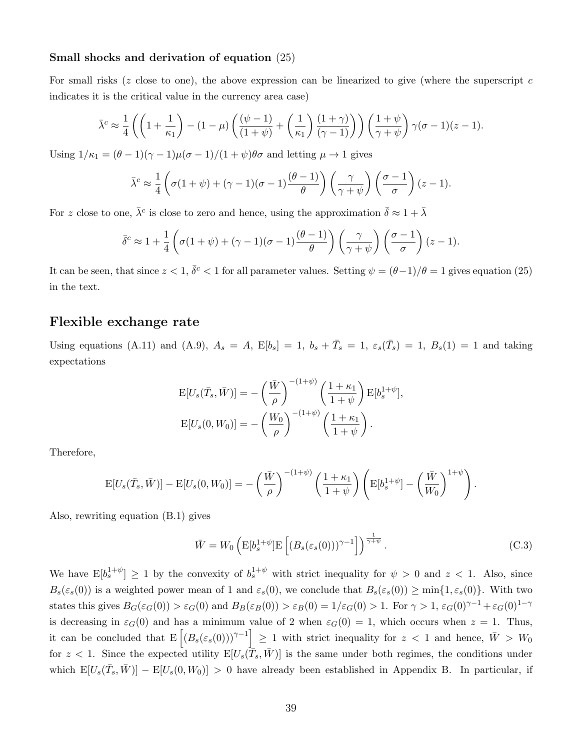### Small shocks and derivation of equation (25)

For small risks ($z$ close to one), the above expression can be linearized to give (where the superscript $c$ indicates it is the critical value in the currency area case)

$$\bar{\lambda}^c \approx \frac{1}{4}\left(\left(1+\frac{1}{\kappa_1}\right) - (1-\mu)\left(\frac{(\psi-1)}{(1+\psi)} + \left(\frac{1}{\kappa_1}\right)\frac{(1+\gamma)}{(\gamma-1)}\right)\right)\left(\frac{1+\psi}{\gamma+\psi}\right)\gamma(\sigma-1)(z-1).$$

Using $1/\kappa_1 = (\theta-1)(\gamma-1)\mu(\sigma-1)/(1+\psi)\theta\sigma$ and letting $\mu \to 1$ gives

$$\bar{\lambda}^c \approx \frac{1}{4}\left(\sigma(1+\psi) + (\gamma-1)(\sigma-1)\frac{(\theta-1)}{\theta}\right)\left(\frac{\gamma}{\gamma+\psi}\right)\left(\frac{\sigma-1}{\sigma}\right)(z-1).$$

For $z$ close to one, $\bar{\lambda}^c$ is close to zero and hence, using the approximation $\bar{\delta} \approx 1 + \bar{\lambda}$

$$\bar{\delta}^c \approx 1 + \frac{1}{4}\left(\sigma(1+\psi) + (\gamma-1)(\sigma-1)\frac{(\theta-1)}{\theta}\right)\left(\frac{\gamma}{\gamma+\psi}\right)\left(\frac{\sigma-1}{\sigma}\right)(z-1).$$

It can be seen, that since $z < 1$, $\bar{\delta}^c < 1$ for all parameter values. Setting $\psi = (\theta-1)/\theta = 1$ gives equation (25) in the text.

## Flexible exchange rate

Using equations (A.11) and (A.9), $A_s = A$, $\mathrm{E}[b_s] = 1$, $b_s + \bar{T}_s = 1$, $\varepsilon_s(\bar{T}_s) = 1$, $B_s(1) = 1$ and taking expectations

$$\mathrm{E}[U_s(\bar{T}_s, \bar{W})] = -\left(\frac{\bar{W}}{\rho}\right)^{-(1+\psi)}\left(\frac{1+\kappa_1}{1+\psi}\right)\mathrm{E}[b_s^{1+\psi}],$$

$$\mathrm{E}[U_s(0, W_0)] = -\left(\frac{W_0}{\rho}\right)^{-(1+\psi)}\left(\frac{1+\kappa_1}{1+\psi}\right).$$

Therefore,

$$\mathrm{E}[U_s(\bar{T}_s, \bar{W})] - \mathrm{E}[U_s(0, W_0)] = -\left(\frac{\bar{W}}{\rho}\right)^{-(1+\psi)}\left(\frac{1+\kappa_1}{1+\psi}\right)\left(\mathrm{E}[b_s^{1+\psi}] - \left(\frac{\bar{W}}{W_0}\right)^{1+\psi}\right).$$

Also, rewriting equation (B.1) gives

$$\bar{W} = W_0\left(\mathrm{E}[b_s^{1+\psi}]\mathrm{E}\left[(B_s(\varepsilon_s(0)))^{\gamma-1}\right]\right)^{\frac{1}{\gamma+\psi}}. \tag{C.3}$$

We have $\mathrm{E}[b_s^{1+\psi}] \geq 1$ by the convexity of $b_s^{1+\psi}$ with strict inequality for $\psi > 0$ and $z < 1$. Also, since $B_s(\varepsilon_s(0))$ is a weighted power mean of 1 and $\varepsilon_s(0)$, we conclude that $B_s(\varepsilon_s(0)) \geq \min\{1, \varepsilon_s(0)\}$. With two states this gives $B_G(\varepsilon_G(0)) > \varepsilon_G(0)$ and $B_B(\varepsilon_B(0)) > \varepsilon_B(0) = 1/\varepsilon_G(0) > 1$. For $\gamma > 1$, $\varepsilon_G(0)^{\gamma-1} + \varepsilon_G(0)^{1-\gamma}$ is decreasing in $\varepsilon_G(0)$ and has a minimum value of 2 when $\varepsilon_G(0) = 1$, which occurs when $z = 1$. Thus, it can be concluded that $\mathrm{E}\left[(B_s(\varepsilon_s(0)))^{\gamma-1}\right] \geq 1$ with strict inequality for $z < 1$ and hence, $\bar{W} > W_0$ for $z < 1$. Since the expected utility $\mathrm{E}[U_s(\bar{T}_s, \bar{W})]$ is the same under both regimes, the conditions under which $\mathrm{E}[U_s(\bar{T}_s, \bar{W})] - \mathrm{E}[U_s(0, W_0)] > 0$ have already been established in Appendix B. In particular, if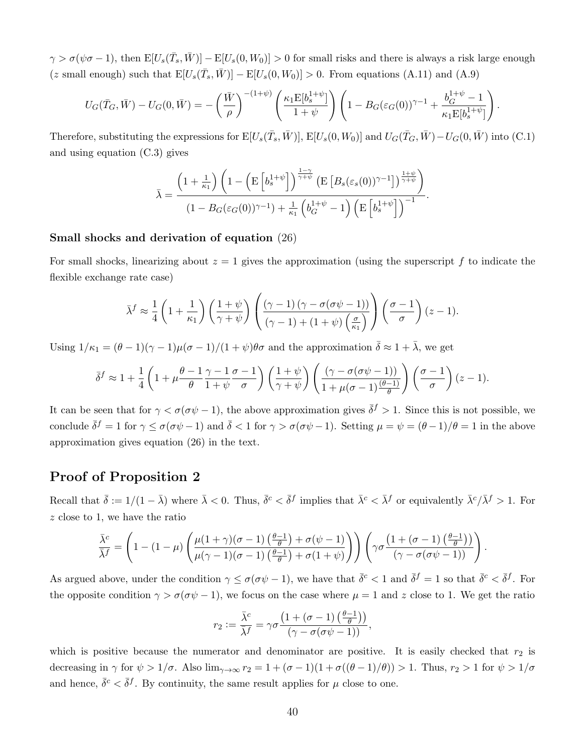$\gamma > \sigma(\psi\sigma - 1)$, then $\mathrm{E}[U_s(\bar{T}_s, \bar{W})] - \mathrm{E}[U_s(0, W_0)] > 0$ for small risks and there is always a risk large enough ($z$ small enough) such that $\mathrm{E}[U_s(\bar{T}_s, \bar{W})] - \mathrm{E}[U_s(0, W_0)] > 0$. From equations (A.11) and (A.9)

$$U_G(\bar{T}_G, \bar{W}) - U_G(0, \bar{W}) = -\left(\frac{\bar{W}}{\rho}\right)^{-(1+\psi)} \left(\frac{\kappa_1 \mathrm{E}[b_s^{1+\psi}]}{1+\psi}\right) \left(1 - B_G(\varepsilon_G(0))^{\gamma-1} + \frac{b_G^{1+\psi} - 1}{\kappa_1 \mathrm{E}[b_s^{1+\psi}]}\right).$$

Therefore, substituting the expressions for $\mathrm{E}[U_s(\bar{T}_s, \bar{W})]$, $\mathrm{E}[U_s(0, W_0)]$ and $U_G(\bar{T}_G, \bar{W}) - U_G(0, \bar{W})$ into (C.1) and using equation (C.3) gives

$$\bar{\lambda} = \frac{\left(1 + \frac{1}{\kappa_1}\right)\left(1 - \left(\mathrm{E}\left[b_s^{1+\psi}\right]\right)^{\frac{1-\gamma}{\gamma+\psi}} \left(\mathrm{E}\left[B_s(\varepsilon_s(0))^{\gamma-1}\right]\right)^{\frac{1+\psi}{\gamma+\psi}}\right)}{\left(1 - B_G(\varepsilon_G(0))^{\gamma-1}\right) + \frac{1}{\kappa_1}\left(b_G^{1+\psi} - 1\right)\left(\mathrm{E}\left[b_s^{1+\psi}\right]\right)^{-1}}.$$

**Small shocks and derivation of equation (26)**

For small shocks, linearizing about $z = 1$ gives the approximation (using the superscript $f$ to indicate the flexible exchange rate case)

$$\bar{\lambda}^f \approx \frac{1}{4}\left(1 + \frac{1}{\kappa_1}\right)\left(\frac{1+\psi}{\gamma+\psi}\right)\left(\frac{(\gamma-1)(\gamma - \sigma(\sigma\psi - 1))}{(\gamma - 1) + (1+\psi)\left(\frac{\sigma}{\kappa_1}\right)}\right)\left(\frac{\sigma-1}{\sigma}\right)(z-1).$$

Using $1/\kappa_1 = (\theta-1)(\gamma-1)\mu(\sigma-1)/(1+\psi)\theta\sigma$ and the approximation $\bar{\delta} \approx 1 + \bar{\lambda}$, we get

$$\bar{\delta}^f \approx 1 + \frac{1}{4}\left(1 + \mu\frac{\theta-1}{\theta}\frac{\gamma-1}{1+\psi}\frac{\sigma-1}{\sigma}\right)\left(\frac{1+\psi}{\gamma+\psi}\right)\left(\frac{(\gamma - \sigma(\sigma\psi-1))}{1 + \mu(\sigma-1)\frac{(\theta-1)}{\theta}}\right)\left(\frac{\sigma-1}{\sigma}\right)(z-1).$$

It can be seen that for $\gamma < \sigma(\sigma\psi - 1)$, the above approximation gives $\bar{\delta}^f > 1$. Since this is not possible, we conclude $\bar{\delta}^f = 1$ for $\gamma \leq \sigma(\sigma\psi - 1)$ and $\bar{\delta} < 1$ for $\gamma > \sigma(\sigma\psi - 1)$. Setting $\mu = \psi = (\theta-1)/\theta = 1$ in the above approximation gives equation (26) in the text.

## Proof of Proposition 2

Recall that $\bar{\delta} := 1/(1 - \bar{\lambda})$ where $\bar{\lambda} < 0$. Thus, $\bar{\delta}^c < \bar{\delta}^f$ implies that $\bar{\lambda}^c < \bar{\lambda}^f$ or equivalently $\bar{\lambda}^c/\bar{\lambda}^f > 1$. For $z$ close to 1, we have the ratio

$$\frac{\bar{\lambda}^c}{\bar{\lambda}^f} = \left(1 - (1-\mu)\left(\frac{\mu(1+\gamma)(\sigma-1)\left(\frac{\theta-1}{\theta}\right) + \sigma(\psi-1)}{\mu(\gamma-1)(\sigma-1)\left(\frac{\theta-1}{\theta}\right) + \sigma(1+\psi)}\right)\right)\left(\gamma\sigma\frac{\left(1 + (\sigma-1)\left(\frac{\theta-1}{\theta}\right)\right)}{(\gamma - \sigma(\sigma\psi-1))}\right).$$

As argued above, under the condition $\gamma \leq \sigma(\sigma\psi - 1)$, we have that $\bar{\delta}^c < 1$ and $\bar{\delta}^f = 1$ so that $\bar{\delta}^c < \bar{\delta}^f$. For the opposite condition $\gamma > \sigma(\sigma\psi - 1)$, we focus on the case where $\mu = 1$ and $z$ close to 1. We get the ratio

$$r_2 := \frac{\bar{\lambda}^c}{\bar{\lambda}^f} = \gamma\sigma\frac{\left(1 + (\sigma-1)\left(\frac{\theta-1}{\theta}\right)\right)}{(\gamma - \sigma(\sigma\psi-1))},$$

which is positive because the numerator and denominator are positive. It is easily checked that $r_2$ is decreasing in $\gamma$ for $\psi > 1/\sigma$. Also $\lim_{\gamma\to\infty} r_2 = 1 + (\sigma-1)(1 + \sigma((\theta-1)/\theta)) > 1$. Thus, $r_2 > 1$ for $\psi > 1/\sigma$ and hence, $\bar{\delta}^c < \bar{\delta}^f$. By continuity, the same result applies for $\mu$ close to one.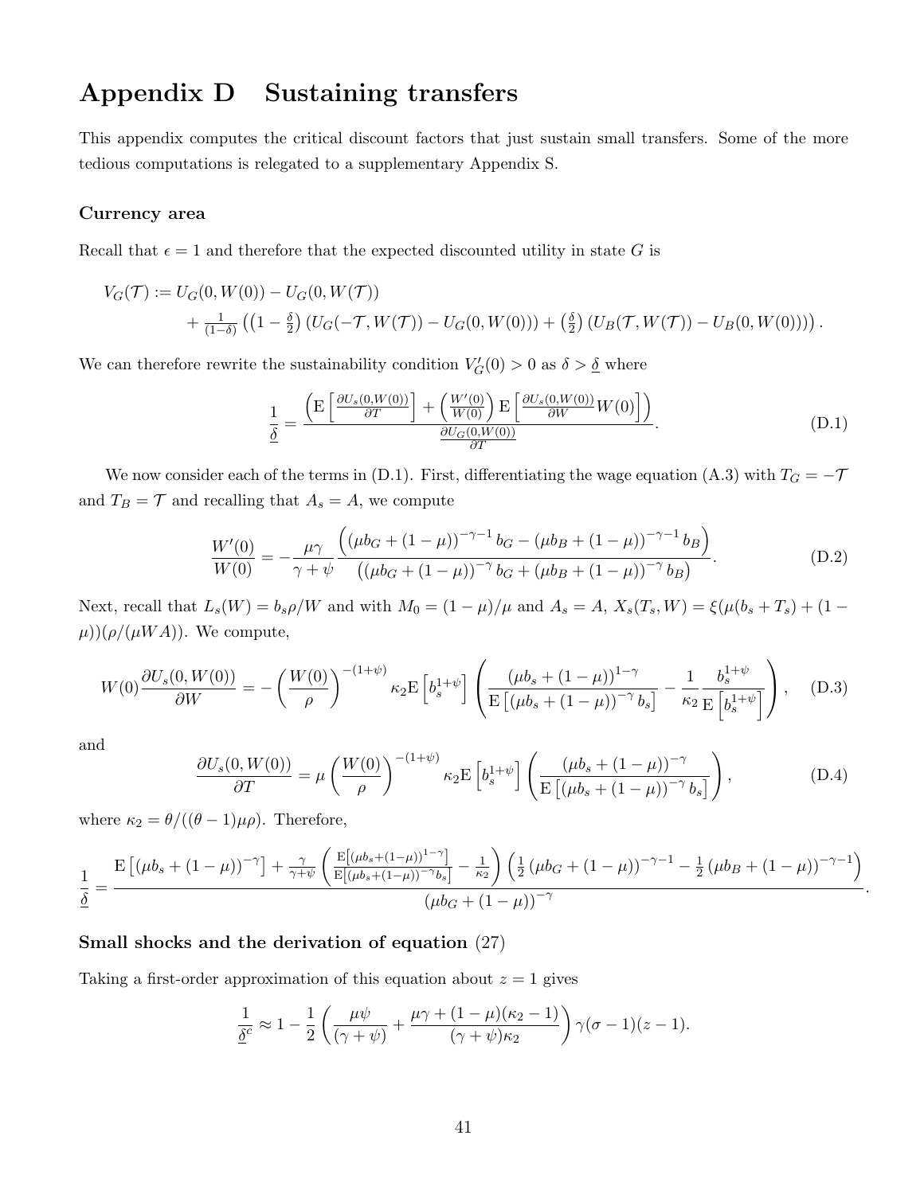# Appendix D Sustaining transfers

This appendix computes the critical discount factors that just sustain small transfers. Some of the more tedious computations is relegated to a supplementary Appendix S.

### Currency area

Recall that $\epsilon = 1$ and therefore that the expected discounted utility in state $G$ is

$$
\begin{aligned}
V_G(\mathcal{T}) &:= U_G(0, W(0)) - U_G(0, W(\mathcal{T})) \\
&\quad + \tfrac{1}{(1-\delta)} \left( \left(1 - \tfrac{\delta}{2}\right) \left(U_G(-\mathcal{T}, W(\mathcal{T})) - U_G(0, W(0))\right) + \left(\tfrac{\delta}{2}\right) \left(U_B(\mathcal{T}, W(\mathcal{T})) - U_B(0, W(0))\right) \right).
\end{aligned}
$$

We can therefore rewrite the sustainability condition $V'_G(0) > 0$ as $\delta > \underline{\delta}$ where

$$
\frac{1}{\underline{\delta}} = \frac{\left( \mathrm{E}\left[ \frac{\partial U_s(0,W(0))}{\partial T} \right] + \left( \frac{W'(0)}{W(0)} \right) \mathrm{E}\left[ \frac{\partial U_s(0,W(0))}{\partial W} W(0) \right] \right)}{\frac{\partial U_G(0,W(0))}{\partial T}}. \tag{D.1}
$$

We now consider each of the terms in (D.1). First, differentiating the wage equation (A.3) with $T_G = -\mathcal{T}$ and $T_B = \mathcal{T}$ and recalling that $A_s = A$, we compute

$$
\frac{W'(0)}{W(0)} = -\frac{\mu\gamma}{\gamma + \psi} \frac{\left( (\mu b_G + (1-\mu))^{-\gamma-1} b_G - (\mu b_B + (1-\mu))^{-\gamma-1} b_B \right)}{\left( (\mu b_G + (1-\mu))^{-\gamma} b_G + (\mu b_B + (1-\mu))^{-\gamma} b_B \right)}. \tag{D.2}
$$

Next, recall that $L_s(W) = b_s \rho / W$ and with $M_0 = (1-\mu)/\mu$ and $A_s = A$, $X_s(T_s, W) = \xi(\mu(b_s + T_s) + (1 - \mu))(\rho/(\mu W A))$. We compute,

$$
W(0) \frac{\partial U_s(0, W(0))}{\partial W} = -\left( \frac{W(0)}{\rho} \right)^{-(1+\psi)} \kappa_2 \mathrm{E}\left[ b_s^{1+\psi} \right] \left( \frac{(\mu b_s + (1-\mu))^{1-\gamma}}{\mathrm{E}\left[ (\mu b_s + (1-\mu))^{-\gamma} b_s \right]} - \frac{1}{\kappa_2} \frac{b_s^{1+\psi}}{\mathrm{E}\left[ b_s^{1+\psi} \right]} \right), \tag{D.3}
$$

and

$$
\frac{\partial U_s(0, W(0))}{\partial T} = \mu \left( \frac{W(0)}{\rho} \right)^{-(1+\psi)} \kappa_2 \mathrm{E}\left[ b_s^{1+\psi} \right] \left( \frac{(\mu b_s + (1-\mu))^{-\gamma}}{\mathrm{E}\left[ (\mu b_s + (1-\mu))^{-\gamma} b_s \right]} \right), \tag{D.4}
$$

where $\kappa_2 = \theta/((\theta - 1)\mu\rho)$. Therefore,

$$
\frac{1}{\underline{\delta}} = \frac{\mathrm{E}\left[ (\mu b_s + (1-\mu))^{-\gamma} \right] + \frac{\gamma}{\gamma+\psi} \left( \frac{\mathrm{E}\left[ (\mu b_s + (1-\mu))^{1-\gamma} \right]}{\mathrm{E}\left[ (\mu b_s + (1-\mu))^{-\gamma} b_s \right]} - \frac{1}{\kappa_2} \right) \left( \frac{1}{2} (\mu b_G + (1-\mu))^{-\gamma-1} - \frac{1}{2} (\mu b_B + (1-\mu))^{-\gamma-1} \right)}{(\mu b_G + (1-\mu))^{-\gamma}}.
$$

### Small shocks and the derivation of equation (27)

Taking a first-order approximation of this equation about $z = 1$ gives

$$
\frac{1}{\underline{\delta}^c} \approx 1 - \frac{1}{2} \left( \frac{\mu\psi}{(\gamma + \psi)} + \frac{\mu\gamma + (1-\mu)(\kappa_2 - 1)}{(\gamma + \psi)\kappa_2} \right) \gamma(\sigma - 1)(z - 1).
$$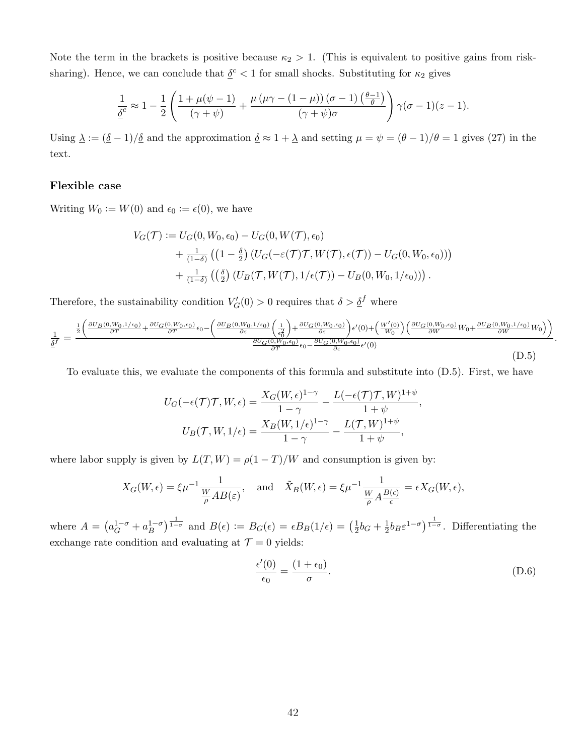Note the term in the brackets is positive because $\kappa_2 > 1$. (This is equivalent to positive gains from risk-sharing). Hence, we can conclude that $\underline{\delta}^c < 1$ for small shocks. Substituting for $\kappa_2$ gives

$$\frac{1}{\underline{\delta}^c} \approx 1 - \frac{1}{2}\left(\frac{1+\mu(\psi-1)}{(\gamma+\psi)} + \frac{\mu\left(\mu\gamma-(1-\mu)\right)(\sigma-1)\left(\frac{\theta-1}{\theta}\right)}{(\gamma+\psi)\sigma}\right)\gamma(\sigma-1)(z-1).$$

Using $\underline{\lambda} := (\underline{\delta}-1)/\underline{\delta}$ and the approximation $\underline{\delta} \approx 1+\underline{\lambda}$ and setting $\mu = \psi = (\theta-1)/\theta = 1$ gives (27) in the text.

### Flexible case

Writing $W_0 := W(0)$ and $\epsilon_0 := \epsilon(0)$, we have

$$\begin{aligned} V_G(\mathcal{T}) := & \, U_G(0, W_0, \epsilon_0) - U_G(0, W(\mathcal{T}), \epsilon_0) \\ & + \tfrac{1}{(1-\delta)}\left(\left(1-\tfrac{\delta}{2}\right)\left(U_G(-\varepsilon(\mathcal{T})\mathcal{T}, W(\mathcal{T}), \epsilon(\mathcal{T})) - U_G(0, W_0, \epsilon_0)\right)\right) \\ & + \tfrac{1}{(1-\delta)}\left(\left(\tfrac{\delta}{2}\right)\left(U_B(\mathcal{T}, W(\mathcal{T}), 1/\epsilon(\mathcal{T})) - U_B(0, W_0, 1/\epsilon_0)\right)\right). \end{aligned}$$

Therefore, the sustainability condition $V_G'(0) > 0$ requires that $\delta > \underline{\delta}^f$ where

$$\frac{1}{\underline{\delta}^f} = \frac{\frac{1}{2}\left(\frac{\partial U_B(0,W_0,1/\epsilon_0)}{\partial T} + \frac{\partial U_G(0,W_0,\epsilon_0)}{\partial T}\epsilon_0 - \left(\frac{\partial U_B(0,W_0,1/\epsilon_0)}{\partial \varepsilon}\left(\frac{1}{\epsilon_0^2}\right) + \frac{\partial U_G(0,W_0,\epsilon_0)}{\partial \varepsilon}\right)\epsilon'(0) + \left(\frac{W'(0)}{W_0}\right)\left(\frac{\partial U_G(0,W_0,\epsilon_0)}{\partial W}W_0 + \frac{\partial U_B(0,W_0,1/\epsilon_0)}{\partial W}W_0\right)\right)}{\frac{\partial U_G(0,W_0,\epsilon_0)}{\partial T}\epsilon_0 - \frac{\partial U_G(0,W_0,\epsilon_0)}{\partial \varepsilon}\epsilon'(0)}. \tag{D.5}$$

To evaluate this, we evaluate the components of this formula and substitute into (D.5). First, we have

$$U_G(-\epsilon(\mathcal{T})\mathcal{T}, W, \epsilon) = \frac{X_G(W,\epsilon)^{1-\gamma}}{1-\gamma} - \frac{L(-\epsilon(\mathcal{T})\mathcal{T}, W)^{1+\psi}}{1+\psi},$$
$$U_B(\mathcal{T}, W, 1/\epsilon) = \frac{X_B(W,1/\epsilon)^{1-\gamma}}{1-\gamma} - \frac{L(\mathcal{T}, W)^{1+\psi}}{1+\psi},$$

where labor supply is given by $L(T,W) = \rho(1-T)/W$ and consumption is given by:

$$X_G(W,\epsilon) = \xi\mu^{-1}\frac{1}{\frac{W}{\rho}AB(\varepsilon)}, \quad \text{and} \quad \tilde{X}_B(W,\epsilon) = \xi\mu^{-1}\frac{1}{\frac{W}{\rho}A\frac{B(\epsilon)}{\epsilon}} = \epsilon X_G(W,\epsilon),$$

where $A = \left(a_G^{1-\sigma} + a_B^{1-\sigma}\right)^{\frac{1}{1-\sigma}}$ and $B(\epsilon) := B_G(\epsilon) = \epsilon B_B(1/\epsilon) = \left(\frac{1}{2}b_G + \frac{1}{2}b_B\varepsilon^{1-\sigma}\right)^{\frac{1}{1-\sigma}}$. Differentiating the exchange rate condition and evaluating at $\mathcal{T} = 0$ yields:

$$\frac{\epsilon'(0)}{\epsilon_0} = \frac{(1+\epsilon_0)}{\sigma}. \tag{D.6}$$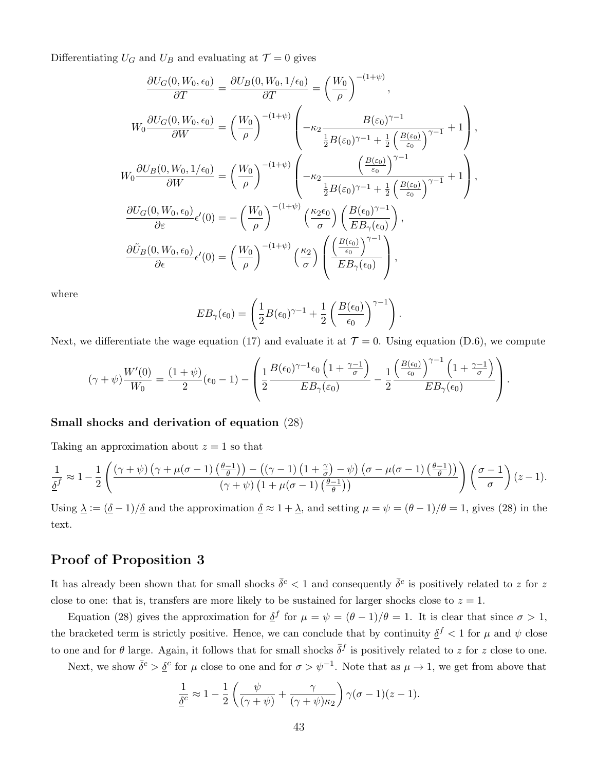Differentiating $U_G$ and $U_B$ and evaluating at $\mathcal{T} = 0$ gives

$$\frac{\partial U_G(0, W_0, \epsilon_0)}{\partial T} = \frac{\partial U_B(0, W_0, 1/\epsilon_0)}{\partial T} = \left(\frac{W_0}{\rho}\right)^{-(1+\psi)},$$

$$W_0 \frac{\partial U_G(0, W_0, \epsilon_0)}{\partial W} = \left(\frac{W_0}{\rho}\right)^{-(1+\psi)} \left( -\kappa_2 \frac{B(\varepsilon_0)^{\gamma-1}}{\frac{1}{2}B(\varepsilon_0)^{\gamma-1} + \frac{1}{2}\left(\frac{B(\varepsilon_0)}{\varepsilon_0}\right)^{\gamma-1}} + 1 \right),$$

$$W_0 \frac{\partial U_B(0, W_0, 1/\epsilon_0)}{\partial W} = \left(\frac{W_0}{\rho}\right)^{-(1+\psi)} \left( -\kappa_2 \frac{\left(\frac{B(\varepsilon_0)}{\varepsilon_0}\right)^{\gamma-1}}{\frac{1}{2}B(\varepsilon_0)^{\gamma-1} + \frac{1}{2}\left(\frac{B(\varepsilon_0)}{\varepsilon_0}\right)^{\gamma-1}} + 1 \right),$$

$$\frac{\partial U_G(0, W_0, \epsilon_0)}{\partial \varepsilon}\epsilon'(0) = -\left(\frac{W_0}{\rho}\right)^{-(1+\psi)} \left(\frac{\kappa_2 \epsilon_0}{\sigma}\right) \left(\frac{B(\epsilon_0)^{\gamma-1}}{EB_\gamma(\epsilon_0)}\right),$$

$$\frac{\partial \tilde{U}_B(0, W_0, \epsilon_0)}{\partial \epsilon}\epsilon'(0) = \left(\frac{W_0}{\rho}\right)^{-(1+\psi)} \left(\frac{\kappa_2}{\sigma}\right) \left(\frac{\left(\frac{B(\epsilon_0)}{\epsilon_0}\right)^{\gamma-1}}{EB_\gamma(\epsilon_0)}\right),$$

where

$$EB_\gamma(\epsilon_0) = \left(\frac{1}{2}B(\epsilon_0)^{\gamma-1} + \frac{1}{2}\left(\frac{B(\epsilon_0)}{\epsilon_0}\right)^{\gamma-1}\right).$$

Next, we differentiate the wage equation (17) and evaluate it at $\mathcal{T} = 0$. Using equation (D.6), we compute

$$(\gamma + \psi)\frac{W'(0)}{W_0} = \frac{(1+\psi)}{2}(\epsilon_0 - 1) - \left( \frac{1}{2}\frac{B(\epsilon_0)^{\gamma-1}\epsilon_0\left(1 + \frac{\gamma-1}{\sigma}\right)}{EB_\gamma(\varepsilon_0)} - \frac{1}{2}\frac{\left(\frac{B(\epsilon_0)}{\epsilon_0}\right)^{\gamma-1}\left(1 + \frac{\gamma-1}{\sigma}\right)}{EB_\gamma(\epsilon_0)} \right).$$

**Small shocks and derivation of equation** (28)

Taking an approximation about $z = 1$ so that

$$\frac{1}{\underline{\delta}^f} \approx 1 - \frac{1}{2}\left( \frac{(\gamma+\psi)\left(\gamma + \mu(\sigma-1)\left(\frac{\theta-1}{\theta}\right)\right) - \left((\gamma-1)\left(1+\frac{\gamma}{\sigma}\right) - \psi\right)\left(\sigma - \mu(\sigma-1)\left(\frac{\theta-1}{\theta}\right)\right)}{(\gamma+\psi)\left(1 + \mu(\sigma-1)\left(\frac{\theta-1}{\theta}\right)\right)} \right)\left(\frac{\sigma-1}{\sigma}\right)(z-1).$$

Using $\underline{\lambda} := (\underline{\delta} - 1)/\underline{\delta}$ and the approximation $\underline{\delta} \approx 1 + \underline{\lambda}$, and setting $\mu = \psi = (\theta-1)/\theta = 1$, gives (28) in the text.

## Proof of Proposition 3

It has already been shown that for small shocks $\bar{\delta}^c < 1$ and consequently $\bar{\delta}^c$ is positively related to $z$ for $z$ close to one: that is, transfers are more likely to be sustained for larger shocks close to $z = 1$.

Equation (28) gives the approximation for $\underline{\delta}^f$ for $\mu = \psi = (\theta-1)/\theta = 1$. It is clear that since $\sigma > 1$, the bracketed term is strictly positive. Hence, we can conclude that by continuity $\underline{\delta}^f < 1$ for $\mu$ and $\psi$ close to one and for $\theta$ large. Again, it follows that for small shocks $\bar{\delta}^f$ is positively related to $z$ for $z$ close to one.

Next, we show $\bar{\delta}^c > \underline{\delta}^c$ for $\mu$ close to one and for $\sigma > \psi^{-1}$. Note that as $\mu \to 1$, we get from above that

$$\frac{1}{\underline{\delta}^c} \approx 1 - \frac{1}{2}\left(\frac{\psi}{(\gamma+\psi)} + \frac{\gamma}{(\gamma+\psi)\kappa_2}\right)\gamma(\sigma-1)(z-1).$$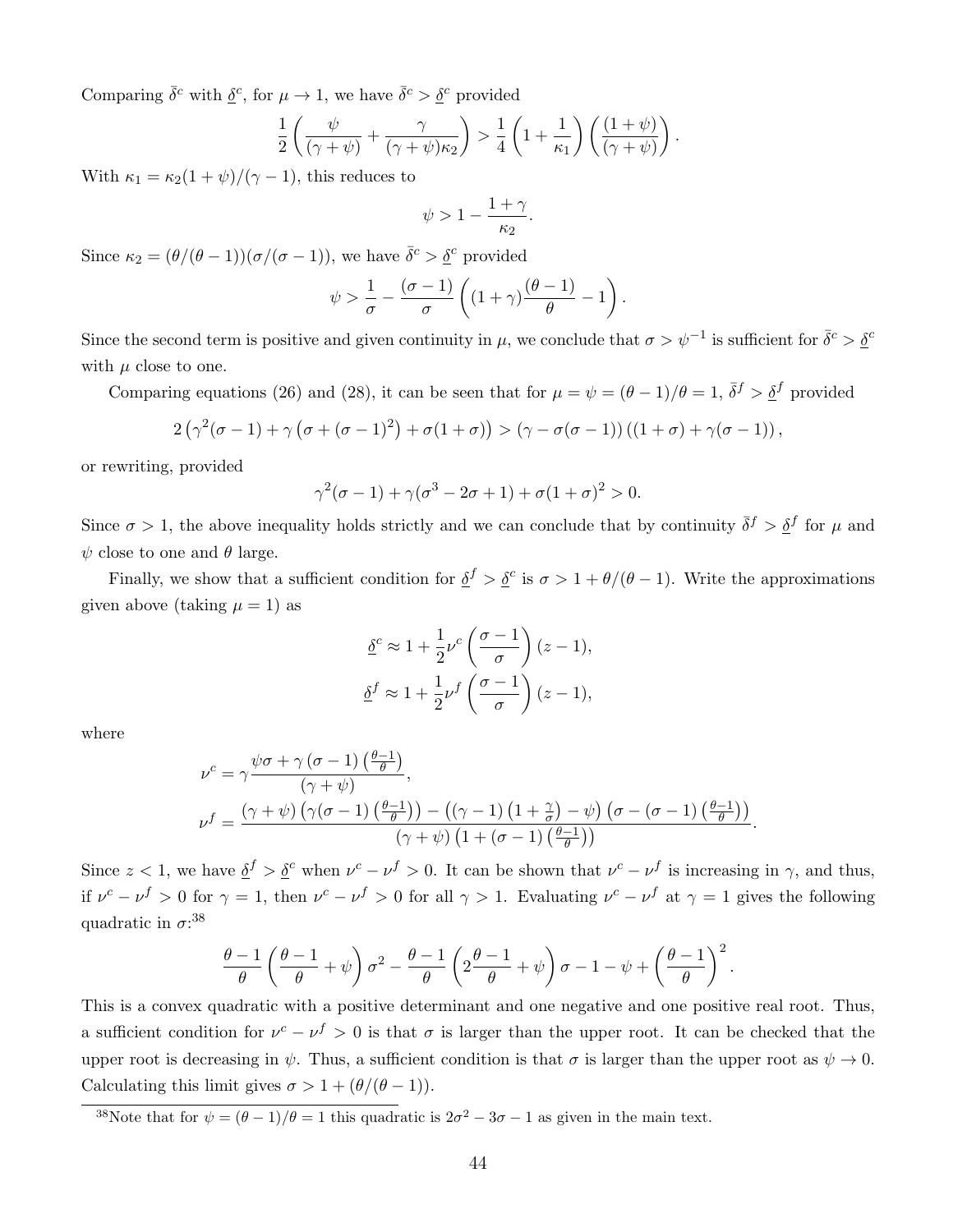Comparing $\bar{\delta}^c$ with $\underline{\delta}^c$, for $\mu \to 1$, we have $\bar{\delta}^c > \underline{\delta}^c$ provided

$$\frac{1}{2}\left(\frac{\psi}{(\gamma+\psi)} + \frac{\gamma}{(\gamma+\psi)\kappa_2}\right) > \frac{1}{4}\left(1 + \frac{1}{\kappa_1}\right)\left(\frac{(1+\psi)}{(\gamma+\psi)}\right).$$

With $\kappa_1 = \kappa_2(1+\psi)/(\gamma-1)$, this reduces to

$$\psi > 1 - \frac{1+\gamma}{\kappa_2}.$$

Since $\kappa_2 = (\theta/(\theta-1))(\sigma/(\sigma-1))$, we have $\bar{\delta}^c > \underline{\delta}^c$ provided

$$\psi > \frac{1}{\sigma} - \frac{(\sigma-1)}{\sigma}\left((1+\gamma)\frac{(\theta-1)}{\theta} - 1\right).$$

Since the second term is positive and given continuity in $\mu$, we conclude that $\sigma > \psi^{-1}$ is sufficient for $\bar{\delta}^c > \underline{\delta}^c$ with $\mu$ close to one.

Comparing equations (26) and (28), it can be seen that for $\mu = \psi = (\theta-1)/\theta = 1$, $\bar{\delta}^f > \underline{\delta}^f$ provided

$$2\left(\gamma^2(\sigma-1) + \gamma\left(\sigma + (\sigma-1)^2\right) + \sigma(1+\sigma)\right) > (\gamma - \sigma(\sigma-1))\left((1+\sigma) + \gamma(\sigma-1)\right),$$

or rewriting, provided

$$\gamma^2(\sigma-1) + \gamma(\sigma^3 - 2\sigma + 1) + \sigma(1+\sigma)^2 > 0.$$

Since $\sigma > 1$, the above inequality holds strictly and we can conclude that by continuity $\bar{\delta}^f > \underline{\delta}^f$ for $\mu$ and $\psi$ close to one and $\theta$ large.

Finally, we show that a sufficient condition for $\underline{\delta}^f > \underline{\delta}^c$ is $\sigma > 1 + \theta/(\theta-1)$. Write the approximations given above (taking $\mu = 1$) as

$$\underline{\delta}^c \approx 1 + \frac{1}{2}\nu^c\left(\frac{\sigma-1}{\sigma}\right)(z-1),$$

$$\underline{\delta}^f \approx 1 + \frac{1}{2}\nu^f\left(\frac{\sigma-1}{\sigma}\right)(z-1),$$

where

$$\nu^c = \gamma\frac{\psi\sigma + \gamma(\sigma-1)\left(\frac{\theta-1}{\theta}\right)}{(\gamma+\psi)},$$

$$\nu^f = \frac{(\gamma+\psi)\left(\gamma(\sigma-1)\left(\frac{\theta-1}{\theta}\right)\right) - \left((\gamma-1)\left(1+\frac{\gamma}{\sigma}\right) - \psi\right)\left(\sigma - (\sigma-1)\left(\frac{\theta-1}{\theta}\right)\right)}{(\gamma+\psi)\left(1 + (\sigma-1)\left(\frac{\theta-1}{\theta}\right)\right)}.$$

Since $z < 1$, we have $\underline{\delta}^f > \underline{\delta}^c$ when $\nu^c - \nu^f > 0$. It can be shown that $\nu^c - \nu^f$ is increasing in $\gamma$, and thus, if $\nu^c - \nu^f > 0$ for $\gamma = 1$, then $\nu^c - \nu^f > 0$ for all $\gamma > 1$. Evaluating $\nu^c - \nu^f$ at $\gamma = 1$ gives the following quadratic in $\sigma$:[38]

$$\frac{\theta-1}{\theta}\left(\frac{\theta-1}{\theta} + \psi\right)\sigma^2 - \frac{\theta-1}{\theta}\left(2\frac{\theta-1}{\theta} + \psi\right)\sigma - 1 - \psi + \left(\frac{\theta-1}{\theta}\right)^2.$$

This is a convex quadratic with a positive determinant and one negative and one positive real root. Thus, a sufficient condition for $\nu^c - \nu^f > 0$ is that $\sigma$ is larger than the upper root. It can be checked that the upper root is decreasing in $\psi$. Thus, a sufficient condition is that $\sigma$ is larger than the upper root as $\psi \to 0$. Calculating this limit gives $\sigma > 1 + (\theta/(\theta-1))$.

[38] Note that for $\psi = (\theta-1)/\theta = 1$ this quadratic is $2\sigma^2 - 3\sigma - 1$ as given in the main text.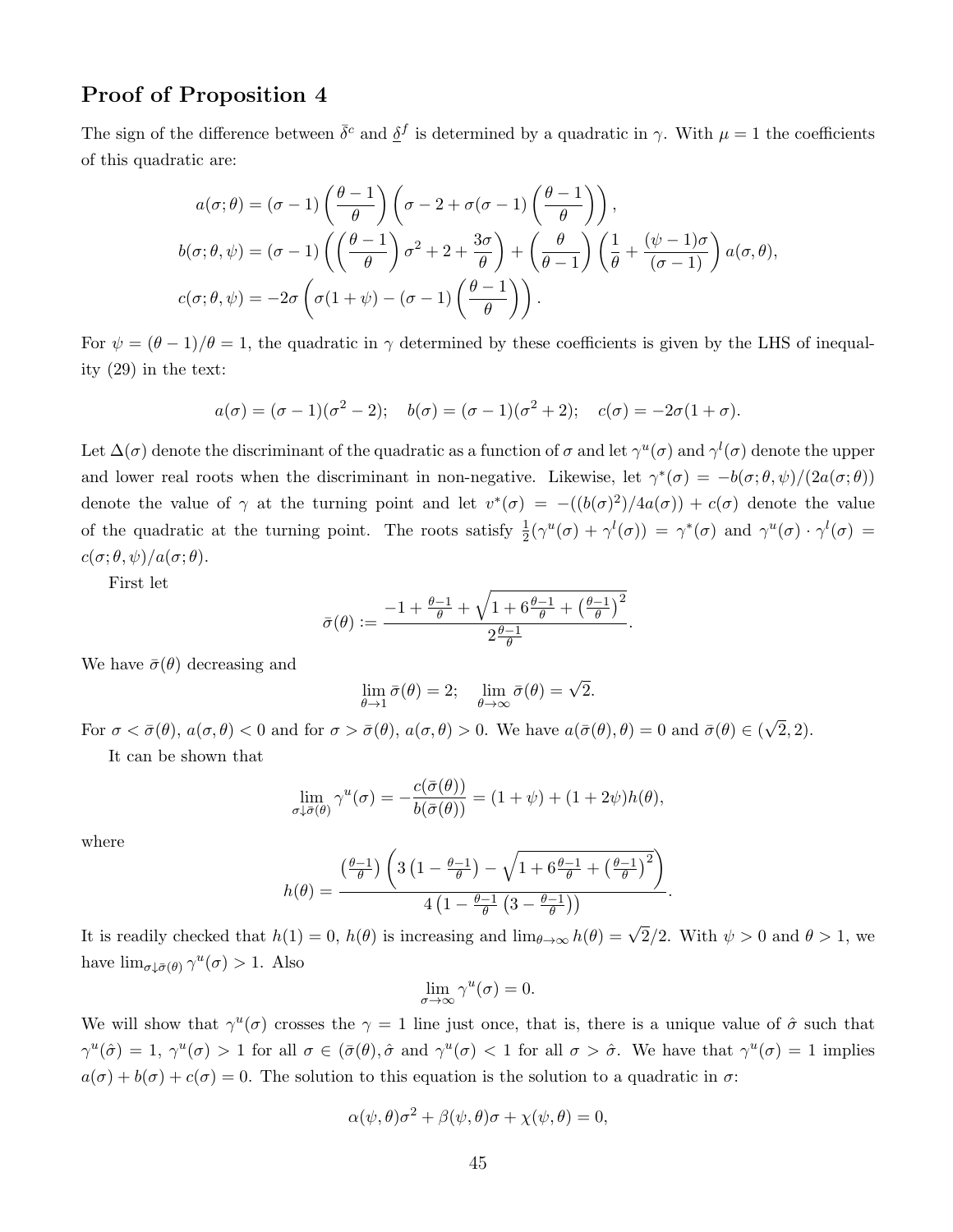## Proof of Proposition 4

The sign of the difference between $\bar{\delta}^c$ and $\underline{\delta}^f$ is determined by a quadratic in $\gamma$. With $\mu = 1$ the coefficients of this quadratic are:

$$a(\sigma;\theta) = (\sigma-1)\left(\frac{\theta-1}{\theta}\right)\left(\sigma - 2 + \sigma(\sigma-1)\left(\frac{\theta-1}{\theta}\right)\right),$$

$$b(\sigma;\theta,\psi) = (\sigma-1)\left(\left(\frac{\theta-1}{\theta}\right)\sigma^2 + 2 + \frac{3\sigma}{\theta}\right) + \left(\frac{\theta}{\theta-1}\right)\left(\frac{1}{\theta} + \frac{(\psi-1)\sigma}{(\sigma-1)}\right)a(\sigma,\theta),$$

$$c(\sigma;\theta,\psi) = -2\sigma\left(\sigma(1+\psi) - (\sigma-1)\left(\frac{\theta-1}{\theta}\right)\right).$$

For $\psi = (\theta-1)/\theta = 1$, the quadratic in $\gamma$ determined by these coefficients is given by the LHS of inequality (29) in the text:

$$a(\sigma) = (\sigma-1)(\sigma^2-2); \quad b(\sigma) = (\sigma-1)(\sigma^2+2); \quad c(\sigma) = -2\sigma(1+\sigma).$$

Let $\Delta(\sigma)$ denote the discriminant of the quadratic as a function of $\sigma$ and let $\gamma^u(\sigma)$ and $\gamma^l(\sigma)$ denote the upper and lower real roots when the discriminant in non-negative. Likewise, let $\gamma^*(\sigma) = -b(\sigma;\theta,\psi)/(2a(\sigma;\theta))$ denote the value of $\gamma$ at the turning point and let $v^*(\sigma) = -((b(\sigma)^2)/4a(\sigma)) + c(\sigma)$ denote the value of the quadratic at the turning point. The roots satisfy $\frac{1}{2}(\gamma^u(\sigma) + \gamma^l(\sigma)) = \gamma^*(\sigma)$ and $\gamma^u(\sigma)\cdot\gamma^l(\sigma) = c(\sigma;\theta,\psi)/a(\sigma;\theta)$.

First let

$$\bar{\sigma}(\theta) := \frac{-1 + \frac{\theta-1}{\theta} + \sqrt{1 + 6\frac{\theta-1}{\theta} + \left(\frac{\theta-1}{\theta}\right)^2}}{2\frac{\theta-1}{\theta}}.$$

We have $\bar{\sigma}(\theta)$ decreasing and

$$\lim_{\theta\to 1}\bar{\sigma}(\theta) = 2; \quad \lim_{\theta\to\infty}\bar{\sigma}(\theta) = \sqrt{2}.$$

For $\sigma < \bar{\sigma}(\theta)$, $a(\sigma,\theta) < 0$ and for $\sigma > \bar{\sigma}(\theta)$, $a(\sigma,\theta) > 0$. We have $a(\bar{\sigma}(\theta),\theta) = 0$ and $\bar{\sigma}(\theta) \in (\sqrt{2}, 2)$.

It can be shown that

$$\lim_{\sigma\downarrow\bar{\sigma}(\theta)}\gamma^u(\sigma) = -\frac{c(\bar{\sigma}(\theta))}{b(\bar{\sigma}(\theta))} = (1+\psi) + (1+2\psi)h(\theta),$$

where

$$h(\theta) = \frac{\left(\frac{\theta-1}{\theta}\right)\left(3\left(1-\frac{\theta-1}{\theta}\right) - \sqrt{1 + 6\frac{\theta-1}{\theta} + \left(\frac{\theta-1}{\theta}\right)^2}\right)}{4\left(1 - \frac{\theta-1}{\theta}\left(3 - \frac{\theta-1}{\theta}\right)\right)}.$$

It is readily checked that $h(1) = 0$, $h(\theta)$ is increasing and $\lim_{\theta\to\infty}h(\theta) = \sqrt{2}/2$. With $\psi > 0$ and $\theta > 1$, we have $\lim_{\sigma\downarrow\bar{\sigma}(\theta)}\gamma^u(\sigma) > 1$. Also

$$\lim_{\sigma\to\infty}\gamma^u(\sigma) = 0.$$

We will show that $\gamma^u(\sigma)$ crosses the $\gamma = 1$ line just once, that is, there is a unique value of $\hat{\sigma}$ such that $\gamma^u(\hat{\sigma}) = 1$, $\gamma^u(\sigma) > 1$ for all $\sigma \in (\bar{\sigma}(\theta), \hat{\sigma}$ and $\gamma^u(\sigma) < 1$ for all $\sigma > \hat{\sigma}$. We have that $\gamma^u(\sigma) = 1$ implies $a(\sigma) + b(\sigma) + c(\sigma) = 0$. The solution to this equation is the solution to a quadratic in $\sigma$:

$$\alpha(\psi,\theta)\sigma^2 + \beta(\psi,\theta)\sigma + \chi(\psi,\theta) = 0,$$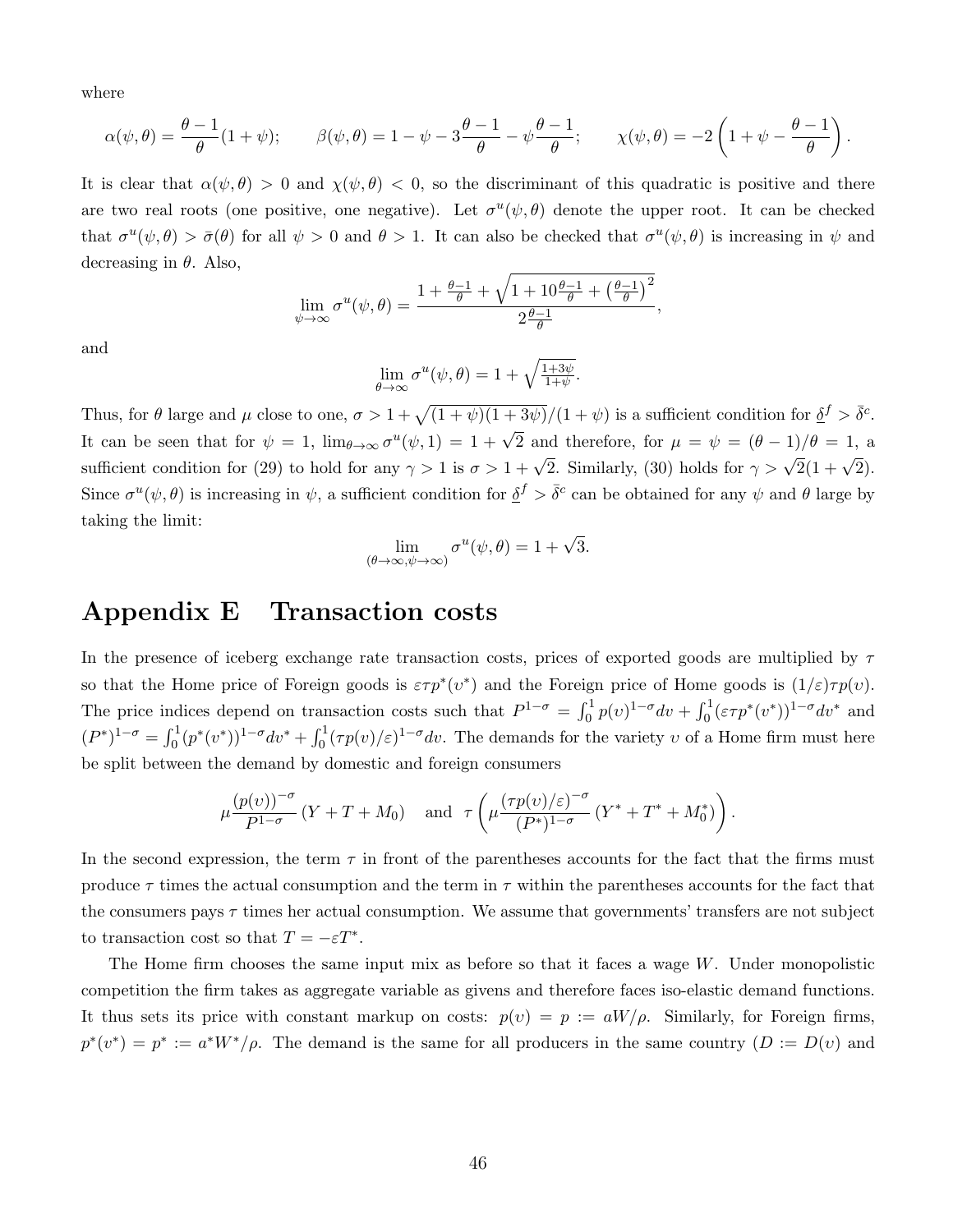where

$$\alpha(\psi, \theta) = \frac{\theta - 1}{\theta}(1 + \psi); \qquad \beta(\psi, \theta) = 1 - \psi - 3\frac{\theta - 1}{\theta} - \psi\frac{\theta - 1}{\theta}; \qquad \chi(\psi, \theta) = -2\left(1 + \psi - \frac{\theta - 1}{\theta}\right).$$

It is clear that $\alpha(\psi, \theta) > 0$ and $\chi(\psi, \theta) < 0$, so the discriminant of this quadratic is positive and there are two real roots (one positive, one negative). Let $\sigma^u(\psi, \theta)$ denote the upper root. It can be checked that $\sigma^u(\psi, \theta) > \bar{\sigma}(\theta)$ for all $\psi > 0$ and $\theta > 1$. It can also be checked that $\sigma^u(\psi, \theta)$ is increasing in $\psi$ and decreasing in $\theta$. Also,

$$\lim_{\psi \to \infty} \sigma^u(\psi, \theta) = \frac{1 + \frac{\theta - 1}{\theta} + \sqrt{1 + 10\frac{\theta - 1}{\theta} + \left(\frac{\theta - 1}{\theta}\right)^2}}{2\frac{\theta - 1}{\theta}},$$

and

$$\lim_{\theta \to \infty} \sigma^u(\psi, \theta) = 1 + \sqrt{\tfrac{1 + 3\psi}{1 + \psi}}.$$

Thus, for $\theta$ large and $\mu$ close to one, $\sigma > 1 + \sqrt{(1 + \psi)(1 + 3\psi)}/(1 + \psi)$ is a sufficient condition for $\underline{\delta}^f > \bar{\delta}^c$. It can be seen that for $\psi = 1$, $\lim_{\theta \to \infty} \sigma^u(\psi, 1) = 1 + \sqrt{2}$ and therefore, for $\mu = \psi = (\theta - 1)/\theta = 1$, a sufficient condition for (29) to hold for any $\gamma > 1$ is $\sigma > 1 + \sqrt{2}$. Similarly, (30) holds for $\gamma > \sqrt{2}(1 + \sqrt{2})$. Since $\sigma^u(\psi, \theta)$ is increasing in $\psi$, a sufficient condition for $\underline{\delta}^f > \bar{\delta}^c$ can be obtained for any $\psi$ and $\theta$ large by taking the limit:

$$\lim_{(\theta \to \infty, \psi \to \infty)} \sigma^u(\psi, \theta) = 1 + \sqrt{3}.$$

# Appendix E Transaction costs

In the presence of iceberg exchange rate transaction costs, prices of exported goods are multiplied by $\tau$ so that the Home price of Foreign goods is $\varepsilon\tau p^*(\upsilon^*)$ and the Foreign price of Home goods is $(1/\varepsilon)\tau p(\upsilon)$. The price indices depend on transaction costs such that $P^{1-\sigma} = \int_0^1 p(\upsilon)^{1-\sigma} d\upsilon + \int_0^1 (\varepsilon\tau p^*(\upsilon^*))^{1-\sigma} d\upsilon^*$ and $(P^*)^{1-\sigma} = \int_0^1 (p^*(\upsilon^*))^{1-\sigma} d\upsilon^* + \int_0^1 (\tau p(\upsilon)/\varepsilon)^{1-\sigma} d\upsilon$. The demands for the variety $\upsilon$ of a Home firm must here be split between the demand by domestic and foreign consumers

$$\mu\frac{(p(\upsilon))^{-\sigma}}{P^{1-\sigma}}(Y + T + M_0) \quad \text{and} \quad \tau\left(\mu\frac{(\tau p(\upsilon)/\varepsilon)^{-\sigma}}{(P^*)^{1-\sigma}}(Y^* + T^* + M_0^*)\right).$$

In the second expression, the term $\tau$ in front of the parentheses accounts for the fact that the firms must produce $\tau$ times the actual consumption and the term in $\tau$ within the parentheses accounts for the fact that the consumers pays $\tau$ times her actual consumption. We assume that governments' transfers are not subject to transaction cost so that $T = -\varepsilon T^*$.

The Home firm chooses the same input mix as before so that it faces a wage $W$. Under monopolistic competition the firm takes as aggregate variable as givens and therefore faces iso-elastic demand functions. It thus sets its price with constant markup on costs: $p(\upsilon) = p := aW/\rho$. Similarly, for Foreign firms, $p^*(\upsilon^*) = p^* := a^*W^*/\rho$. The demand is the same for all producers in the same country ($D := D(\upsilon)$ and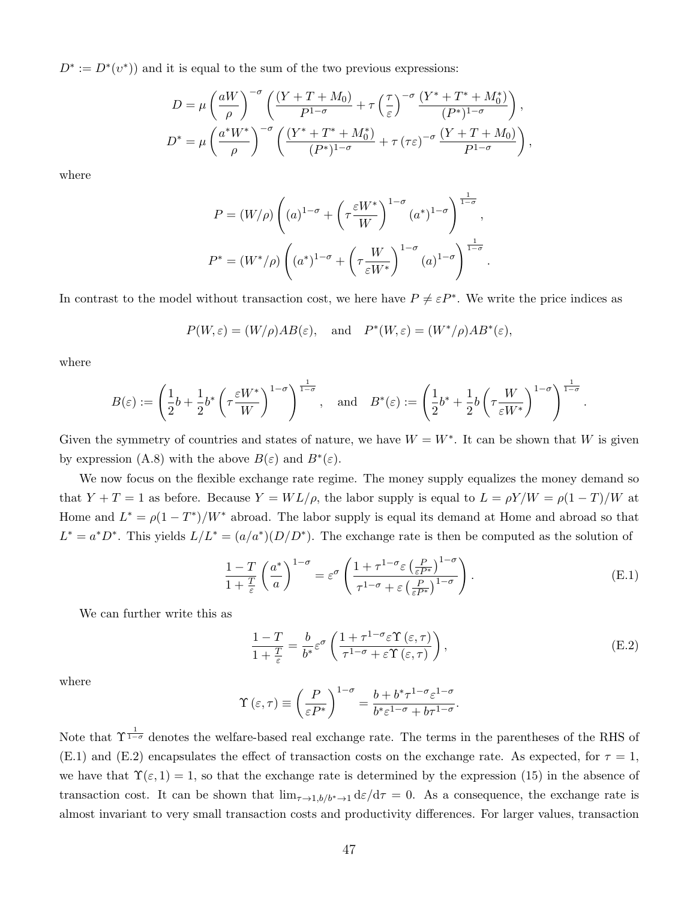$D^* := D^*(\upsilon^*)$) and it is equal to the sum of the two previous expressions:

$$D = \mu \left(\frac{aW}{\rho}\right)^{-\sigma} \left(\frac{(Y + T + M_0)}{P^{1-\sigma}} + \tau \left(\frac{\tau}{\varepsilon}\right)^{-\sigma} \frac{(Y^* + T^* + M_0^*)}{(P^*)^{1-\sigma}}\right),$$

$$D^* = \mu \left(\frac{a^* W^*}{\rho}\right)^{-\sigma} \left(\frac{(Y^* + T^* + M_0^*)}{(P^*)^{1-\sigma}} + \tau \left(\tau\varepsilon\right)^{-\sigma} \frac{(Y + T + M_0)}{P^{1-\sigma}}\right),$$

where

$$P = (W/\rho)\left((a)^{1-\sigma} + \left(\tau \frac{\varepsilon W^*}{W}\right)^{1-\sigma} (a^*)^{1-\sigma}\right)^{\frac{1}{1-\sigma}},$$

$$P^* = (W^*/\rho)\left((a^*)^{1-\sigma} + \left(\tau \frac{W}{\varepsilon W^*}\right)^{1-\sigma} (a)^{1-\sigma}\right)^{\frac{1}{1-\sigma}}.$$

In contrast to the model without transaction cost, we here have $P \neq \varepsilon P^*$. We write the price indices as

$$P(W, \varepsilon) = (W/\rho) A B(\varepsilon), \quad \text{and} \quad P^*(W, \varepsilon) = (W^*/\rho) A B^*(\varepsilon),$$

where

$$B(\varepsilon) := \left(\frac{1}{2} b + \frac{1}{2} b^* \left(\tau \frac{\varepsilon W^*}{W}\right)^{1-\sigma}\right)^{\frac{1}{1-\sigma}}, \quad \text{and} \quad B^*(\varepsilon) := \left(\frac{1}{2} b^* + \frac{1}{2} b \left(\tau \frac{W}{\varepsilon W^*}\right)^{1-\sigma}\right)^{\frac{1}{1-\sigma}}.$$

Given the symmetry of countries and states of nature, we have $W = W^*$. It can be shown that $W$ is given by expression (A.8) with the above $B(\varepsilon)$ and $B^*(\varepsilon)$.

We now focus on the flexible exchange rate regime. The money supply equalizes the money demand so that $Y + T = 1$ as before. Because $Y = WL/\rho$, the labor supply is equal to $L = \rho Y/W = \rho(1-T)/W$ at Home and $L^* = \rho(1 - T^*)/W^*$ abroad. The labor supply is equal its demand at Home and abroad so that $L^* = a^* D^*$. This yields $L/L^* = (a/a^*)(D/D^*)$. The exchange rate is then be computed as the solution of

$$\frac{1 - T}{1 + \frac{T}{\varepsilon}} \left(\frac{a^*}{a}\right)^{1-\sigma} = \varepsilon^\sigma \left(\frac{1 + \tau^{1-\sigma} \varepsilon \left(\frac{P}{\varepsilon P^*}\right)^{1-\sigma}}{\tau^{1-\sigma} + \varepsilon \left(\frac{P}{\varepsilon P^*}\right)^{1-\sigma}}\right). \tag{E.1}$$

We can further write this as

$$\frac{1 - T}{1 + \frac{T}{\varepsilon}} = \frac{b}{b^*} \varepsilon^\sigma \left(\frac{1 + \tau^{1-\sigma} \varepsilon \Upsilon(\varepsilon, \tau)}{\tau^{1-\sigma} + \varepsilon \Upsilon(\varepsilon, \tau)}\right), \tag{E.2}$$

where

$$\Upsilon(\varepsilon, \tau) \equiv \left(\frac{P}{\varepsilon P^*}\right)^{1-\sigma} = \frac{b + b^* \tau^{1-\sigma} \varepsilon^{1-\sigma}}{b^* \varepsilon^{1-\sigma} + b \tau^{1-\sigma}}.$$

Note that $\Upsilon^{\frac{1}{1-\sigma}}$ denotes the welfare-based real exchange rate. The terms in the parentheses of the RHS of (E.1) and (E.2) encapsulates the effect of transaction costs on the exchange rate. As expected, for $\tau = 1$, we have that $\Upsilon(\varepsilon, 1) = 1$, so that the exchange rate is determined by the expression (15) in the absence of transaction cost. It can be shown that $\lim_{\tau \to 1, b/b^* \to 1} \mathrm{d}\varepsilon/\mathrm{d}\tau = 0$. As a consequence, the exchange rate is almost invariant to very small transaction costs and productivity differences. For larger values, transaction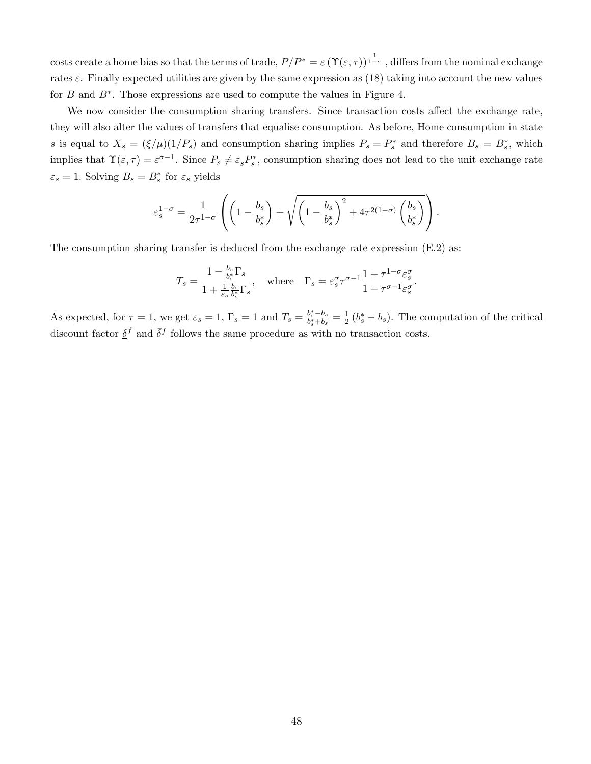costs create a home bias so that the terms of trade, $P/P^* = \varepsilon \left(\Upsilon(\varepsilon, \tau)\right)^{\frac{1}{1-\sigma}}$ , differs from the nominal exchange rates $\varepsilon$. Finally expected utilities are given by the same expression as (18) taking into account the new values for $B$ and $B^*$. Those expressions are used to compute the values in Figure 4.

We now consider the consumption sharing transfers. Since transaction costs affect the exchange rate, they will also alter the values of transfers that equalise consumption. As before, Home consumption in state $s$ is equal to $X_s = (\xi/\mu)(1/P_s)$ and consumption sharing implies $P_s = P_s^*$ and therefore $B_s = B_s^*$, which implies that $\Upsilon(\varepsilon, \tau) = \varepsilon^{\sigma-1}$. Since $P_s \neq \varepsilon_s P_s^*$, consumption sharing does not lead to the unit exchange rate $\varepsilon_s = 1$. Solving $B_s = B_s^*$ for $\varepsilon_s$ yields

$$\varepsilon_s^{1-\sigma} = \frac{1}{2\tau^{1-\sigma}} \left( \left(1 - \frac{b_s}{b_s^*}\right) + \sqrt{\left(1 - \frac{b_s}{b_s^*}\right)^2 + 4\tau^{2(1-\sigma)} \left(\frac{b_s}{b_s^*}\right)} \right).$$

The consumption sharing transfer is deduced from the exchange rate expression (E.2) as:

$$T_s = \frac{1 - \frac{b_s}{b_s^*}\Gamma_s}{1 + \frac{1}{\varepsilon_s}\frac{b_s}{b_s^*}\Gamma_s}, \quad \text{where} \quad \Gamma_s = \varepsilon_s^{\sigma} \tau^{\sigma-1} \frac{1 + \tau^{1-\sigma}\varepsilon_s^{\sigma}}{1 + \tau^{\sigma-1}\varepsilon_s^{\sigma}}.$$

As expected, for $\tau = 1$, we get $\varepsilon_s = 1$, $\Gamma_s = 1$ and $T_s = \frac{b_s^* - b_s}{b_s^* + b_s} = \frac{1}{2}\left(b_s^* - b_s\right)$. The computation of the critical discount factor $\underline{\delta}^f$ and $\bar{\delta}^f$ follows the same procedure as with no transaction costs.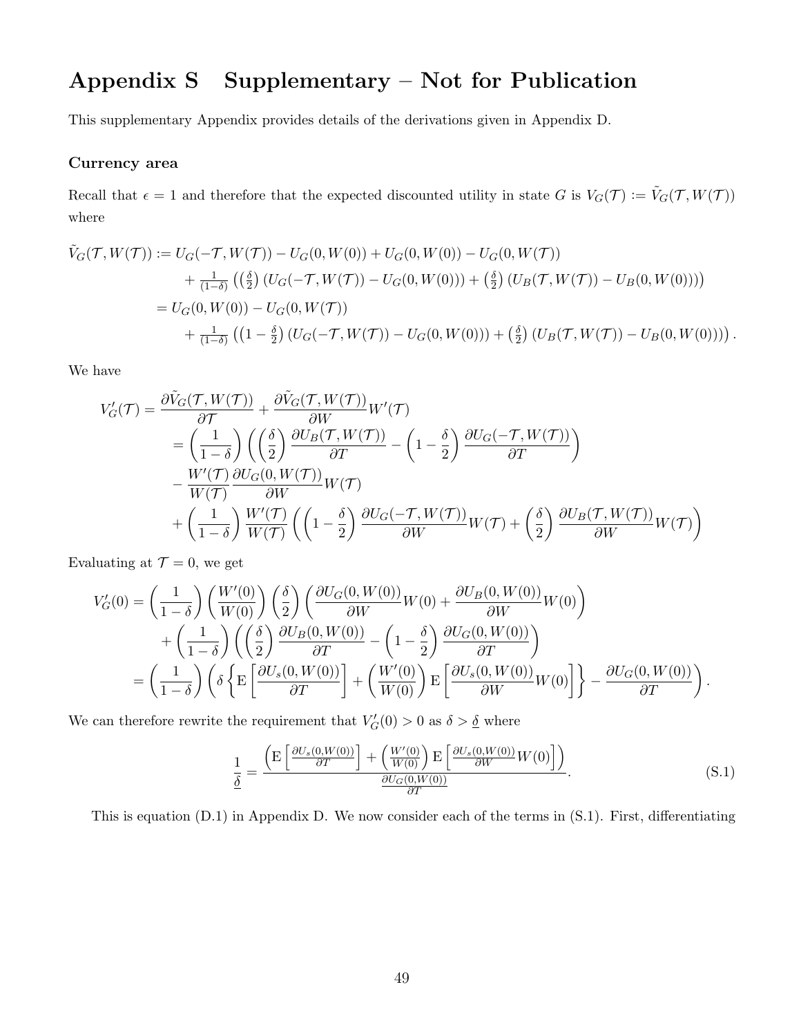# Appendix S Supplementary – Not for Publication

This supplementary Appendix provides details of the derivations given in Appendix D.

### Currency area

Recall that $\epsilon = 1$ and therefore that the expected discounted utility in state $G$ is $V_G(\mathcal{T}) := \tilde{V}_G(\mathcal{T}, W(\mathcal{T}))$ where

$$
\begin{aligned}
\tilde{V}_G(\mathcal{T}, W(\mathcal{T})) &:= U_G(-\mathcal{T}, W(\mathcal{T})) - U_G(0, W(0)) + U_G(0, W(0)) - U_G(0, W(\mathcal{T})) \\
&\quad + \tfrac{1}{(1-\delta)} \left( \left(\tfrac{\delta}{2}\right) \left(U_G(-\mathcal{T}, W(\mathcal{T})) - U_G(0, W(0))\right) + \left(\tfrac{\delta}{2}\right) \left(U_B(\mathcal{T}, W(\mathcal{T})) - U_B(0, W(0))\right)\right) \\
&= U_G(0, W(0)) - U_G(0, W(\mathcal{T})) \\
&\quad + \tfrac{1}{(1-\delta)} \left( \left(1 - \tfrac{\delta}{2}\right) \left(U_G(-\mathcal{T}, W(\mathcal{T})) - U_G(0, W(0))\right) + \left(\tfrac{\delta}{2}\right) \left(U_B(\mathcal{T}, W(\mathcal{T})) - U_B(0, W(0))\right)\right).
\end{aligned}
$$

We have

$$
\begin{aligned}
V_G'(\mathcal{T}) &= \frac{\partial \tilde{V}_G(\mathcal{T}, W(\mathcal{T}))}{\partial \mathcal{T}} + \frac{\partial \tilde{V}_G(\mathcal{T}, W(\mathcal{T}))}{\partial W} W'(\mathcal{T}) \\
&= \left(\frac{1}{1-\delta}\right) \left( \left(\frac{\delta}{2}\right) \frac{\partial U_B(\mathcal{T}, W(\mathcal{T}))}{\partial T} - \left(1 - \frac{\delta}{2}\right) \frac{\partial U_G(-\mathcal{T}, W(\mathcal{T}))}{\partial T} \right) \\
&\quad - \frac{W'(\mathcal{T})}{W(\mathcal{T})} \frac{\partial U_G(0, W(\mathcal{T}))}{\partial W} W(\mathcal{T}) \\
&\quad + \left(\frac{1}{1-\delta}\right) \frac{W'(\mathcal{T})}{W(\mathcal{T})} \left( \left(1 - \frac{\delta}{2}\right) \frac{\partial U_G(-\mathcal{T}, W(\mathcal{T}))}{\partial W} W(\mathcal{T}) + \left(\frac{\delta}{2}\right) \frac{\partial U_B(\mathcal{T}, W(\mathcal{T}))}{\partial W} W(\mathcal{T}) \right)
\end{aligned}
$$

Evaluating at $\mathcal{T} = 0$, we get

$$
\begin{aligned}
V_G'(0) &= \left(\frac{1}{1-\delta}\right) \left(\frac{W'(0)}{W(0)}\right) \left(\frac{\delta}{2}\right) \left( \frac{\partial U_G(0, W(0))}{\partial W} W(0) + \frac{\partial U_B(0, W(0))}{\partial W} W(0) \right) \\
&\quad + \left(\frac{1}{1-\delta}\right) \left( \left(\frac{\delta}{2}\right) \frac{\partial U_B(0, W(0))}{\partial T} - \left(1 - \frac{\delta}{2}\right) \frac{\partial U_G(0, W(0))}{\partial T} \right) \\
&= \left(\frac{1}{1-\delta}\right) \left( \delta \left\{ \mathrm{E}\left[\frac{\partial U_s(0, W(0))}{\partial T}\right] + \left(\frac{W'(0)}{W(0)}\right) \mathrm{E}\left[\frac{\partial U_s(0, W(0))}{\partial W} W(0)\right] \right\} - \frac{\partial U_G(0, W(0))}{\partial T} \right).
\end{aligned}
$$

We can therefore rewrite the requirement that $V_G'(0) > 0$ as $\delta > \underline{\delta}$ where

$$
\frac{1}{\underline{\delta}} = \frac{\left( \mathrm{E}\left[\frac{\partial U_s(0, W(0))}{\partial T}\right] + \left(\frac{W'(0)}{W(0)}\right) \mathrm{E}\left[\frac{\partial U_s(0, W(0))}{\partial W} W(0)\right] \right)}{\frac{\partial U_G(0, W(0))}{\partial T}}. \tag{S.1}
$$

This is equation (D.1) in Appendix D. We now consider each of the terms in (S.1). First, differentiating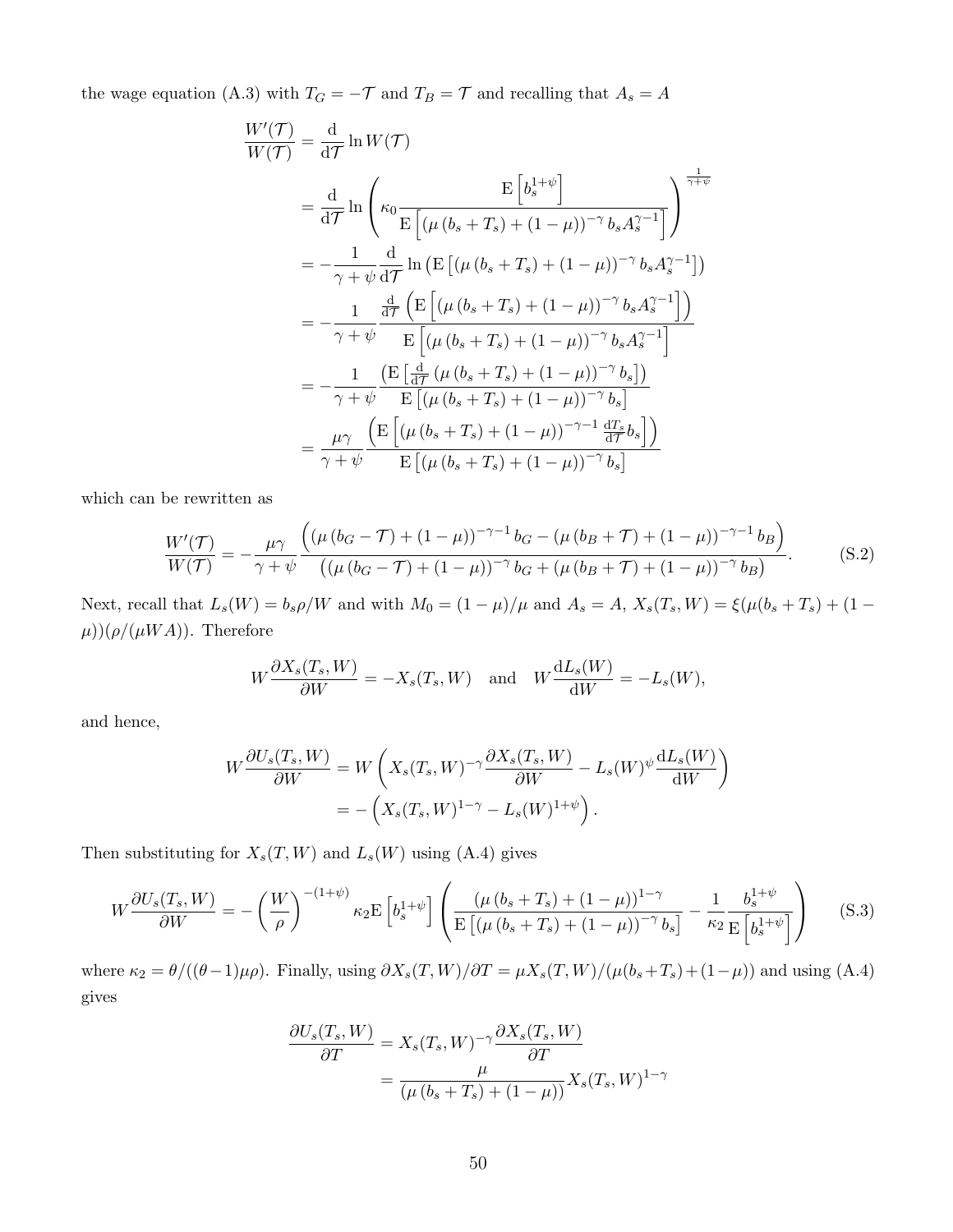the wage equation (A.3) with $T_G = -\mathcal{T}$ and $T_B = \mathcal{T}$ and recalling that $A_s = A$

$$
\begin{aligned}
\frac{W'(\mathcal{T})}{W(\mathcal{T})} &= \frac{\mathrm{d}}{\mathrm{d}\mathcal{T}} \ln W(\mathcal{T}) \\
&= \frac{\mathrm{d}}{\mathrm{d}\mathcal{T}} \ln \left( \kappa_0 \frac{\mathrm{E}\left[b_s^{1+\psi}\right]}{\mathrm{E}\left[\left(\mu\left(b_s + T_s\right) + (1-\mu)\right)^{-\gamma} b_s A_s^{\gamma-1}\right]} \right)^{\frac{1}{\gamma+\psi}} \\
&= -\frac{1}{\gamma+\psi} \frac{\mathrm{d}}{\mathrm{d}\mathcal{T}} \ln \left( \mathrm{E}\left[\left(\mu\left(b_s + T_s\right) + (1-\mu)\right)^{-\gamma} b_s A_s^{\gamma-1}\right]\right) \\
&= -\frac{1}{\gamma+\psi} \frac{\frac{\mathrm{d}}{\mathrm{d}\mathcal{T}} \left( \mathrm{E}\left[\left(\mu\left(b_s + T_s\right) + (1-\mu)\right)^{-\gamma} b_s A_s^{\gamma-1}\right]\right)}{\mathrm{E}\left[\left(\mu\left(b_s + T_s\right) + (1-\mu)\right)^{-\gamma} b_s A_s^{\gamma-1}\right]} \\
&= -\frac{1}{\gamma+\psi} \frac{\left( \mathrm{E}\left[\frac{\mathrm{d}}{\mathrm{d}\mathcal{T}}\left(\mu\left(b_s + T_s\right) + (1-\mu)\right)^{-\gamma} b_s\right]\right)}{\mathrm{E}\left[\left(\mu\left(b_s + T_s\right) + (1-\mu)\right)^{-\gamma} b_s\right]} \\
&= \frac{\mu\gamma}{\gamma+\psi} \frac{\left( \mathrm{E}\left[\left(\mu\left(b_s + T_s\right) + (1-\mu)\right)^{-\gamma-1} \frac{\mathrm{d}T_s}{\mathrm{d}\mathcal{T}} b_s\right]\right)}{\mathrm{E}\left[\left(\mu\left(b_s + T_s\right) + (1-\mu)\right)^{-\gamma} b_s\right]}
\end{aligned}
$$

which can be rewritten as

$$
\frac{W'(\mathcal{T})}{W(\mathcal{T})} = -\frac{\mu\gamma}{\gamma+\psi} \frac{\left( \left(\mu\left(b_G - \mathcal{T}\right) + (1-\mu)\right)^{-\gamma-1} b_G - \left(\mu\left(b_B + \mathcal{T}\right) + (1-\mu)\right)^{-\gamma-1} b_B \right)}{\left( \left(\mu\left(b_G - \mathcal{T}\right) + (1-\mu)\right)^{-\gamma} b_G + \left(\mu\left(b_B + \mathcal{T}\right) + (1-\mu)\right)^{-\gamma} b_B \right)}. \tag{S.2}
$$

Next, recall that $L_s(W) = b_s\rho/W$ and with $M_0 = (1-\mu)/\mu$ and $A_s = A$, $X_s(T_s, W) = \xi(\mu(b_s + T_s) + (1-\mu))(\rho/(\mu W A))$. Therefore

$$
W\frac{\partial X_s(T_s, W)}{\partial W} = -X_s(T_s, W) \quad \text{and} \quad W\frac{\mathrm{d}L_s(W)}{\mathrm{d}W} = -L_s(W),
$$

and hence,

$$
\begin{aligned}
W\frac{\partial U_s(T_s, W)}{\partial W} &= W\left( X_s(T_s, W)^{-\gamma} \frac{\partial X_s(T_s, W)}{\partial W} - L_s(W)^{\psi} \frac{\mathrm{d}L_s(W)}{\mathrm{d}W} \right) \\
&= -\left( X_s(T_s, W)^{1-\gamma} - L_s(W)^{1+\psi} \right).
\end{aligned}
$$

Then substituting for $X_s(T, W)$ and $L_s(W)$ using (A.4) gives

$$
W\frac{\partial U_s(T_s, W)}{\partial W} = -\left(\frac{W}{\rho}\right)^{-(1+\psi)} \kappa_2 \mathrm{E}\left[b_s^{1+\psi}\right] \left( \frac{\left(\mu\left(b_s + T_s\right) + (1-\mu)\right)^{1-\gamma}}{\mathrm{E}\left[\left(\mu\left(b_s + T_s\right) + (1-\mu)\right)^{-\gamma} b_s\right]} - \frac{1}{\kappa_2} \frac{b_s^{1+\psi}}{\mathrm{E}\left[b_s^{1+\psi}\right]} \right) \tag{S.3}
$$

where $\kappa_2 = \theta/((\theta-1)\mu\rho)$. Finally, using $\partial X_s(T, W)/\partial T = \mu X_s(T, W)/(\mu(b_s + T_s) + (1-\mu))$ and using (A.4) gives

$$
\begin{aligned}
\frac{\partial U_s(T_s, W)}{\partial T} &= X_s(T_s, W)^{-\gamma} \frac{\partial X_s(T_s, W)}{\partial T} \\
&= \frac{\mu}{\left(\mu\left(b_s + T_s\right) + (1-\mu)\right)} X_s(T_s, W)^{1-\gamma}
\end{aligned}
$$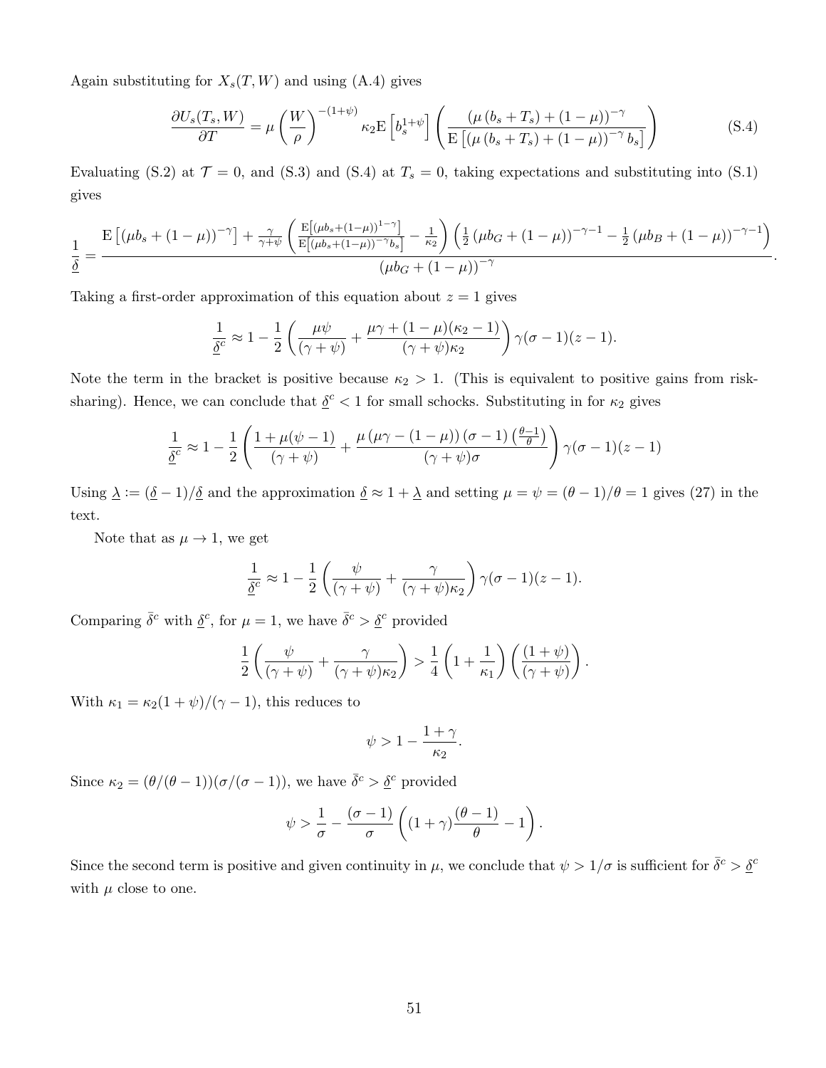Again substituting for $X_s(T, W)$ and using (A.4) gives

$$\frac{\partial U_s(T_s, W)}{\partial T} = \mu \left(\frac{W}{\rho}\right)^{-(1+\psi)} \kappa_2 \mathrm{E}\left[b_s^{1+\psi}\right] \left(\frac{(\mu(b_s + T_s) + (1-\mu))^{-\gamma}}{\mathrm{E}\left[(\mu(b_s + T_s) + (1-\mu))^{-\gamma} b_s\right]}\right) \tag{S.4}$$

Evaluating (S.2) at $\mathcal{T} = 0$, and (S.3) and (S.4) at $T_s = 0$, taking expectations and substituting into (S.1) gives

$$\frac{1}{\underline{\delta}} = \frac{\mathrm{E}\left[(\mu b_s + (1-\mu))^{-\gamma}\right] + \frac{\gamma}{\gamma+\psi}\left(\frac{\mathrm{E}\left[(\mu b_s+(1-\mu))^{1-\gamma}\right]}{\mathrm{E}\left[(\mu b_s+(1-\mu))^{-\gamma} b_s\right]} - \frac{1}{\kappa_2}\right)\left(\frac{1}{2}(\mu b_G + (1-\mu))^{-\gamma-1} - \frac{1}{2}(\mu b_B + (1-\mu))^{-\gamma-1}\right)}{(\mu b_G + (1-\mu))^{-\gamma}}.$$

Taking a first-order approximation of this equation about $z = 1$ gives

$$\frac{1}{\underline{\delta}^c} \approx 1 - \frac{1}{2}\left(\frac{\mu\psi}{(\gamma+\psi)} + \frac{\mu\gamma + (1-\mu)(\kappa_2 - 1)}{(\gamma+\psi)\kappa_2}\right)\gamma(\sigma-1)(z-1).$$

Note the term in the bracket is positive because $\kappa_2 > 1$. (This is equivalent to positive gains from risk-sharing). Hence, we can conclude that $\underline{\delta}^c < 1$ for small schocks. Substituting in for $\kappa_2$ gives

$$\frac{1}{\underline{\delta}^c} \approx 1 - \frac{1}{2}\left(\frac{1 + \mu(\psi - 1)}{(\gamma+\psi)} + \frac{\mu\left(\mu\gamma - (1-\mu)\right)(\sigma-1)\left(\frac{\theta-1}{\theta}\right)}{(\gamma+\psi)\sigma}\right)\gamma(\sigma-1)(z-1)$$

Using $\underline{\lambda} := (\underline{\delta} - 1)/\underline{\delta}$ and the approximation $\underline{\delta} \approx 1 + \underline{\lambda}$ and setting $\mu = \psi = (\theta-1)/\theta = 1$ gives (27) in the text.

Note that as $\mu \to 1$, we get

$$\frac{1}{\underline{\delta}^c} \approx 1 - \frac{1}{2}\left(\frac{\psi}{(\gamma+\psi)} + \frac{\gamma}{(\gamma+\psi)\kappa_2}\right)\gamma(\sigma-1)(z-1).$$

Comparing $\bar{\delta}^c$ with $\underline{\delta}^c$, for $\mu = 1$, we have $\bar{\delta}^c > \underline{\delta}^c$ provided

$$\frac{1}{2}\left(\frac{\psi}{(\gamma+\psi)} + \frac{\gamma}{(\gamma+\psi)\kappa_2}\right) > \frac{1}{4}\left(1 + \frac{1}{\kappa_1}\right)\left(\frac{(1+\psi)}{(\gamma+\psi)}\right).$$

With $\kappa_1 = \kappa_2(1+\psi)/(\gamma-1)$, this reduces to

$$\psi > 1 - \frac{1+\gamma}{\kappa_2}.$$

Since $\kappa_2 = (\theta/(\theta-1))(\sigma/(\sigma-1))$, we have $\bar{\delta}^c > \underline{\delta}^c$ provided

$$\psi > \frac{1}{\sigma} - \frac{(\sigma-1)}{\sigma}\left((1+\gamma)\frac{(\theta-1)}{\theta} - 1\right).$$

Since the second term is positive and given continuity in $\mu$, we conclude that $\psi > 1/\sigma$ is sufficient for $\bar{\delta}^c > \underline{\delta}^c$ with $\mu$ close to one.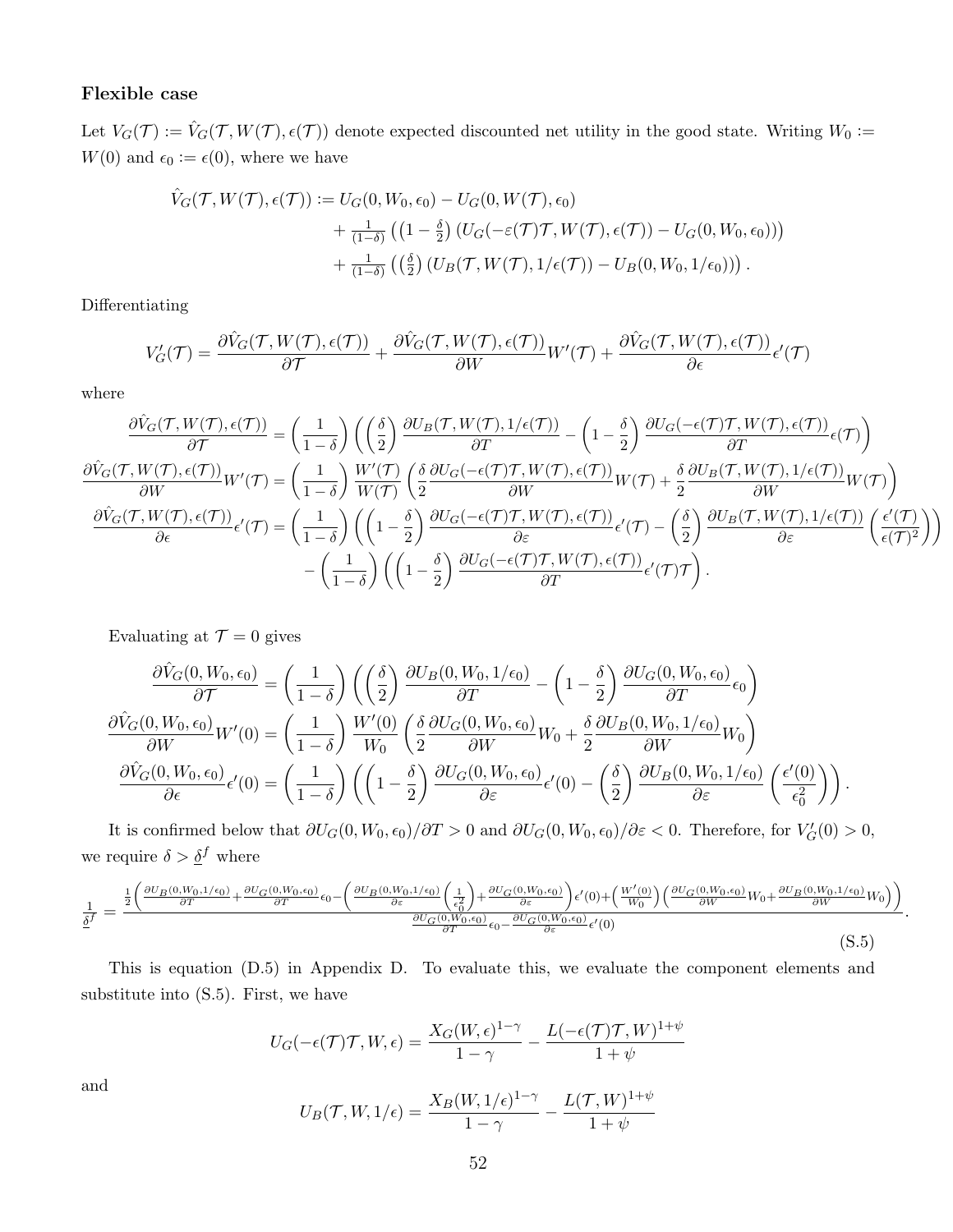### Flexible case

Let $V_G(\mathcal{T}) := \hat{V}_G(\mathcal{T}, W(\mathcal{T}), \epsilon(\mathcal{T}))$ denote expected discounted net utility in the good state. Writing $W_0 := W(0)$ and $\epsilon_0 := \epsilon(0)$, where we have

$$
\begin{aligned}
\hat{V}_G(\mathcal{T}, W(\mathcal{T}), \epsilon(\mathcal{T})) := & \; U_G(0, W_0, \epsilon_0) - U_G(0, W(\mathcal{T}), \epsilon_0) \\
& + \tfrac{1}{(1-\delta)} \left( \left(1 - \tfrac{\delta}{2}\right) \left( U_G(-\varepsilon(\mathcal{T})\mathcal{T}, W(\mathcal{T}), \epsilon(\mathcal{T})) - U_G(0, W_0, \epsilon_0) \right) \right) \\
& + \tfrac{1}{(1-\delta)} \left( \left(\tfrac{\delta}{2}\right) \left( U_B(\mathcal{T}, W(\mathcal{T}), 1/\epsilon(\mathcal{T})) - U_B(0, W_0, 1/\epsilon_0) \right) \right).
\end{aligned}
$$

Differentiating

$$
V_G'(\mathcal{T}) = \frac{\partial \hat{V}_G(\mathcal{T}, W(\mathcal{T}), \epsilon(\mathcal{T}))}{\partial \mathcal{T}} + \frac{\partial \hat{V}_G(\mathcal{T}, W(\mathcal{T}), \epsilon(\mathcal{T}))}{\partial W} W'(\mathcal{T}) + \frac{\partial \hat{V}_G(\mathcal{T}, W(\mathcal{T}), \epsilon(\mathcal{T}))}{\partial \epsilon} \epsilon'(\mathcal{T})
$$

where

$$
\begin{aligned}
\frac{\partial \hat{V}_G(\mathcal{T}, W(\mathcal{T}), \epsilon(\mathcal{T}))}{\partial \mathcal{T}} &= \left(\frac{1}{1-\delta}\right) \left( \left(\frac{\delta}{2}\right) \frac{\partial U_B(\mathcal{T}, W(\mathcal{T}), 1/\epsilon(\mathcal{T}))}{\partial T} - \left(1 - \frac{\delta}{2}\right) \frac{\partial U_G(-\epsilon(\mathcal{T})\mathcal{T}, W(\mathcal{T}), \epsilon(\mathcal{T}))}{\partial T} \epsilon(\mathcal{T}) \right) \\
\frac{\partial \hat{V}_G(\mathcal{T}, W(\mathcal{T}), \epsilon(\mathcal{T}))}{\partial W} W'(\mathcal{T}) &= \left(\frac{1}{1-\delta}\right) \frac{W'(\mathcal{T})}{W(\mathcal{T})} \left( \frac{\delta}{2} \frac{\partial U_G(-\epsilon(\mathcal{T})\mathcal{T}, W(\mathcal{T}), \epsilon(\mathcal{T}))}{\partial W} W(\mathcal{T}) + \frac{\delta}{2} \frac{\partial U_B(\mathcal{T}, W(\mathcal{T}), 1/\epsilon(\mathcal{T}))}{\partial W} W(\mathcal{T}) \right) \\
\frac{\partial \hat{V}_G(\mathcal{T}, W(\mathcal{T}), \epsilon(\mathcal{T}))}{\partial \epsilon} \epsilon'(\mathcal{T}) &= \left(\frac{1}{1-\delta}\right) \left( \left(1 - \frac{\delta}{2}\right) \frac{\partial U_G(-\epsilon(\mathcal{T})\mathcal{T}, W(\mathcal{T}), \epsilon(\mathcal{T}))}{\partial \varepsilon} \epsilon'(\mathcal{T}) - \left(\frac{\delta}{2}\right) \frac{\partial U_B(\mathcal{T}, W(\mathcal{T}), 1/\epsilon(\mathcal{T}))}{\partial \varepsilon} \left( \frac{\epsilon'(\mathcal{T})}{\epsilon(\mathcal{T})^2} \right) \right) \\
& \quad - \left(\frac{1}{1-\delta}\right) \left( \left(1 - \frac{\delta}{2}\right) \frac{\partial U_G(-\epsilon(\mathcal{T})\mathcal{T}, W(\mathcal{T}), \epsilon(\mathcal{T}))}{\partial T} \epsilon'(\mathcal{T})\mathcal{T} \right).
\end{aligned}
$$

Evaluating at $\mathcal{T} = 0$ gives

$$
\begin{aligned}
\frac{\partial \hat{V}_G(0, W_0, \epsilon_0)}{\partial \mathcal{T}} &= \left(\frac{1}{1-\delta}\right) \left( \left(\frac{\delta}{2}\right) \frac{\partial U_B(0, W_0, 1/\epsilon_0)}{\partial T} - \left(1 - \frac{\delta}{2}\right) \frac{\partial U_G(0, W_0, \epsilon_0)}{\partial T} \epsilon_0 \right) \\
\frac{\partial \hat{V}_G(0, W_0, \epsilon_0)}{\partial W} W'(0) &= \left(\frac{1}{1-\delta}\right) \frac{W'(0)}{W_0} \left( \frac{\delta}{2} \frac{\partial U_G(0, W_0, \epsilon_0)}{\partial W} W_0 + \frac{\delta}{2} \frac{\partial U_B(0, W_0, 1/\epsilon_0)}{\partial W} W_0 \right) \\
\frac{\partial \hat{V}_G(0, W_0, \epsilon_0)}{\partial \epsilon} \epsilon'(0) &= \left(\frac{1}{1-\delta}\right) \left( \left(1 - \frac{\delta}{2}\right) \frac{\partial U_G(0, W_0, \epsilon_0)}{\partial \varepsilon} \epsilon'(0) - \left(\frac{\delta}{2}\right) \frac{\partial U_B(0, W_0, 1/\epsilon_0)}{\partial \varepsilon} \left( \frac{\epsilon'(0)}{\epsilon_0^2} \right) \right).
\end{aligned}
$$

It is confirmed below that $\partial U_G(0, W_0, \epsilon_0)/\partial T > 0$ and $\partial U_G(0, W_0, \epsilon_0)/\partial \varepsilon < 0$. Therefore, for $V_G'(0) > 0$, we require $\delta > \underline{\delta}^f$ where

$$
\frac{1}{\underline{\delta}^f} = \frac{\frac{1}{2}\left( \frac{\partial U_B(0,W_0,1/\epsilon_0)}{\partial T} + \frac{\partial U_G(0,W_0,\epsilon_0)}{\partial T}\epsilon_0 - \left( \frac{\partial U_B(0,W_0,1/\epsilon_0)}{\partial \varepsilon}\left(\frac{1}{\epsilon_0^2}\right) + \frac{\partial U_G(0,W_0,\epsilon_0)}{\partial \varepsilon} \right)\epsilon'(0) + \left(\frac{W'(0)}{W_0}\right)\left( \frac{\partial U_G(0,W_0,\epsilon_0)}{\partial W}W_0 + \frac{\partial U_B(0,W_0,1/\epsilon_0)}{\partial W}W_0 \right) \right)}{\frac{\partial U_G(0,W_0,\epsilon_0)}{\partial T}\epsilon_0 - \frac{\partial U_G(0,W_0,\epsilon_0)}{\partial \varepsilon}\epsilon'(0)}. \tag{S.5}
$$

This is equation (D.5) in Appendix D. To evaluate this, we evaluate the component elements and substitute into (S.5). First, we have

$$
U_G(-\epsilon(\mathcal{T})\mathcal{T}, W, \epsilon) = \frac{X_G(W, \epsilon)^{1-\gamma}}{1-\gamma} - \frac{L(-\epsilon(\mathcal{T})\mathcal{T}, W)^{1+\psi}}{1+\psi}
$$

and

$$
U_B(\mathcal{T}, W, 1/\epsilon) = \frac{X_B(W, 1/\epsilon)^{1-\gamma}}{1-\gamma} - \frac{L(\mathcal{T}, W)^{1+\psi}}{1+\psi}
$$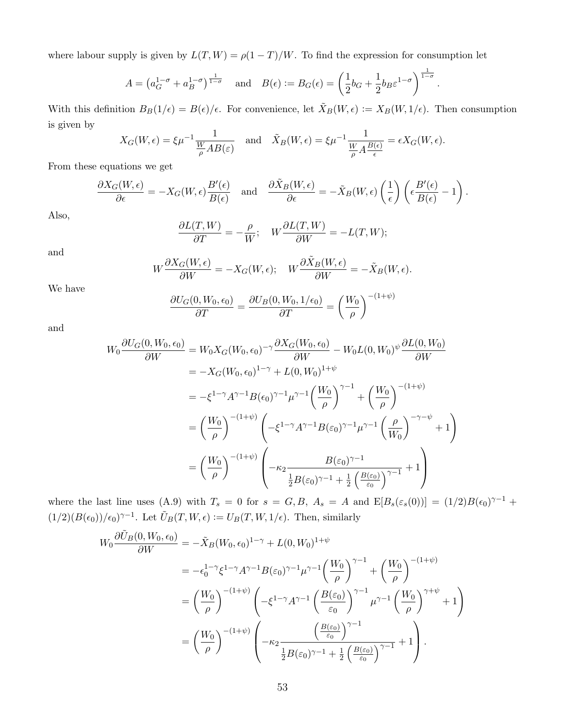where labour supply is given by $L(T, W) = \rho(1-T)/W$. To find the expression for consumption let

$$A = \left(a_G^{1-\sigma} + a_B^{1-\sigma}\right)^{\frac{1}{1-\sigma}} \quad \text{and} \quad B(\epsilon) := B_G(\epsilon) = \left(\frac{1}{2}b_G + \frac{1}{2}b_B \varepsilon^{1-\sigma}\right)^{\frac{1}{1-\sigma}}.$$

With this definition $B_B(1/\epsilon) = B(\epsilon)/\epsilon$. For convenience, let $\tilde{X}_B(W, \epsilon) := X_B(W, 1/\epsilon)$. Then consumption is given by

$$X_G(W, \epsilon) = \xi \mu^{-1} \frac{1}{\frac{W}{\rho} A B(\varepsilon)} \quad \text{and} \quad \tilde{X}_B(W, \epsilon) = \xi \mu^{-1} \frac{1}{\frac{W}{\rho} A \frac{B(\epsilon)}{\epsilon}} = \epsilon X_G(W, \epsilon).$$

From these equations we get

$$\frac{\partial X_G(W, \epsilon)}{\partial \epsilon} = -X_G(W, \epsilon)\frac{B'(\epsilon)}{B(\epsilon)} \quad \text{and} \quad \frac{\partial \tilde{X}_B(W, \epsilon)}{\partial \epsilon} = -\tilde{X}_B(W, \epsilon)\left(\frac{1}{\epsilon}\right)\left(\epsilon \frac{B'(\epsilon)}{B(\epsilon)} - 1\right).$$

Also,

$$\frac{\partial L(T, W)}{\partial T} = -\frac{\rho}{W}; \quad W\frac{\partial L(T, W)}{\partial W} = -L(T, W);$$

and

$$W\frac{\partial X_G(W, \epsilon)}{\partial W} = -X_G(W, \epsilon); \quad W\frac{\partial \tilde{X}_B(W, \epsilon)}{\partial W} = -\tilde{X}_B(W, \epsilon).$$

We have

$$\frac{\partial U_G(0, W_0, \epsilon_0)}{\partial T} = \frac{\partial U_B(0, W_0, 1/\epsilon_0)}{\partial T} = \left(\frac{W_0}{\rho}\right)^{-(1+\psi)}$$

and

$$\begin{aligned}
W_0 \frac{\partial U_G(0, W_0, \epsilon_0)}{\partial W} &= W_0 X_G(W_0, \epsilon_0)^{-\gamma}\frac{\partial X_G(W_0, \epsilon_0)}{\partial W} - W_0 L(0, W_0)^{\psi}\frac{\partial L(0, W_0)}{\partial W} \\
&= -X_G(W_0, \epsilon_0)^{1-\gamma} + L(0, W_0)^{1+\psi} \\
&= -\xi^{1-\gamma} A^{\gamma-1} B(\epsilon_0)^{\gamma-1}\mu^{\gamma-1}\left(\frac{W_0}{\rho}\right)^{\gamma-1} + \left(\frac{W_0}{\rho}\right)^{-(1+\psi)} \\
&= \left(\frac{W_0}{\rho}\right)^{-(1+\psi)}\left(-\xi^{1-\gamma} A^{\gamma-1} B(\varepsilon_0)^{\gamma-1}\mu^{\gamma-1}\left(\frac{\rho}{W_0}\right)^{-\gamma-\psi} + 1\right) \\
&= \left(\frac{W_0}{\rho}\right)^{-(1+\psi)}\left(-\kappa_2 \frac{B(\varepsilon_0)^{\gamma-1}}{\frac{1}{2}B(\varepsilon_0)^{\gamma-1} + \frac{1}{2}\left(\frac{B(\varepsilon_0)}{\varepsilon_0}\right)^{\gamma-1}} + 1\right)
\end{aligned}$$

where the last line uses (A.9) with $T_s = 0$ for $s = G, B$, $A_s = A$ and $\mathrm{E}[B_s(\varepsilon_s(0))] = (1/2)B(\epsilon_0)^{\gamma-1} + (1/2)(B(\epsilon_0))/\epsilon_0)^{\gamma-1}$. Let $\tilde{U}_B(T, W, \epsilon) := U_B(T, W, 1/\epsilon)$. Then, similarly

$$\begin{aligned}
W_0 \frac{\partial \tilde{U}_B(0, W_0, \epsilon_0)}{\partial W} &= -\tilde{X}_B(W_0, \epsilon_0)^{1-\gamma} + L(0, W_0)^{1+\psi} \\
&= -\epsilon_0^{1-\gamma}\xi^{1-\gamma} A^{\gamma-1} B(\varepsilon_0)^{\gamma-1}\mu^{\gamma-1}\left(\frac{W_0}{\rho}\right)^{\gamma-1} + \left(\frac{W_0}{\rho}\right)^{-(1+\psi)} \\
&= \left(\frac{W_0}{\rho}\right)^{-(1+\psi)}\left(-\xi^{1-\gamma} A^{\gamma-1}\left(\frac{B(\varepsilon_0)}{\varepsilon_0}\right)^{\gamma-1}\mu^{\gamma-1}\left(\frac{W_0}{\rho}\right)^{\gamma+\psi} + 1\right) \\
&= \left(\frac{W_0}{\rho}\right)^{-(1+\psi)}\left(-\kappa_2 \frac{\left(\frac{B(\varepsilon_0)}{\varepsilon_0}\right)^{\gamma-1}}{\frac{1}{2}B(\varepsilon_0)^{\gamma-1} + \frac{1}{2}\left(\frac{B(\varepsilon_0)}{\varepsilon_0}\right)^{\gamma-1}} + 1\right).
\end{aligned}$$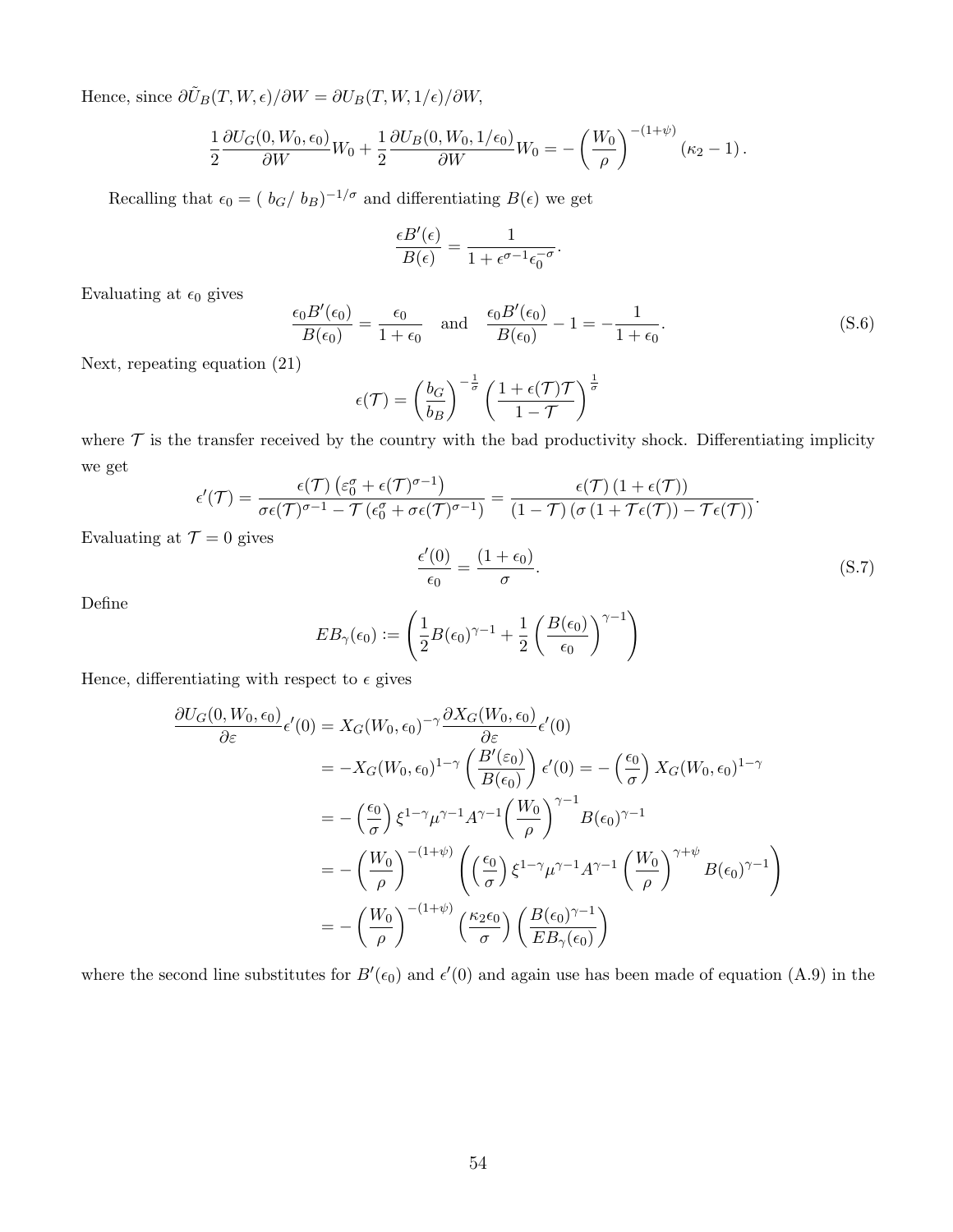Hence, since $\partial \tilde{U}_B(T, W, \epsilon)/\partial W = \partial U_B(T, W, 1/\epsilon)/\partial W$,

$$\frac{1}{2}\frac{\partial U_G(0, W_0, \epsilon_0)}{\partial W} W_0 + \frac{1}{2}\frac{\partial U_B(0, W_0, 1/\epsilon_0)}{\partial W} W_0 = -\left(\frac{W_0}{\rho}\right)^{-(1+\psi)} (\kappa_2 - 1).$$

Recalling that $\epsilon_0 = (\ b_G/\ b_B)^{-1/\sigma}$ and differentiating $B(\epsilon)$ we get

$$\frac{\epsilon B'(\epsilon)}{B(\epsilon)} = \frac{1}{1 + \epsilon^{\sigma-1}\epsilon_0^{-\sigma}}.$$

Evaluating at $\epsilon_0$ gives

$$\frac{\epsilon_0 B'(\epsilon_0)}{B(\epsilon_0)} = \frac{\epsilon_0}{1+\epsilon_0} \quad \text{and} \quad \frac{\epsilon_0 B'(\epsilon_0)}{B(\epsilon_0)} - 1 = -\frac{1}{1+\epsilon_0}. \tag{S.6}$$

Next, repeating equation (21)

$$\epsilon(\mathcal{T}) = \left(\frac{b_G}{b_B}\right)^{-\frac{1}{\sigma}} \left(\frac{1 + \epsilon(\mathcal{T})\mathcal{T}}{1 - \mathcal{T}}\right)^{\frac{1}{\sigma}}$$

where $\mathcal{T}$ is the transfer received by the country with the bad productivity shock. Differentiating implicity we get

$$\epsilon'(\mathcal{T}) = \frac{\epsilon(\mathcal{T})\left(\varepsilon_0^{\sigma} + \epsilon(\mathcal{T})^{\sigma-1}\right)}{\sigma\epsilon(\mathcal{T})^{\sigma-1} - \mathcal{T}\left(\epsilon_0^{\sigma} + \sigma\epsilon(\mathcal{T})^{\sigma-1}\right)} = \frac{\epsilon(\mathcal{T})\left(1 + \epsilon(\mathcal{T})\right)}{(1-\mathcal{T})\left(\sigma\left(1 + \mathcal{T}\epsilon(\mathcal{T})\right) - \mathcal{T}\epsilon(\mathcal{T})\right)}.$$

Evaluating at $\mathcal{T} = 0$ gives

$$\frac{\epsilon'(0)}{\epsilon_0} = \frac{(1+\epsilon_0)}{\sigma}. \tag{S.7}$$

Define

$$EB_\gamma(\epsilon_0) := \left(\frac{1}{2}B(\epsilon_0)^{\gamma-1} + \frac{1}{2}\left(\frac{B(\epsilon_0)}{\epsilon_0}\right)^{\gamma-1}\right)$$

Hence, differentiating with respect to $\epsilon$ gives

$$\begin{aligned}
\frac{\partial U_G(0, W_0, \epsilon_0)}{\partial \varepsilon}\epsilon'(0) &= X_G(W_0, \epsilon_0)^{-\gamma}\frac{\partial X_G(W_0, \epsilon_0)}{\partial \varepsilon}\epsilon'(0) \\
&= -X_G(W_0, \epsilon_0)^{1-\gamma}\left(\frac{B'(\varepsilon_0)}{B(\epsilon_0)}\right)\epsilon'(0) = -\left(\frac{\epsilon_0}{\sigma}\right)X_G(W_0, \epsilon_0)^{1-\gamma} \\
&= -\left(\frac{\epsilon_0}{\sigma}\right)\xi^{1-\gamma}\mu^{\gamma-1}A^{\gamma-1}\left(\frac{W_0}{\rho}\right)^{\gamma-1}B(\epsilon_0)^{\gamma-1} \\
&= -\left(\frac{W_0}{\rho}\right)^{-(1+\psi)}\left(\left(\frac{\epsilon_0}{\sigma}\right)\xi^{1-\gamma}\mu^{\gamma-1}A^{\gamma-1}\left(\frac{W_0}{\rho}\right)^{\gamma+\psi}B(\epsilon_0)^{\gamma-1}\right) \\
&= -\left(\frac{W_0}{\rho}\right)^{-(1+\psi)}\left(\frac{\kappa_2\epsilon_0}{\sigma}\right)\left(\frac{B(\epsilon_0)^{\gamma-1}}{EB_\gamma(\epsilon_0)}\right)
\end{aligned}$$

where the second line substitutes for $B'(\epsilon_0)$ and $\epsilon'(0)$ and again use has been made of equation (A.9) in the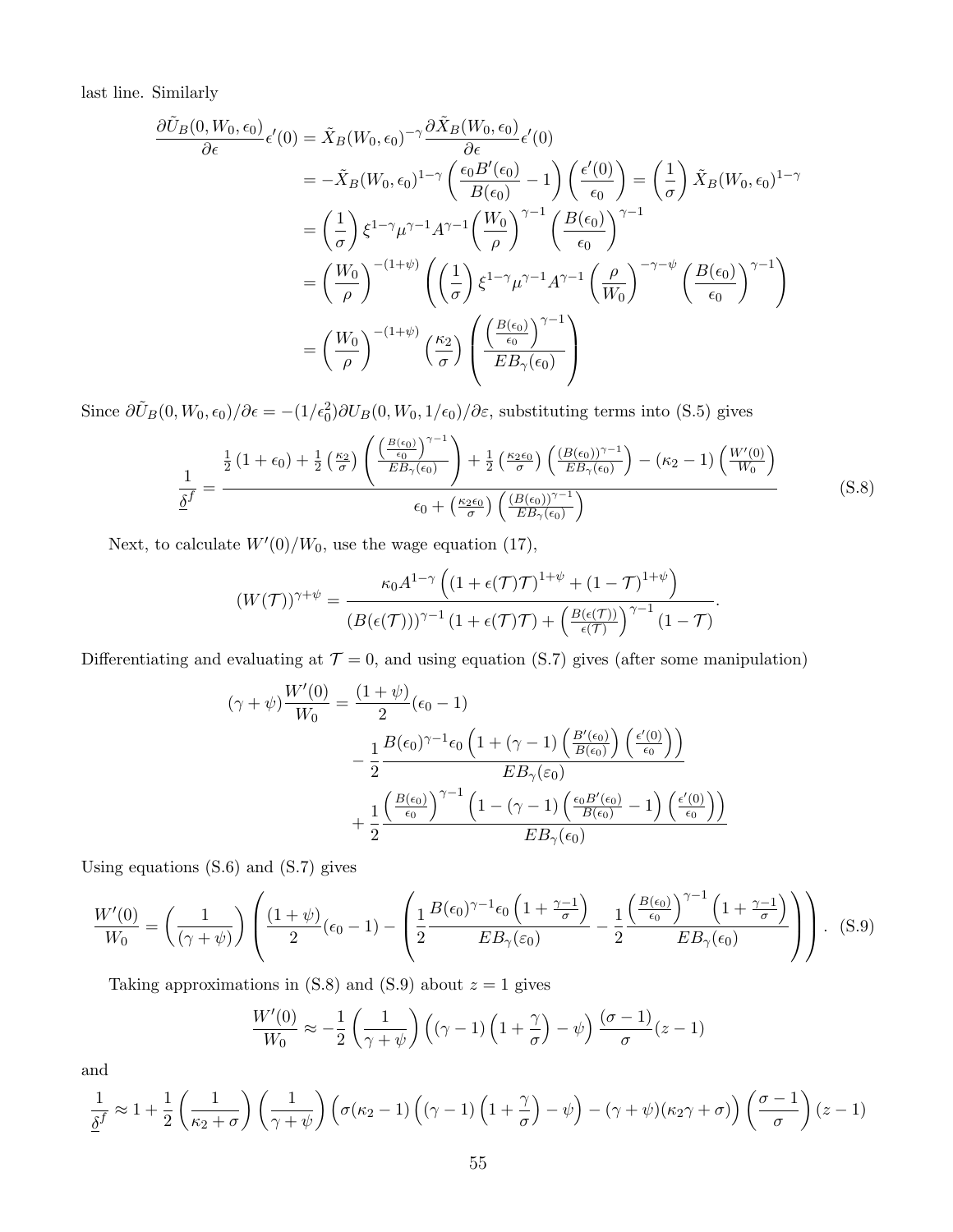last line. Similarly

$$
\begin{aligned}
\frac{\partial \tilde{U}_B(0, W_0, \epsilon_0)}{\partial \epsilon}\epsilon'(0) &= \tilde{X}_B(W_0, \epsilon_0)^{-\gamma} \frac{\partial \tilde{X}_B(W_0, \epsilon_0)}{\partial \epsilon}\epsilon'(0) \\
&= -\tilde{X}_B(W_0, \epsilon_0)^{1-\gamma}\left(\frac{\epsilon_0 B'(\epsilon_0)}{B(\epsilon_0)} - 1\right)\left(\frac{\epsilon'(0)}{\epsilon_0}\right) = \left(\frac{1}{\sigma}\right)\tilde{X}_B(W_0, \epsilon_0)^{1-\gamma} \\
&= \left(\frac{1}{\sigma}\right)\xi^{1-\gamma}\mu^{\gamma-1}A^{\gamma-1}\left(\frac{W_0}{\rho}\right)^{\gamma-1}\left(\frac{B(\epsilon_0)}{\epsilon_0}\right)^{\gamma-1} \\
&= \left(\frac{W_0}{\rho}\right)^{-(1+\psi)}\left(\left(\frac{1}{\sigma}\right)\xi^{1-\gamma}\mu^{\gamma-1}A^{\gamma-1}\left(\frac{\rho}{W_0}\right)^{-\gamma-\psi}\left(\frac{B(\epsilon_0)}{\epsilon_0}\right)^{\gamma-1}\right) \\
&= \left(\frac{W_0}{\rho}\right)^{-(1+\psi)}\left(\frac{\kappa_2}{\sigma}\right)\left(\frac{\left(\frac{B(\epsilon_0)}{\epsilon_0}\right)^{\gamma-1}}{EB_\gamma(\epsilon_0)}\right)
\end{aligned}
$$

Since $\partial \tilde{U}_B(0, W_0, \epsilon_0)/\partial \epsilon = -(1/\epsilon_0^2)\partial U_B(0, W_0, 1/\epsilon_0)/\partial \varepsilon$, substituting terms into (S.5) gives

$$
\frac{1}{\underline{\delta}^f} = \frac{\frac{1}{2}(1+\epsilon_0) + \frac{1}{2}\left(\frac{\kappa_2}{\sigma}\right)\left(\frac{\left(\frac{B(\epsilon_0)}{\epsilon_0}\right)^{\gamma-1}}{EB_\gamma(\epsilon_0)}\right) + \frac{1}{2}\left(\frac{\kappa_2\epsilon_0}{\sigma}\right)\left(\frac{(B(\epsilon_0))^{\gamma-1}}{EB_\gamma(\epsilon_0)}\right) - (\kappa_2 - 1)\left(\frac{W'(0)}{W_0}\right)}{\epsilon_0 + \left(\frac{\kappa_2\epsilon_0}{\sigma}\right)\left(\frac{(B(\epsilon_0))^{\gamma-1}}{EB_\gamma(\epsilon_0)}\right)} \tag{S.8}
$$

Next, to calculate $W'(0)/W_0$, use the wage equation (17),

$$
(W(\mathcal{T}))^{\gamma+\psi} = \frac{\kappa_0 A^{1-\gamma}\left((1+\epsilon(\mathcal{T})\mathcal{T})^{1+\psi} + (1-\mathcal{T})^{1+\psi}\right)}{(B(\epsilon(\mathcal{T})))^{\gamma-1}(1+\epsilon(\mathcal{T})\mathcal{T}) + \left(\frac{B(\epsilon(\mathcal{T}))}{\epsilon(\mathcal{T})}\right)^{\gamma-1}(1-\mathcal{T})}.
$$

Differentiating and evaluating at $\mathcal{T} = 0$, and using equation (S.7) gives (after some manipulation)

$$
\begin{aligned}
(\gamma+\psi)\frac{W'(0)}{W_0} &= \frac{(1+\psi)}{2}(\epsilon_0 - 1) \\
&\quad - \frac{1}{2}\frac{B(\epsilon_0)^{\gamma-1}\epsilon_0\left(1 + (\gamma-1)\left(\frac{B'(\epsilon_0)}{B(\epsilon_0)}\right)\left(\frac{\epsilon'(0)}{\epsilon_0}\right)\right)}{EB_\gamma(\varepsilon_0)} \\
&\quad + \frac{1}{2}\frac{\left(\frac{B(\epsilon_0)}{\epsilon_0}\right)^{\gamma-1}\left(1 - (\gamma-1)\left(\frac{\epsilon_0 B'(\epsilon_0)}{B(\epsilon_0)} - 1\right)\left(\frac{\epsilon'(0)}{\epsilon_0}\right)\right)}{EB_\gamma(\epsilon_0)}
\end{aligned}
$$

Using equations (S.6) and (S.7) gives

$$
\frac{W'(0)}{W_0} = \left(\frac{1}{(\gamma+\psi)}\right)\left(\frac{(1+\psi)}{2}(\epsilon_0 - 1) - \left(\frac{1}{2}\frac{B(\epsilon_0)^{\gamma-1}\epsilon_0\left(1+\frac{\gamma-1}{\sigma}\right)}{EB_\gamma(\varepsilon_0)} - \frac{1}{2}\frac{\left(\frac{B(\epsilon_0)}{\epsilon_0}\right)^{\gamma-1}\left(1+\frac{\gamma-1}{\sigma}\right)}{EB_\gamma(\epsilon_0)}\right)\right). \tag{S.9}
$$

Taking approximations in (S.8) and (S.9) about $z = 1$ gives

$$
\frac{W'(0)}{W_0} \approx -\frac{1}{2}\left(\frac{1}{\gamma+\psi}\right)\left((\gamma-1)\left(1+\frac{\gamma}{\sigma}\right) - \psi\right)\frac{(\sigma-1)}{\sigma}(z-1)
$$

and

$$
\frac{1}{\underline{\delta}^f} \approx 1 + \frac{1}{2}\left(\frac{1}{\kappa_2+\sigma}\right)\left(\frac{1}{\gamma+\psi}\right)\left(\sigma(\kappa_2-1)\left((\gamma-1)\left(1+\frac{\gamma}{\sigma}\right) - \psi\right) - (\gamma+\psi)(\kappa_2\gamma+\sigma)\right)\left(\frac{\sigma-1}{\sigma}\right)(z-1)
$$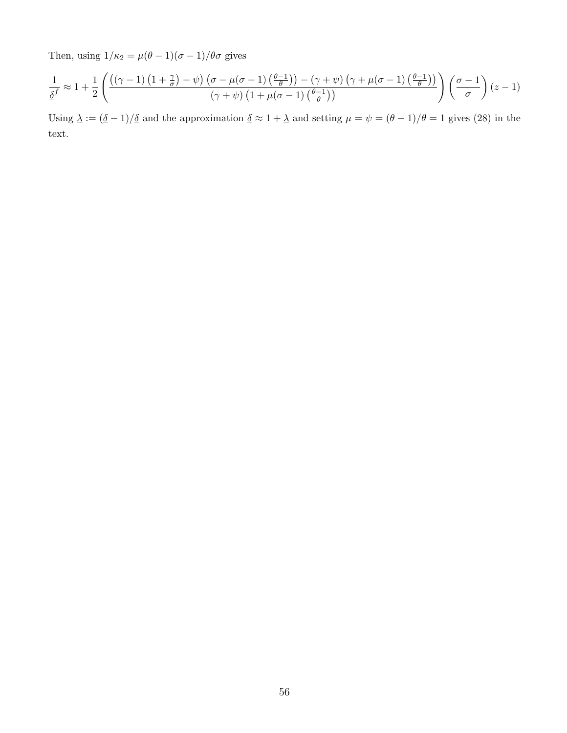Then, using $1/\kappa_2 = \mu(\theta-1)(\sigma-1)/\theta\sigma$ gives

$$\frac{1}{\underline{\delta}^f} \approx 1 + \frac{1}{2}\left(\frac{\left((\gamma-1)\left(1+\frac{\gamma}{\sigma}\right)-\psi\right)\left(\sigma-\mu(\sigma-1)\left(\frac{\theta-1}{\theta}\right)\right)-(\gamma+\psi)\left(\gamma+\mu(\sigma-1)\left(\frac{\theta-1}{\theta}\right)\right)}{(\gamma+\psi)\left(1+\mu(\sigma-1)\left(\frac{\theta-1}{\theta}\right)\right)}\right)\left(\frac{\sigma-1}{\sigma}\right)(z-1)$$

Using $\underline{\lambda} := (\underline{\delta}-1)/\underline{\delta}$ and the approximation $\underline{\delta} \approx 1+\underline{\lambda}$ and setting $\mu = \psi = (\theta-1)/\theta = 1$ gives (28) in the text.